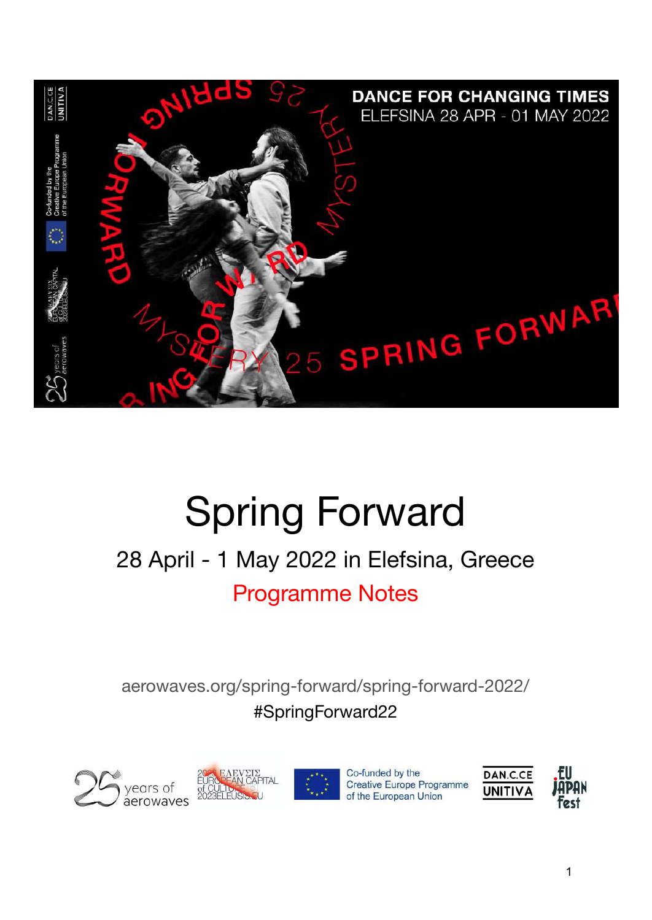DANCE FOR CHANGING TIMES
ELEFSINA 28 APR - 01 MAY 2022

# Spring Forward

## 28 April - 1 May 2022 in Elefsina, Greece

## Programme Notes

aerowaves.org/spring-forward/spring-forward-2022/

#SpringForward22

25 years of aerowaves

2023 ΕΛΕΥΣΙΣ EUROPEAN CAPITAL of CULTURE 2023ELEUSIS.EU

Co-funded by the Creative Europe Programme of the European Union

DAN.C.CE UNITIVA

EU JAPAN fest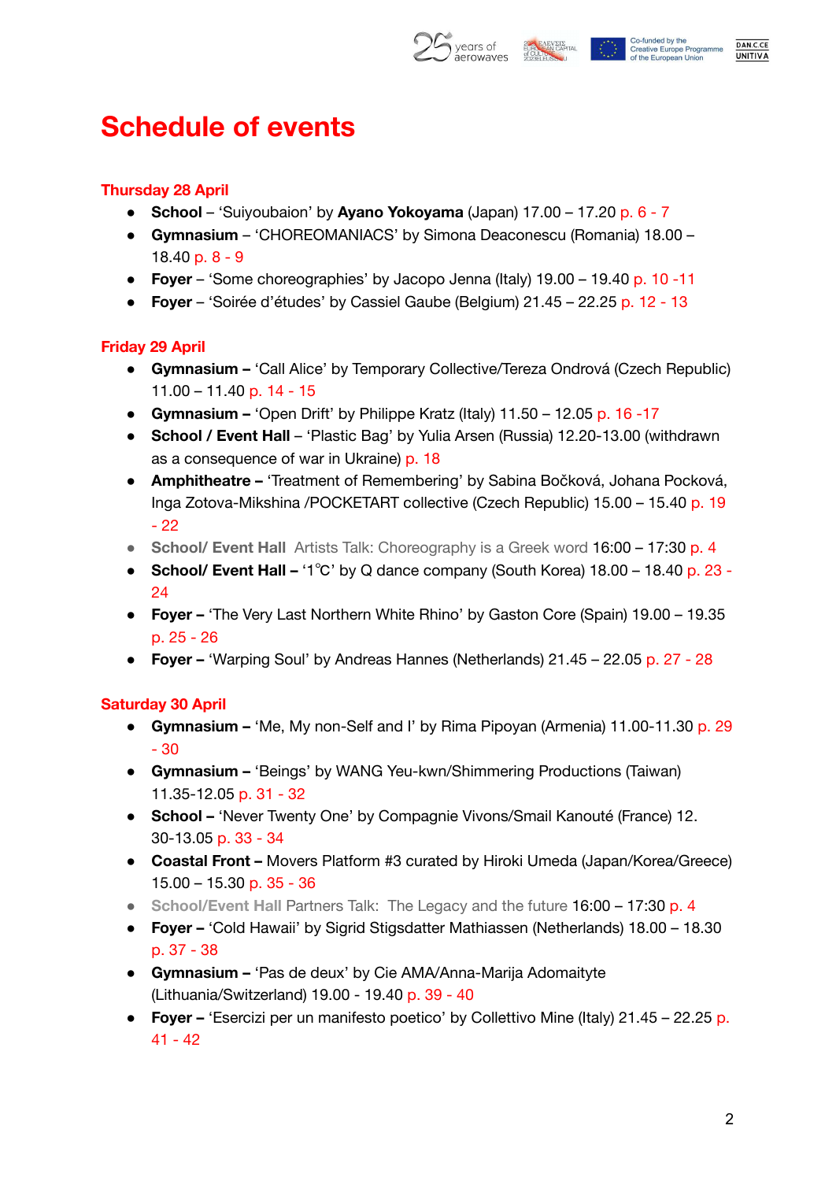# Schedule of events

### Thursday 28 April

- **School** – 'Suiyoubaion' by **Ayano Yokoyama** (Japan) 17.00 – 17.20 p. 6 - 7
- **Gymnasium** – 'CHOREOMANIACS' by Simona Deaconescu (Romania) 18.00 – 18.40 p. 8 - 9
- **Foyer** – 'Some choreographies' by Jacopo Jenna (Italy) 19.00 – 19.40 p. 10 -11
- **Foyer** – 'Soirée d'études' by Cassiel Gaube (Belgium) 21.45 – 22.25 p. 12 - 13

### Friday 29 April

- **Gymnasium –** 'Call Alice' by Temporary Collective/Tereza Ondrová (Czech Republic) 11.00 – 11.40 p. 14 - 15
- **Gymnasium –** 'Open Drift' by Philippe Kratz (Italy) 11.50 – 12.05 p. 16 -17
- **School / Event Hall** – 'Plastic Bag' by Yulia Arsen (Russia) 12.20-13.00 (withdrawn as a consequence of war in Ukraine) p. 18
- **Amphitheatre –** 'Treatment of Remembering' by Sabina Bočková, Johana Pocková, Inga Zotova-Mikshina /POCKETART collective (Czech Republic) 15.00 – 15.40 p. 19 - 22
- **School/ Event Hall** Artists Talk: Choreography is a Greek word 16:00 – 17:30 p. 4
- **School/ Event Hall –** '1℃' by Q dance company (South Korea) 18.00 – 18.40 p. 23 - 24
- **Foyer –** 'The Very Last Northern White Rhino' by Gaston Core (Spain) 19.00 – 19.35 p. 25 - 26
- **Foyer –** 'Warping Soul' by Andreas Hannes (Netherlands) 21.45 – 22.05 p. 27 - 28

### Saturday 30 April

- **Gymnasium –** 'Me, My non-Self and I' by Rima Pipoyan (Armenia) 11.00-11.30 p. 29 - 30
- **Gymnasium –** 'Beings' by WANG Yeu-kwn/Shimmering Productions (Taiwan) 11.35-12.05 p. 31 - 32
- **School –** 'Never Twenty One' by Compagnie Vivons/Smail Kanouté (France) 12. 30-13.05 p. 33 - 34
- **Coastal Front –** Movers Platform #3 curated by Hiroki Umeda (Japan/Korea/Greece) 15.00 – 15.30 p. 35 - 36
- **School/Event Hall** Partners Talk: The Legacy and the future 16:00 – 17:30 p. 4
- **Foyer –** 'Cold Hawaii' by Sigrid Stigsdatter Mathiassen (Netherlands) 18.00 – 18.30 p. 37 - 38
- **Gymnasium –** 'Pas de deux' by Cie AMA/Anna-Marija Adomaityte (Lithuania/Switzerland) 19.00 - 19.40 p. 39 - 40
- **Foyer –** 'Esercizi per un manifesto poetico' by Collettivo Mine (Italy) 21.45 – 22.25 p. 41 - 42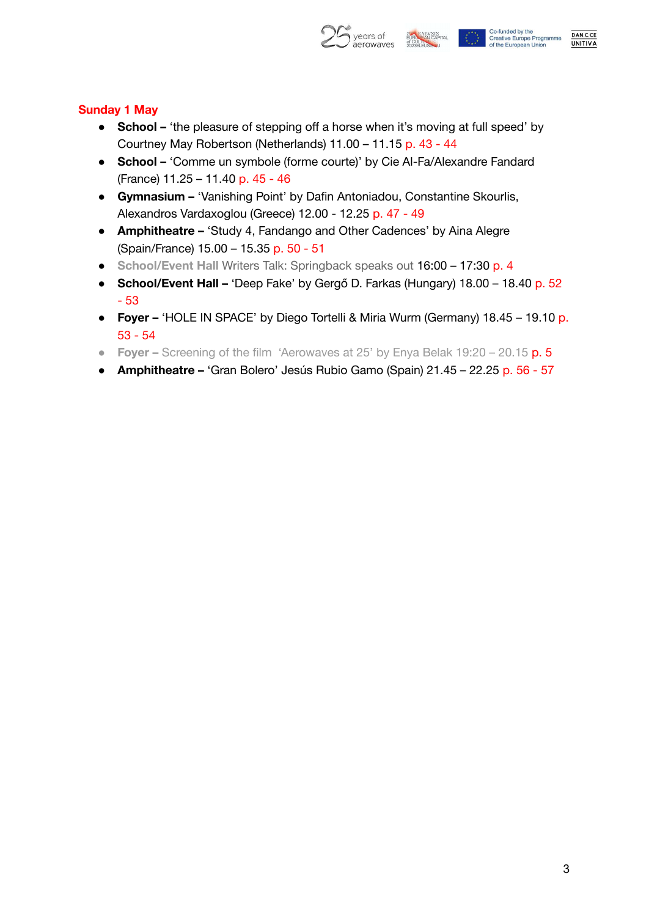## Sunday 1 May

- **School –** 'the pleasure of stepping off a horse when it's moving at full speed' by Courtney May Robertson (Netherlands) 11.00 – 11.15 p. 43 - 44
- **School –** 'Comme un symbole (forme courte)' by Cie Al-Fa/Alexandre Fandard (France) 11.25 – 11.40 p. 45 - 46
- **Gymnasium –** 'Vanishing Point' by Dafin Antoniadou, Constantine Skourlis, Alexandros Vardaxoglou (Greece) 12.00 - 12.25 p. 47 - 49
- **Amphitheatre –** 'Study 4, Fandango and Other Cadences' by Aina Alegre (Spain/France) 15.00 – 15.35 p. 50 - 51
- **School/Event Hall** Writers Talk: Springback speaks out 16:00 – 17:30 p. 4
- **School/Event Hall –** 'Deep Fake' by Gergő D. Farkas (Hungary) 18.00 – 18.40 p. 52 - 53
- **Foyer –** 'HOLE IN SPACE' by Diego Tortelli & Miria Wurm (Germany) 18.45 – 19.10 p. 53 - 54
- **Foyer –** Screening of the film 'Aerowaves at 25' by Enya Belak 19:20 – 20.15 p. 5
- **Amphitheatre –** 'Gran Bolero' Jesús Rubio Gamo (Spain) 21.45 – 22.25 p. 56 - 57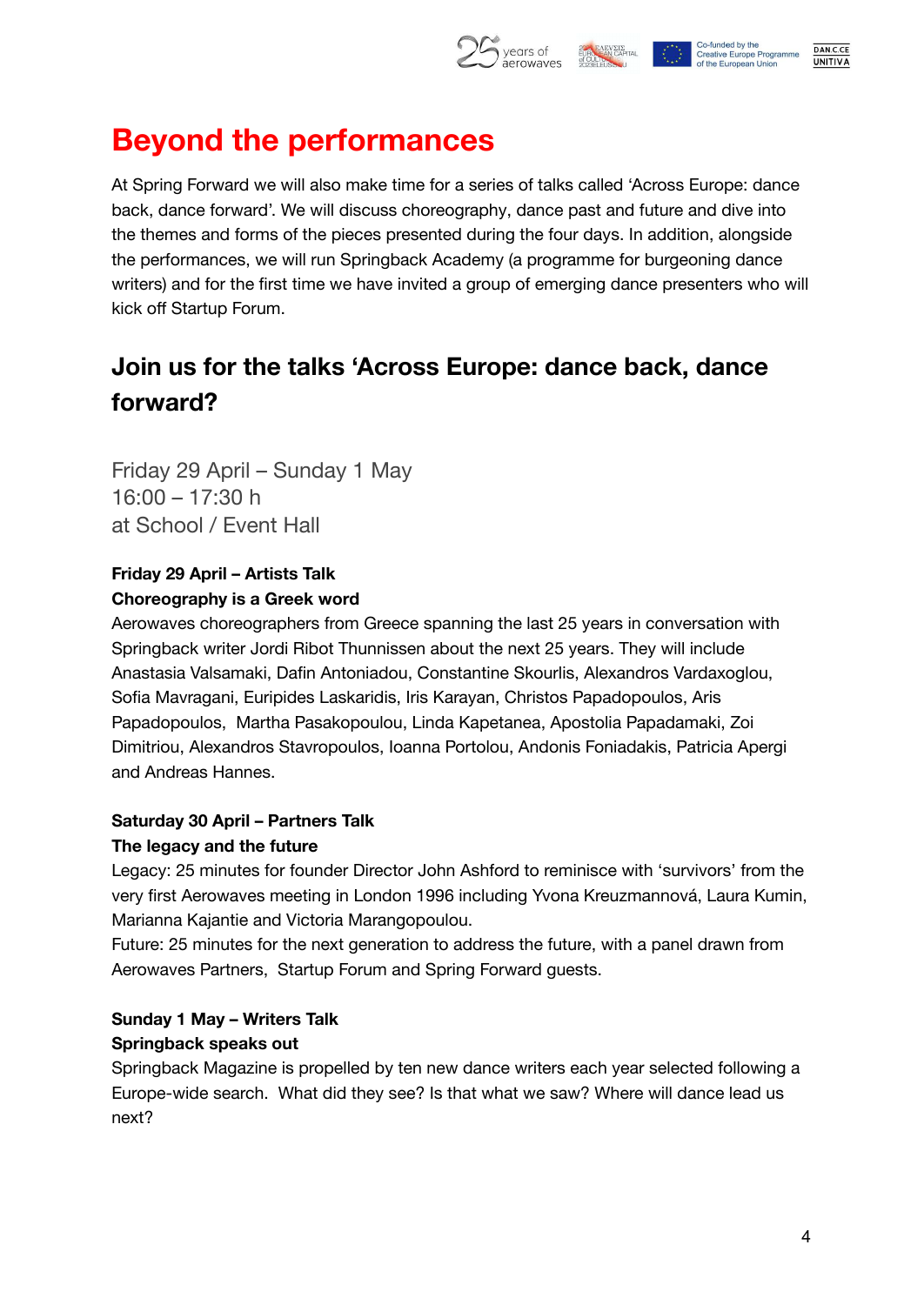# Beyond the performances

At Spring Forward we will also make time for a series of talks called 'Across Europe: dance back, dance forward'. We will discuss choreography, dance past and future and dive into the themes and forms of the pieces presented during the four days. In addition, alongside the performances, we will run Springback Academy (a programme for burgeoning dance writers) and for the first time we have invited a group of emerging dance presenters who will kick off Startup Forum.

## Join us for the talks 'Across Europe: dance back, dance forward?

Friday 29 April – Sunday 1 May  
16:00 – 17:30 h  
at School / Event Hall

**Friday 29 April – Artists Talk**  
**Choreography is a Greek word**  
Aerowaves choreographers from Greece spanning the last 25 years in conversation with Springback writer Jordi Ribot Thunnissen about the next 25 years. They will include Anastasia Valsamaki, Dafin Antoniadou, Constantine Skourlis, Alexandros Vardaxoglou, Sofia Mavragani, Euripides Laskaridis, Iris Karayan, Christos Papadopoulos, Aris Papadopoulos, Martha Pasakopoulou, Linda Kapetanea, Apostolia Papadamaki, Zoi Dimitriou, Alexandros Stavropoulos, Ioanna Portolou, Andonis Foniadakis, Patricia Apergi and Andreas Hannes.

**Saturday 30 April – Partners Talk**  
**The legacy and the future**  
Legacy: 25 minutes for founder Director John Ashford to reminisce with 'survivors' from the very first Aerowaves meeting in London 1996 including Yvona Kreuzmannová, Laura Kumin, Marianna Kajantie and Victoria Marangopoulou.  
Future: 25 minutes for the next generation to address the future, with a panel drawn from Aerowaves Partners, Startup Forum and Spring Forward guests.

**Sunday 1 May – Writers Talk**  
**Springback speaks out**  
Springback Magazine is propelled by ten new dance writers each year selected following a Europe-wide search. What did they see? Is that what we saw? Where will dance lead us next?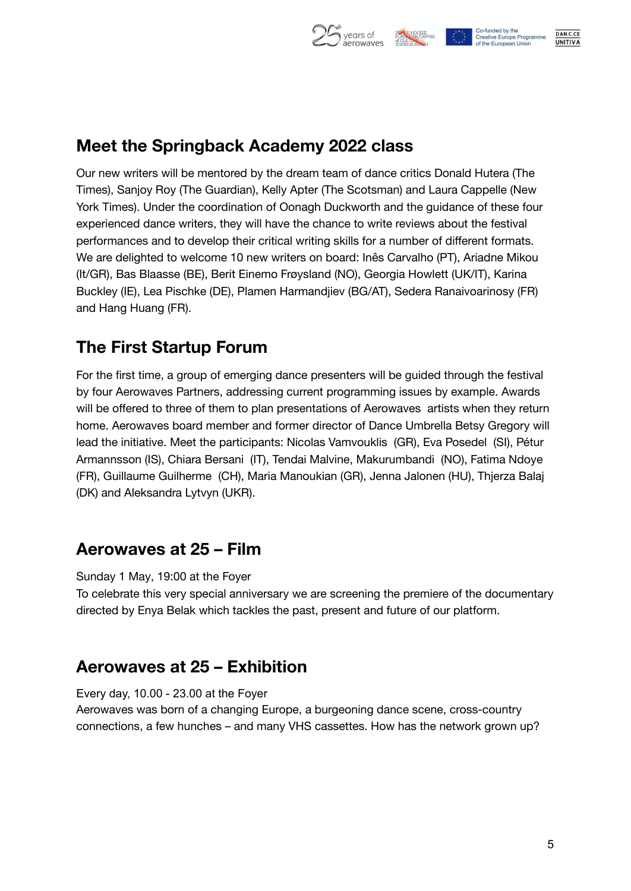## Meet the Springback Academy 2022 class

Our new writers will be mentored by the dream team of dance critics Donald Hutera (The Times), Sanjoy Roy (The Guardian), Kelly Apter (The Scotsman) and Laura Cappelle (New York Times). Under the coordination of Oonagh Duckworth and the guidance of these four experienced dance writers, they will have the chance to write reviews about the festival performances and to develop their critical writing skills for a number of different formats. We are delighted to welcome 10 new writers on board: Inês Carvalho (PT), Ariadne Mikou (It/GR), Bas Blaasse (BE), Berit Einemo Frøysland (NO), Georgia Howlett (UK/IT), Karina Buckley (IE), Lea Pischke (DE), Plamen Harmandjiev (BG/AT), Sedera Ranaivoarinosy (FR) and Hang Huang (FR).

## The First Startup Forum

For the first time, a group of emerging dance presenters will be guided through the festival by four Aerowaves Partners, addressing current programming issues by example. Awards will be offered to three of them to plan presentations of Aerowaves artists when they return home. Aerowaves board member and former director of Dance Umbrella Betsy Gregory will lead the initiative. Meet the participants: Nicolas Vamvouklis (GR), Eva Posedel (SI), Pétur Armannsson (IS), Chiara Bersani (IT), Tendai Malvine, Makurumbandi (NO), Fatima Ndoye (FR), Guillaume Guilherme (CH), Maria Manoukian (GR), Jenna Jalonen (HU), Thjerza Balaj (DK) and Aleksandra Lytvyn (UKR).

## Aerowaves at 25 – Film

Sunday 1 May, 19:00 at the Foyer

To celebrate this very special anniversary we are screening the premiere of the documentary directed by Enya Belak which tackles the past, present and future of our platform.

## Aerowaves at 25 – Exhibition

Every day, 10.00 - 23.00 at the Foyer

Aerowaves was born of a changing Europe, a burgeoning dance scene, cross-country connections, a few hunches – and many VHS cassettes. How has the network grown up?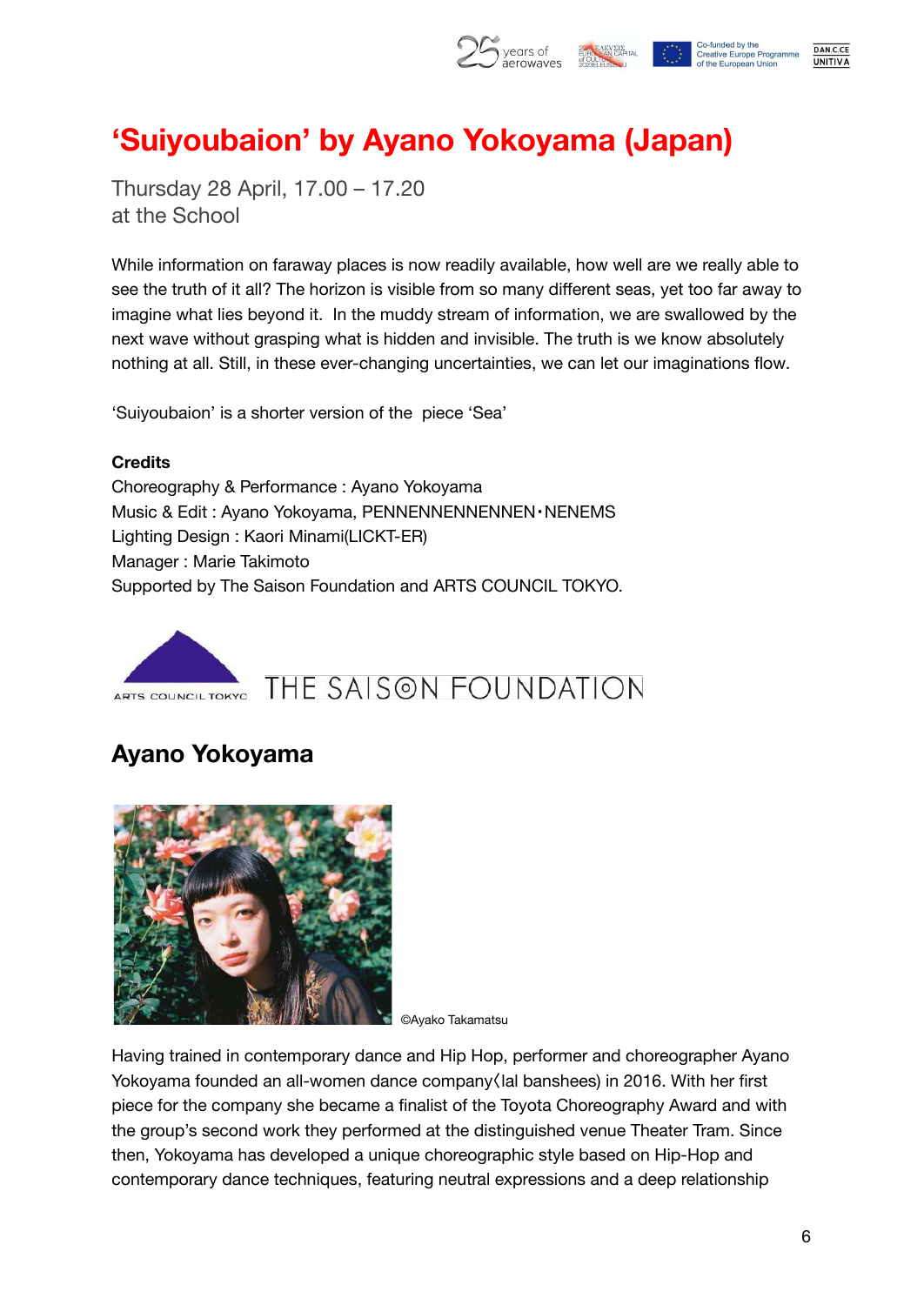# ‘Suiyoubaion’ by Ayano Yokoyama (Japan)

Thursday 28 April, 17.00 – 17.20
at the School

While information on faraway places is now readily available, how well are we really able to see the truth of it all? The horizon is visible from so many different seas, yet too far away to imagine what lies beyond it. In the muddy stream of information, we are swallowed by the next wave without grasping what is hidden and invisible. The truth is we know absolutely nothing at all. Still, in these ever-changing uncertainties, we can let our imaginations flow.

‘Suiyoubaion’ is a shorter version of the piece ‘Sea’

**Credits**
Choreography & Performance : Ayano Yokoyama
Music & Edit : Ayano Yokoyama, PENNENNENNENNEN・NENEMS
Lighting Design : Kaori Minami(LICKT-ER)
Manager : Marie Takimoto
Supported by The Saison Foundation and ARTS COUNCIL TOKYO.

## Ayano Yokoyama

©Ayako Takamatsu

Having trained in contemporary dance and Hip Hop, performer and choreographer Ayano Yokoyama founded an all-women dance company〈lal banshees) in 2016. With her first piece for the company she became a finalist of the Toyota Choreography Award and with the group’s second work they performed at the distinguished venue Theater Tram. Since then, Yokoyama has developed a unique choreographic style based on Hip-Hop and contemporary dance techniques, featuring neutral expressions and a deep relationship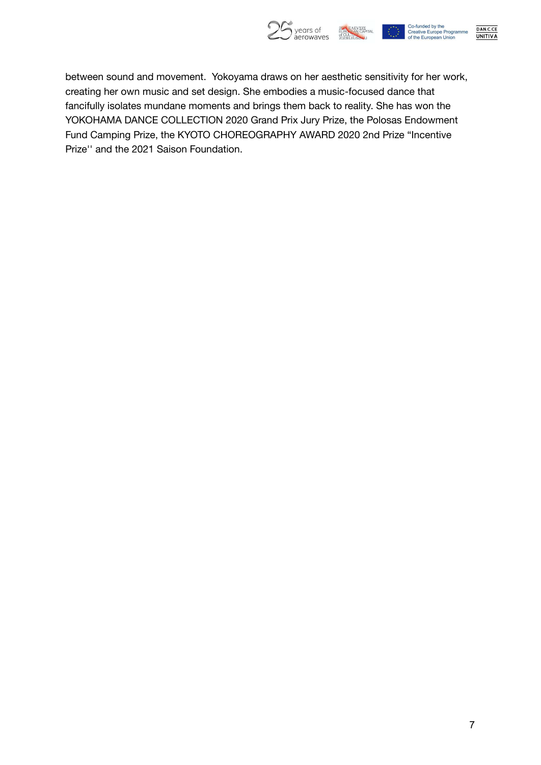between sound and movement.  Yokoyama draws on her aesthetic sensitivity for her work, creating her own music and set design. She embodies a music-focused dance that fancifully isolates mundane moments and brings them back to reality. She has won the YOKOHAMA DANCE COLLECTION 2020 Grand Prix Jury Prize, the Polosas Endowment Fund Camping Prize, the KYOTO CHOREOGRAPHY AWARD 2020 2nd Prize “Incentive Prize'' and the 2021 Saison Foundation.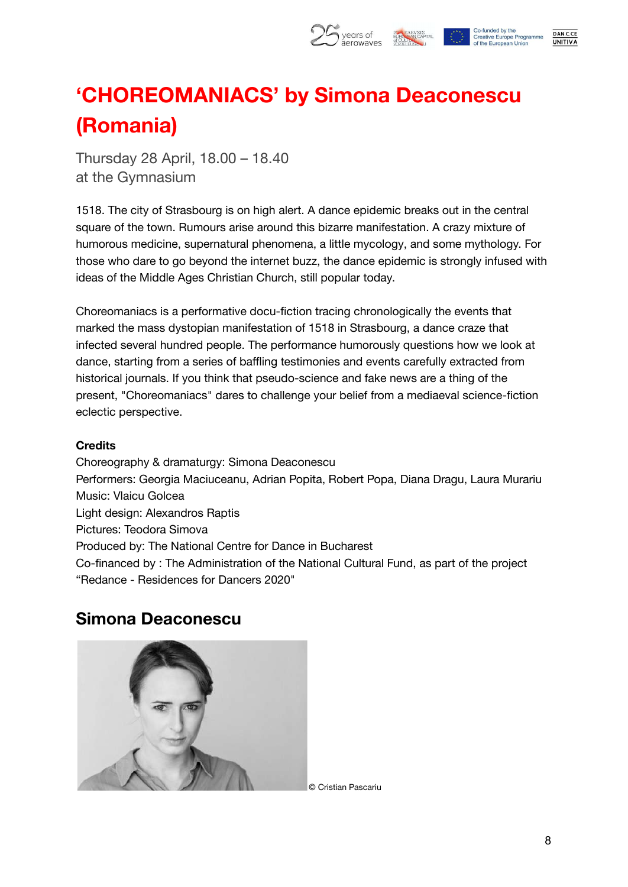# 'CHOREOMANIACS' by Simona Deaconescu (Romania)

Thursday 28 April, 18.00 – 18.40
at the Gymnasium

1518. The city of Strasbourg is on high alert. A dance epidemic breaks out in the central square of the town. Rumours arise around this bizarre manifestation. A crazy mixture of humorous medicine, supernatural phenomena, a little mycology, and some mythology. For those who dare to go beyond the internet buzz, the dance epidemic is strongly infused with ideas of the Middle Ages Christian Church, still popular today.

Choreomaniacs is a performative docu-fiction tracing chronologically the events that marked the mass dystopian manifestation of 1518 in Strasbourg, a dance craze that infected several hundred people. The performance humorously questions how we look at dance, starting from a series of baffling testimonies and events carefully extracted from historical journals. If you think that pseudo-science and fake news are a thing of the present, "Choreomaniacs" dares to challenge your belief from a mediaeval science-fiction eclectic perspective.

**Credits**

Choreography & dramaturgy: Simona Deaconescu
Performers: Georgia Maciuceanu, Adrian Popita, Robert Popa, Diana Dragu, Laura Murariu
Music: Vlaicu Golcea
Light design: Alexandros Raptis
Pictures: Teodora Simova
Produced by: The National Centre for Dance in Bucharest
Co-financed by : The Administration of the National Cultural Fund, as part of the project "Redance - Residences for Dancers 2020"

## Simona Deaconescu

© Cristian Pascariu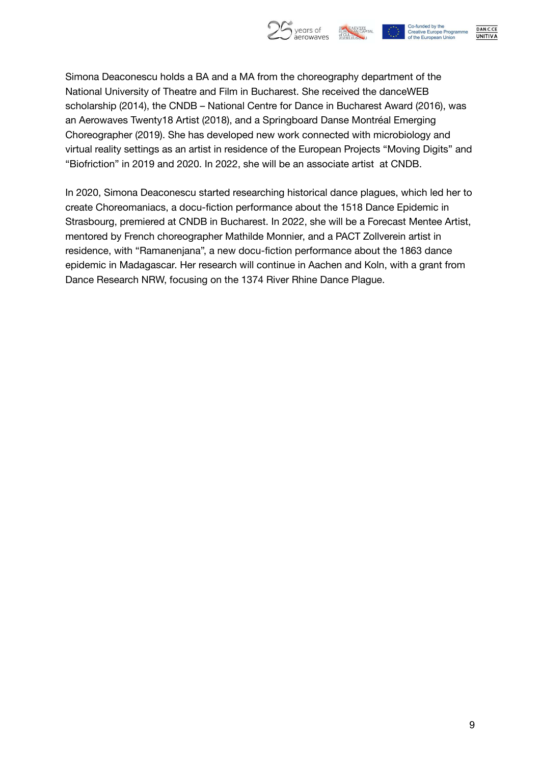Simona Deaconescu holds a BA and a MA from the choreography department of the National University of Theatre and Film in Bucharest. She received the danceWEB scholarship (2014), the CNDB – National Centre for Dance in Bucharest Award (2016), was an Aerowaves Twenty18 Artist (2018), and a Springboard Danse Montréal Emerging Choreographer (2019). She has developed new work connected with microbiology and virtual reality settings as an artist in residence of the European Projects "Moving Digits" and "Biofriction" in 2019 and 2020. In 2022, she will be an associate artist at CNDB.

In 2020, Simona Deaconescu started researching historical dance plagues, which led her to create Choreomaniacs, a docu-fiction performance about the 1518 Dance Epidemic in Strasbourg, premiered at CNDB in Bucharest. In 2022, she will be a Forecast Mentee Artist, mentored by French choreographer Mathilde Monnier, and a PACT Zollverein artist in residence, with "Ramanenjana", a new docu-fiction performance about the 1863 dance epidemic in Madagascar. Her research will continue in Aachen and Koln, with a grant from Dance Research NRW, focusing on the 1374 River Rhine Dance Plague.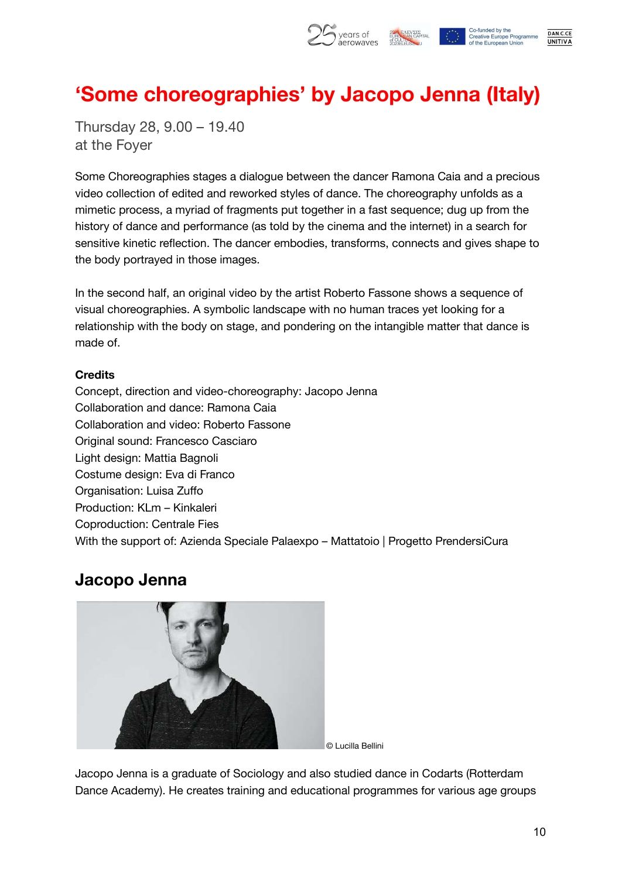# 'Some choreographies' by Jacopo Jenna (Italy)

Thursday 28, 9.00 – 19.40
at the Foyer

Some Choreographies stages a dialogue between the dancer Ramona Caia and a precious video collection of edited and reworked styles of dance. The choreography unfolds as a mimetic process, a myriad of fragments put together in a fast sequence; dug up from the history of dance and performance (as told by the cinema and the internet) in a search for sensitive kinetic reflection. The dancer embodies, transforms, connects and gives shape to the body portrayed in those images.

In the second half, an original video by the artist Roberto Fassone shows a sequence of visual choreographies. A symbolic landscape with no human traces yet looking for a relationship with the body on stage, and pondering on the intangible matter that dance is made of.

**Credits**

Concept, direction and video-choreography: Jacopo Jenna
Collaboration and dance: Ramona Caia
Collaboration and video: Roberto Fassone
Original sound: Francesco Casciaro
Light design: Mattia Bagnoli
Costume design: Eva di Franco
Organisation: Luisa Zuffo
Production: KLm – Kinkaleri
Coproduction: Centrale Fies
With the support of: Azienda Speciale Palaexpo – Mattatoio | Progetto PrendersiCura

## Jacopo Jenna

© Lucilla Bellini

Jacopo Jenna is a graduate of Sociology and also studied dance in Codarts (Rotterdam Dance Academy). He creates training and educational programmes for various age groups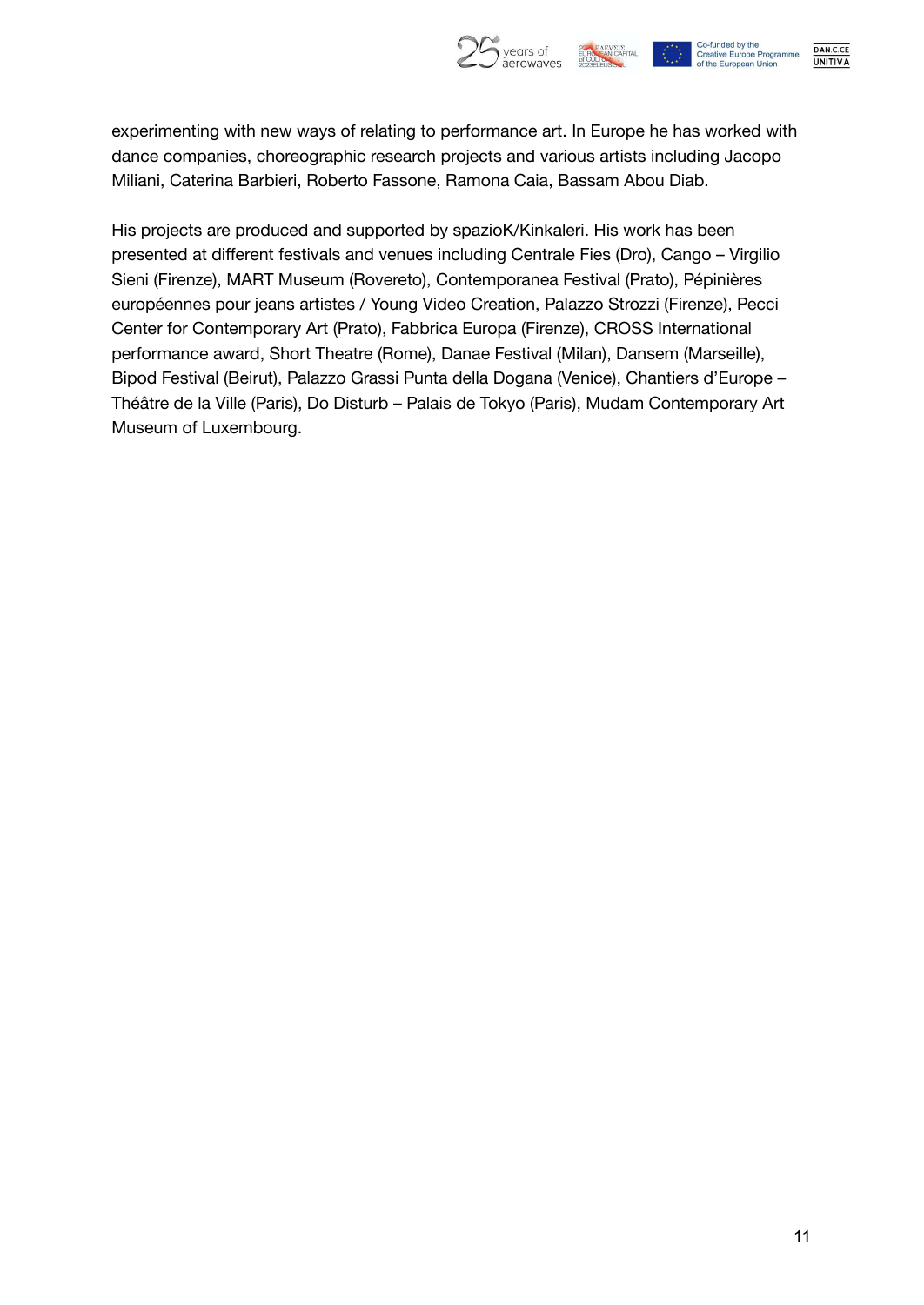experimenting with new ways of relating to performance art. In Europe he has worked with dance companies, choreographic research projects and various artists including Jacopo Miliani, Caterina Barbieri, Roberto Fassone, Ramona Caia, Bassam Abou Diab.

His projects are produced and supported by spazioK/Kinkaleri. His work has been presented at different festivals and venues including Centrale Fies (Dro), Cango – Virgilio Sieni (Firenze), MART Museum (Rovereto), Contemporanea Festival (Prato), Pépinières européennes pour jeans artistes / Young Video Creation, Palazzo Strozzi (Firenze), Pecci Center for Contemporary Art (Prato), Fabbrica Europa (Firenze), CROSS International performance award, Short Theatre (Rome), Danae Festival (Milan), Dansem (Marseille), Bipod Festival (Beirut), Palazzo Grassi Punta della Dogana (Venice), Chantiers d'Europe – Théâtre de la Ville (Paris), Do Disturb – Palais de Tokyo (Paris), Mudam Contemporary Art Museum of Luxembourg.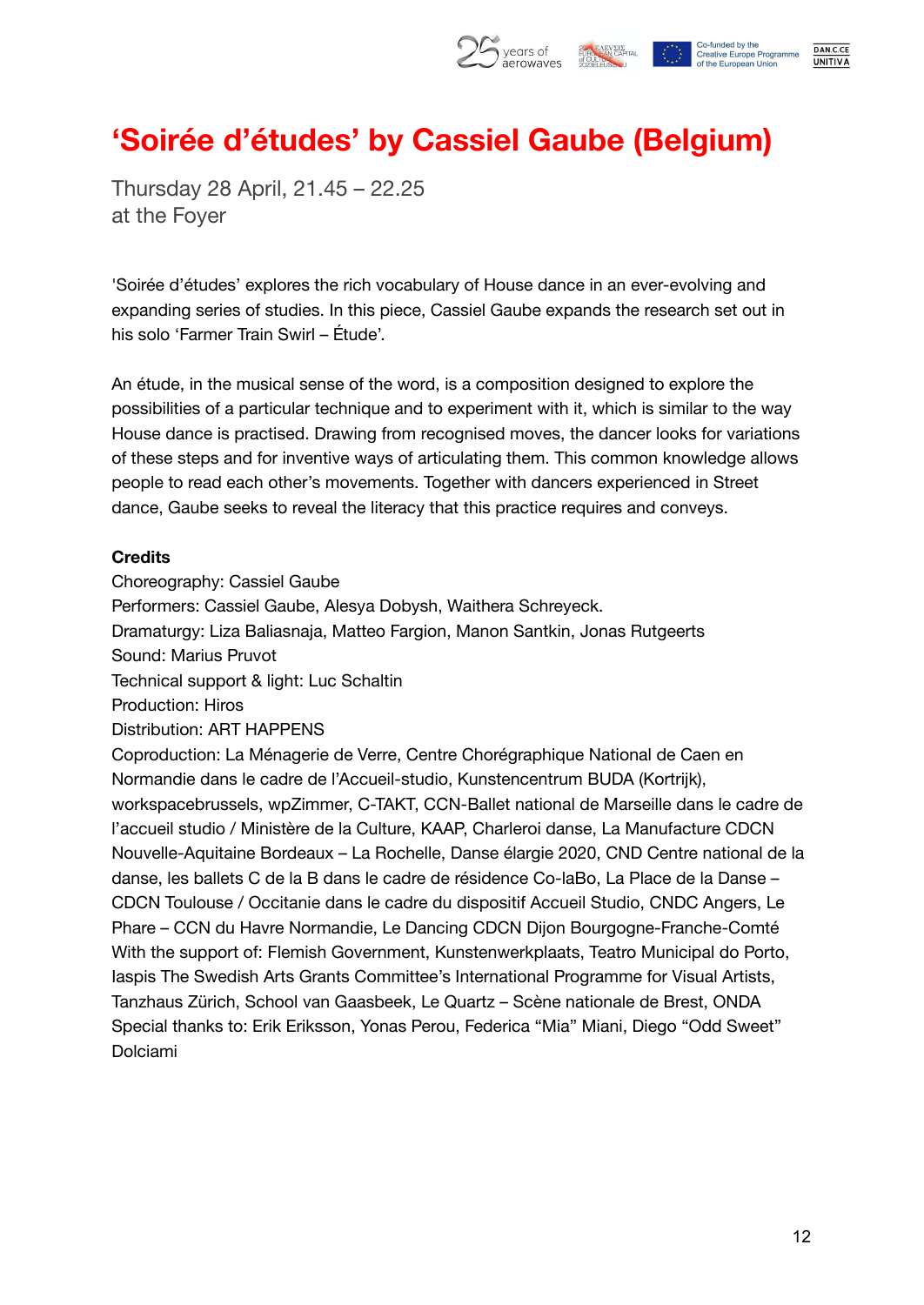# 'Soirée d'études' by Cassiel Gaube (Belgium)

Thursday 28 April, 21.45 – 22.25
at the Foyer

'Soirée d'études' explores the rich vocabulary of House dance in an ever-evolving and expanding series of studies. In this piece, Cassiel Gaube expands the research set out in his solo 'Farmer Train Swirl – Étude'.

An étude, in the musical sense of the word, is a composition designed to explore the possibilities of a particular technique and to experiment with it, which is similar to the way House dance is practised. Drawing from recognised moves, the dancer looks for variations of these steps and for inventive ways of articulating them. This common knowledge allows people to read each other's movements. Together with dancers experienced in Street dance, Gaube seeks to reveal the literacy that this practice requires and conveys.

**Credits**

Choreography: Cassiel Gaube
Performers: Cassiel Gaube, Alesya Dobysh, Waithera Schreyeck.
Dramaturgy: Liza Baliasnaja, Matteo Fargion, Manon Santkin, Jonas Rutgeerts
Sound: Marius Pruvot
Technical support & light: Luc Schaltin
Production: Hiros
Distribution: ART HAPPENS
Coproduction: La Ménagerie de Verre, Centre Chorégraphique National de Caen en Normandie dans le cadre de l'Accueil-studio, Kunstencentrum BUDA (Kortrijk), workspacebrussels, wpZimmer, C-TAKT, CCN-Ballet national de Marseille dans le cadre de l'accueil studio / Ministère de la Culture, KAAP, Charleroi danse, La Manufacture CDCN Nouvelle-Aquitaine Bordeaux – La Rochelle, Danse élargie 2020, CND Centre national de la danse, les ballets C de la B dans le cadre de résidence Co-laBo, La Place de la Danse – CDCN Toulouse / Occitanie dans le cadre du dispositif Accueil Studio, CNDC Angers, Le Phare – CCN du Havre Normandie, Le Dancing CDCN Dijon Bourgogne-Franche-Comté
With the support of: Flemish Government, Kunstenwerkplaats, Teatro Municipal do Porto, Iaspis The Swedish Arts Grants Committee's International Programme for Visual Artists, Tanzhaus Zürich, School van Gaasbeek, Le Quartz – Scène nationale de Brest, ONDA
Special thanks to: Erik Eriksson, Yonas Perou, Federica "Mia" Miani, Diego "Odd Sweet" Dolciami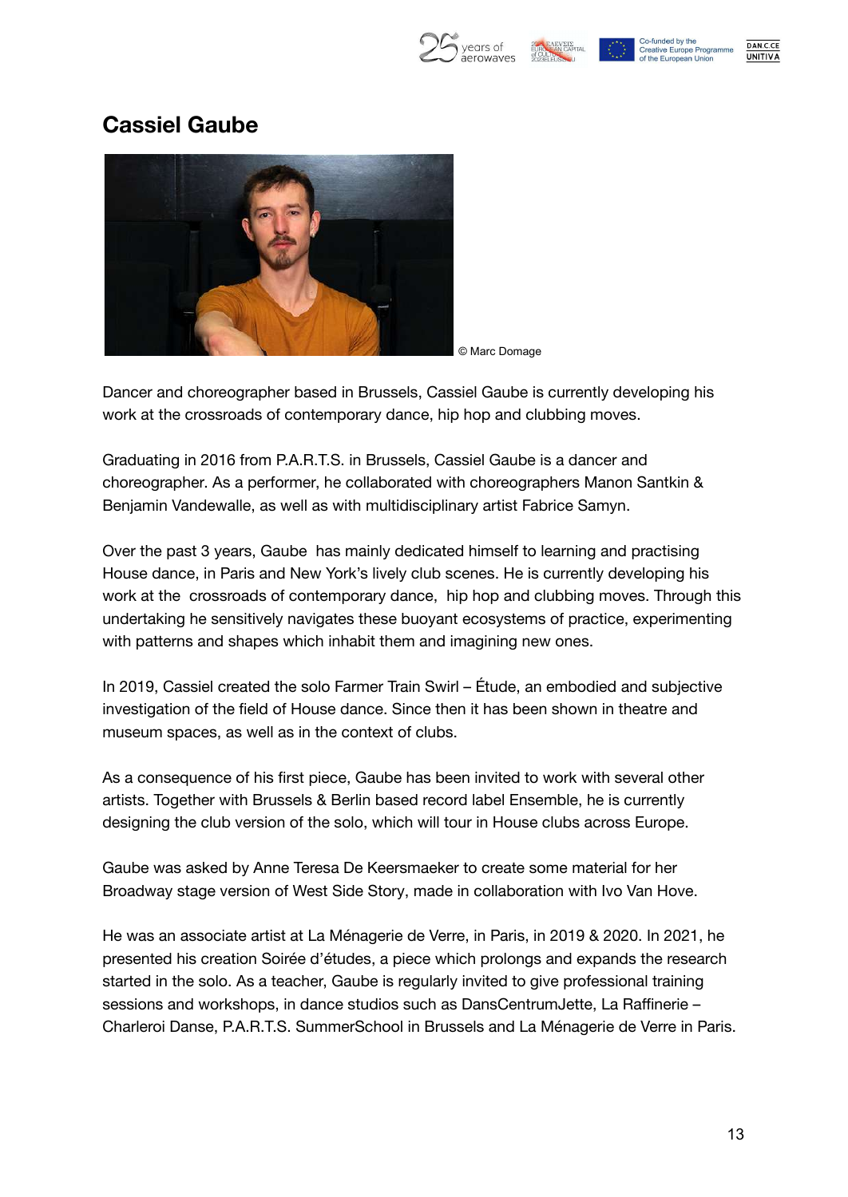## Cassiel Gaube

© Marc Domage

Dancer and choreographer based in Brussels, Cassiel Gaube is currently developing his work at the crossroads of contemporary dance, hip hop and clubbing moves.

Graduating in 2016 from P.A.R.T.S. in Brussels, Cassiel Gaube is a dancer and choreographer. As a performer, he collaborated with choreographers Manon Santkin & Benjamin Vandewalle, as well as with multidisciplinary artist Fabrice Samyn.

Over the past 3 years, Gaube has mainly dedicated himself to learning and practising House dance, in Paris and New York's lively club scenes. He is currently developing his work at the crossroads of contemporary dance, hip hop and clubbing moves. Through this undertaking he sensitively navigates these buoyant ecosystems of practice, experimenting with patterns and shapes which inhabit them and imagining new ones.

In 2019, Cassiel created the solo Farmer Train Swirl – Étude, an embodied and subjective investigation of the field of House dance. Since then it has been shown in theatre and museum spaces, as well as in the context of clubs.

As a consequence of his first piece, Gaube has been invited to work with several other artists. Together with Brussels & Berlin based record label Ensemble, he is currently designing the club version of the solo, which will tour in House clubs across Europe.

Gaube was asked by Anne Teresa De Keersmaeker to create some material for her Broadway stage version of West Side Story, made in collaboration with Ivo Van Hove.

He was an associate artist at La Ménagerie de Verre, in Paris, in 2019 & 2020. In 2021, he presented his creation Soirée d'études, a piece which prolongs and expands the research started in the solo. As a teacher, Gaube is regularly invited to give professional training sessions and workshops, in dance studios such as DansCentrumJette, La Raffinerie – Charleroi Danse, P.A.R.T.S. SummerSchool in Brussels and La Ménagerie de Verre in Paris.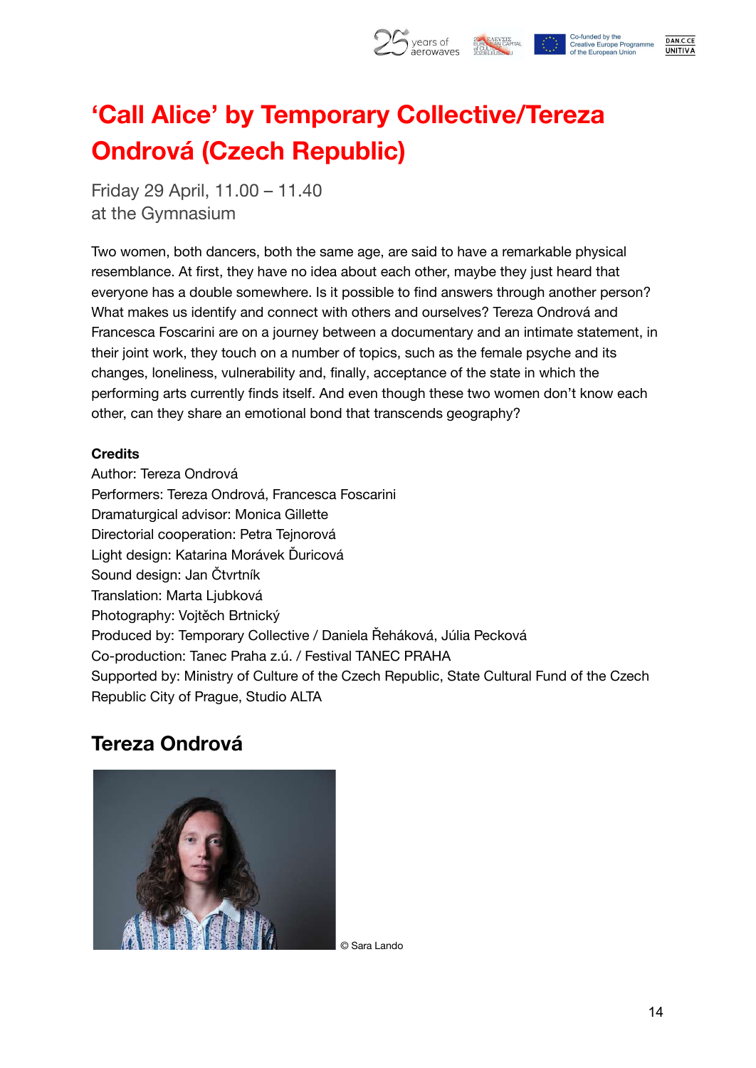# 'Call Alice' by Temporary Collective/Tereza Ondrová (Czech Republic)

Friday 29 April, 11.00 – 11.40
at the Gymnasium

Two women, both dancers, both the same age, are said to have a remarkable physical resemblance. At first, they have no idea about each other, maybe they just heard that everyone has a double somewhere. Is it possible to find answers through another person? What makes us identify and connect with others and ourselves? Tereza Ondrová and Francesca Foscarini are on a journey between a documentary and an intimate statement, in their joint work, they touch on a number of topics, such as the female psyche and its changes, loneliness, vulnerability and, finally, acceptance of the state in which the performing arts currently finds itself. And even though these two women don't know each other, can they share an emotional bond that transcends geography?

**Credits**
Author: Tereza Ondrová
Performers: Tereza Ondrová, Francesca Foscarini
Dramaturgical advisor: Monica Gillette
Directorial cooperation: Petra Tejnorová
Light design: Katarina Morávek Ďuricová
Sound design: Jan Čtvrtník
Translation: Marta Ljubková
Photography: Vojtěch Brtnický
Produced by: Temporary Collective / Daniela Řeháková, Júlia Pecková
Co-production: Tanec Praha z.ú. / Festival TANEC PRAHA
Supported by: Ministry of Culture of the Czech Republic, State Cultural Fund of the Czech Republic City of Prague, Studio ALTA

## Tereza Ondrová

© Sara Lando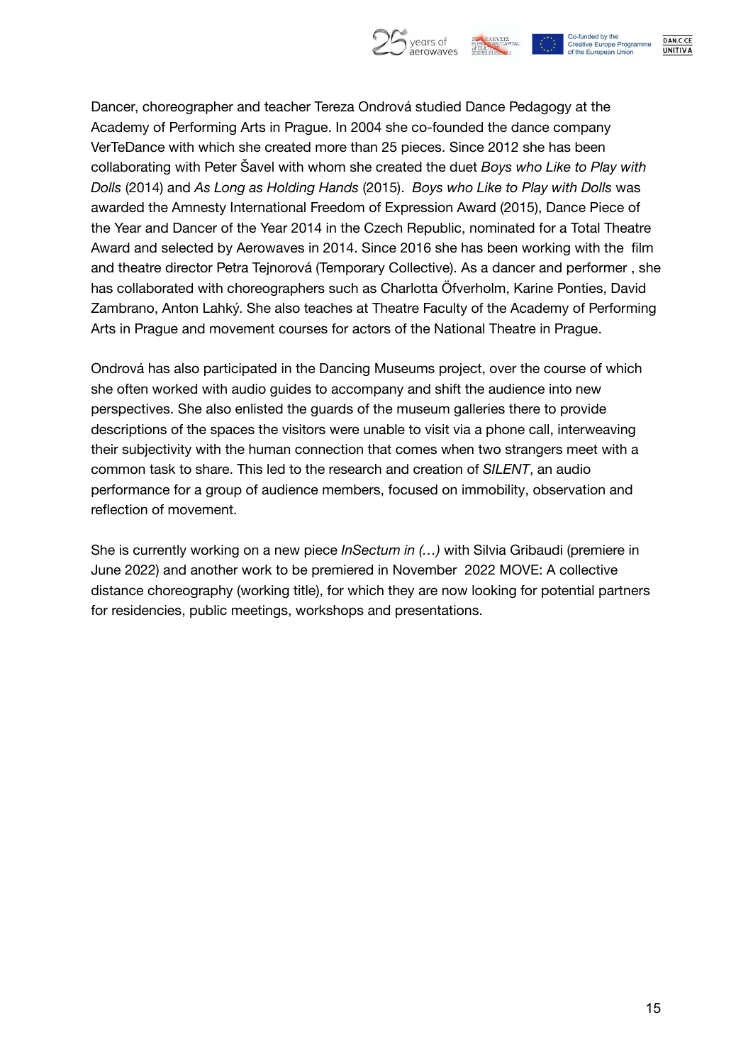Dancer, choreographer and teacher Tereza Ondrová studied Dance Pedagogy at the Academy of Performing Arts in Prague. In 2004 she co-founded the dance company VerTeDance with which she created more than 25 pieces. Since 2012 she has been collaborating with Peter Šavel with whom she created the duet *Boys who Like to Play with Dolls* (2014) and *As Long as Holding Hands* (2015). *Boys who Like to Play with Dolls* was awarded the Amnesty International Freedom of Expression Award (2015), Dance Piece of the Year and Dancer of the Year 2014 in the Czech Republic, nominated for a Total Theatre Award and selected by Aerowaves in 2014. Since 2016 she has been working with the film and theatre director Petra Tejnorová (Temporary Collective). As a dancer and performer , she has collaborated with choreographers such as Charlotta Öfverholm, Karine Ponties, David Zambrano, Anton Lahký. She also teaches at Theatre Faculty of the Academy of Performing Arts in Prague and movement courses for actors of the National Theatre in Prague.

Ondrová has also participated in the Dancing Museums project, over the course of which she often worked with audio guides to accompany and shift the audience into new perspectives. She also enlisted the guards of the museum galleries there to provide descriptions of the spaces the visitors were unable to visit via a phone call, interweaving their subjectivity with the human connection that comes when two strangers meet with a common task to share. This led to the research and creation of *SILENT*, an audio performance for a group of audience members, focused on immobility, observation and reflection of movement.

She is currently working on a new piece *InSectum in (…)* with Silvia Gribaudi (premiere in June 2022) and another work to be premiered in November 2022 MOVE: A collective distance choreography (working title), for which they are now looking for potential partners for residencies, public meetings, workshops and presentations.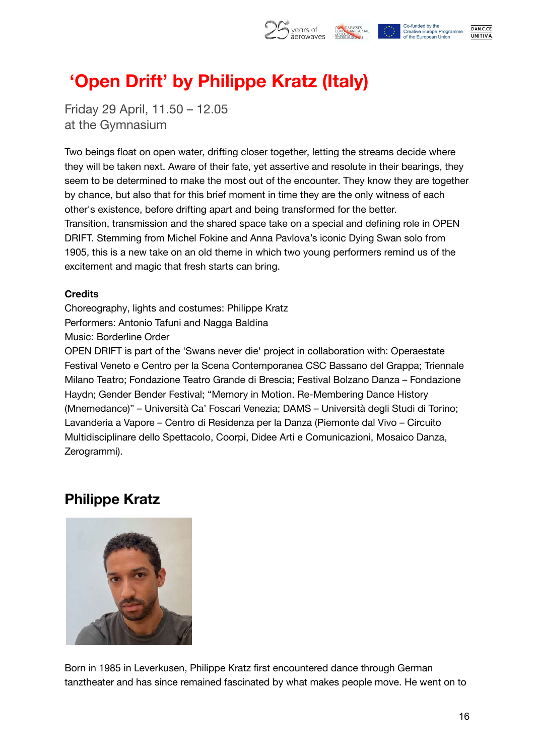# 'Open Drift' by Philippe Kratz (Italy)

Friday 29 April, 11.50 – 12.05
at the Gymnasium

Two beings float on open water, drifting closer together, letting the streams decide where they will be taken next. Aware of their fate, yet assertive and resolute in their bearings, they seem to be determined to make the most out of the encounter. They know they are together by chance, but also that for this brief moment in time they are the only witness of each other's existence, before drifting apart and being transformed for the better.
Transition, transmission and the shared space take on a special and defining role in OPEN DRIFT. Stemming from Michel Fokine and Anna Pavlova's iconic Dying Swan solo from 1905, this is a new take on an old theme in which two young performers remind us of the excitement and magic that fresh starts can bring.

**Credits**
Choreography, lights and costumes: Philippe Kratz
Performers: Antonio Tafuni and Nagga Baldina
Music: Borderline Order
OPEN DRIFT is part of the 'Swans never die' project in collaboration with: Operaestate Festival Veneto e Centro per la Scena Contemporanea CSC Bassano del Grappa; Triennale Milano Teatro; Fondazione Teatro Grande di Brescia; Festival Bolzano Danza – Fondazione Haydn; Gender Bender Festival; "Memory in Motion. Re-Membering Dance History (Mnemedance)" – Università Ca' Foscari Venezia; DAMS – Università degli Studi di Torino; Lavanderia a Vapore – Centro di Residenza per la Danza (Piemonte dal Vivo – Circuito Multidisciplinare dello Spettacolo, Coorpi, Didee Arti e Comunicazioni, Mosaico Danza, Zerogrammi).

## Philippe Kratz

Born in 1985 in Leverkusen, Philippe Kratz first encountered dance through German tanztheater and has since remained fascinated by what makes people move. He went on to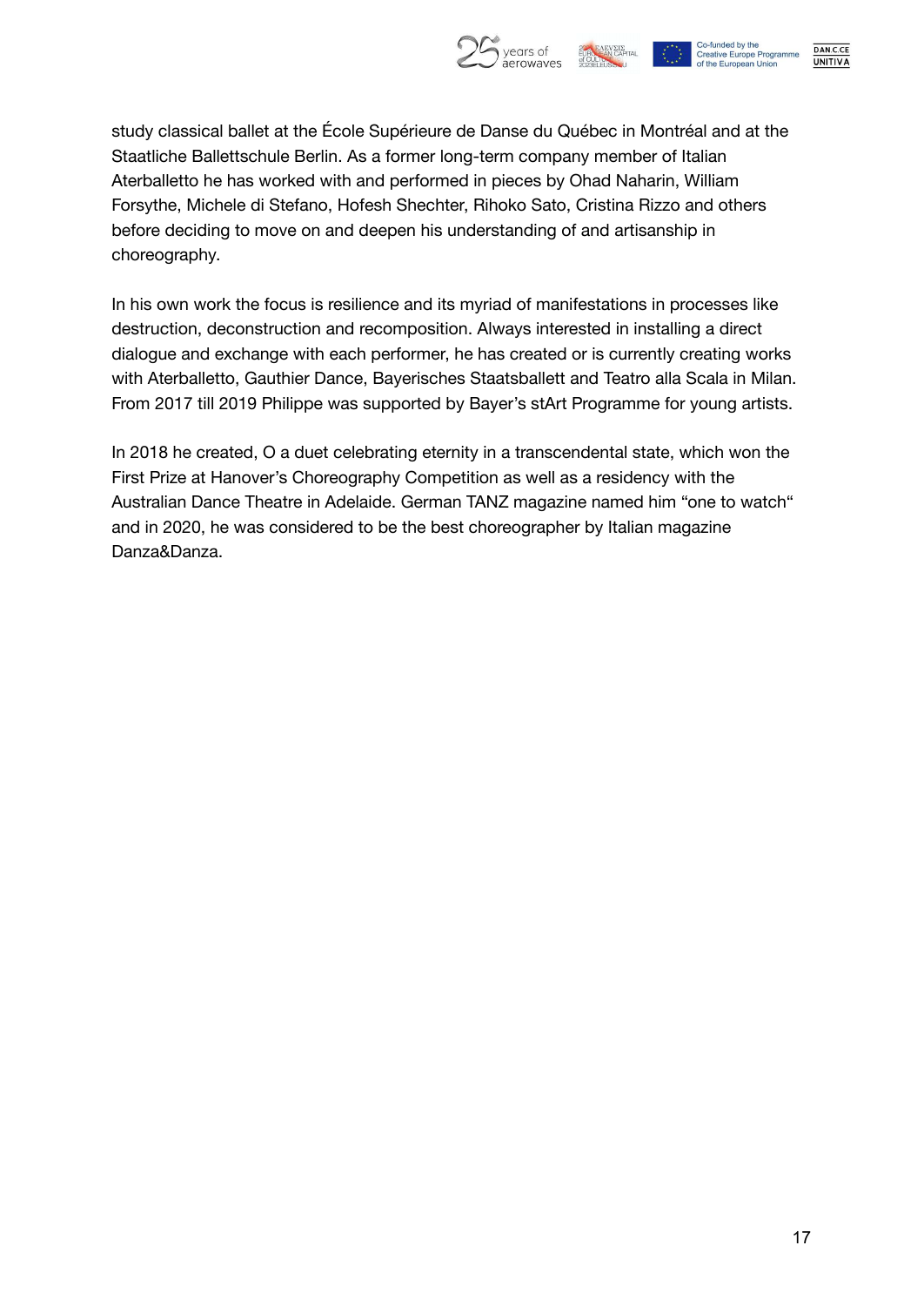study classical ballet at the École Supérieure de Danse du Québec in Montréal and at the Staatliche Ballettschule Berlin. As a former long-term company member of Italian Aterballetto he has worked with and performed in pieces by Ohad Naharin, William Forsythe, Michele di Stefano, Hofesh Shechter, Rihoko Sato, Cristina Rizzo and others before deciding to move on and deepen his understanding of and artisanship in choreography.

In his own work the focus is resilience and its myriad of manifestations in processes like destruction, deconstruction and recomposition. Always interested in installing a direct dialogue and exchange with each performer, he has created or is currently creating works with Aterballetto, Gauthier Dance, Bayerisches Staatsballett and Teatro alla Scala in Milan. From 2017 till 2019 Philippe was supported by Bayer's stArt Programme for young artists.

In 2018 he created, O a duet celebrating eternity in a transcendental state, which won the First Prize at Hanover's Choreography Competition as well as a residency with the Australian Dance Theatre in Adelaide. German TANZ magazine named him "one to watch" and in 2020, he was considered to be the best choreographer by Italian magazine Danza&Danza.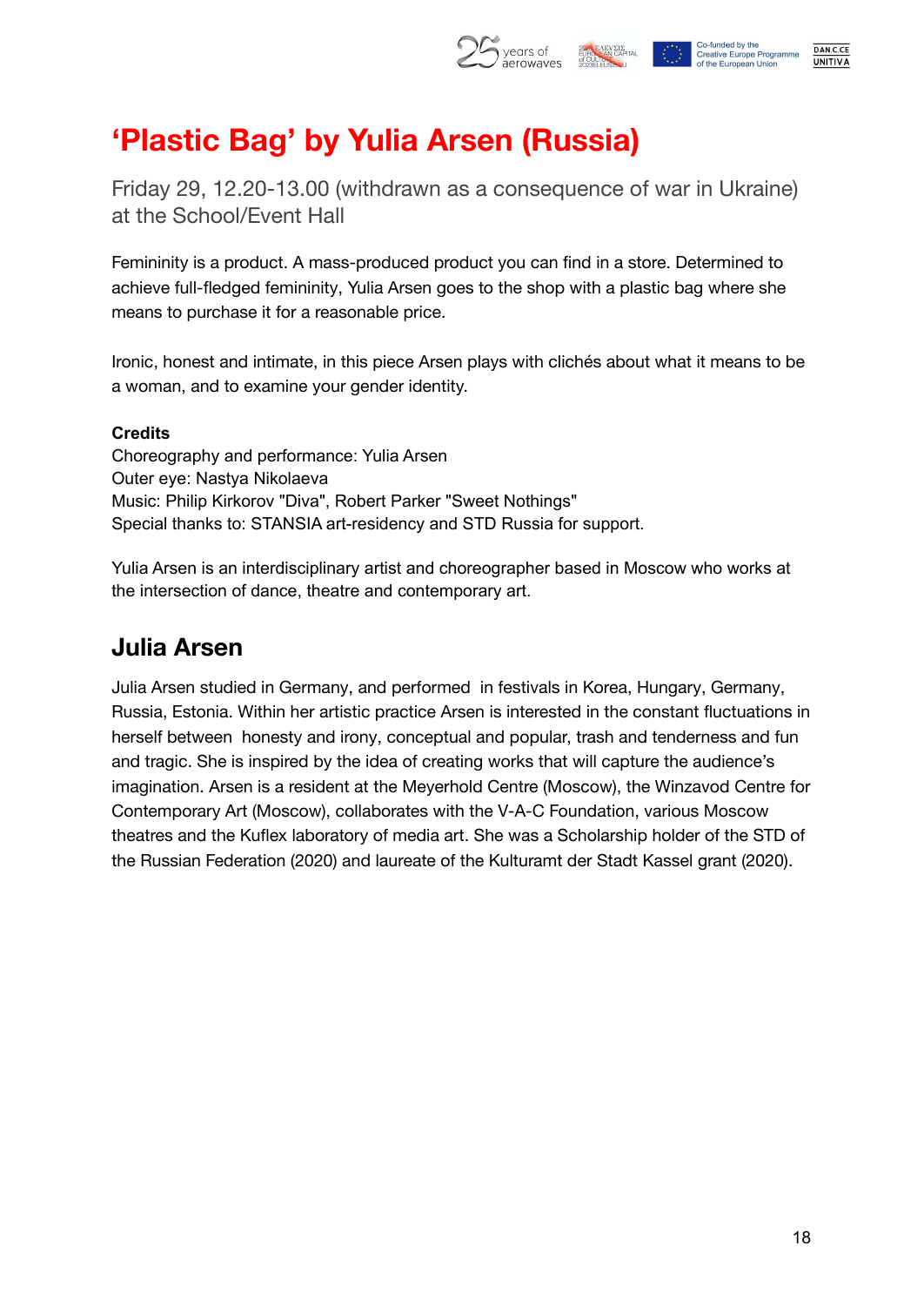# 'Plastic Bag' by Yulia Arsen (Russia)

Friday 29, 12.20-13.00 (withdrawn as a consequence of war in Ukraine) at the School/Event Hall

Femininity is a product. A mass-produced product you can find in a store. Determined to achieve full-fledged femininity, Yulia Arsen goes to the shop with a plastic bag where she means to purchase it for a reasonable price.

Ironic, honest and intimate, in this piece Arsen plays with clichés about what it means to be a woman, and to examine your gender identity.

**Credits**
Choreography and performance: Yulia Arsen
Outer eye: Nastya Nikolaeva
Music: Philip Kirkorov "Diva", Robert Parker "Sweet Nothings"
Special thanks to: STANSIA art-residency and STD Russia for support.

Yulia Arsen is an interdisciplinary artist and choreographer based in Moscow who works at the intersection of dance, theatre and contemporary art.

## Julia Arsen

Julia Arsen studied in Germany, and performed in festivals in Korea, Hungary, Germany, Russia, Estonia. Within her artistic practice Arsen is interested in the constant fluctuations in herself between honesty and irony, conceptual and popular, trash and tenderness and fun and tragic. She is inspired by the idea of creating works that will capture the audience's imagination. Arsen is a resident at the Meyerhold Centre (Moscow), the Winzavod Centre for Contemporary Art (Moscow), collaborates with the V-A-C Foundation, various Moscow theatres and the Kuflex laboratory of media art. She was a Scholarship holder of the STD of the Russian Federation (2020) and laureate of the Kulturamt der Stadt Kassel grant (2020).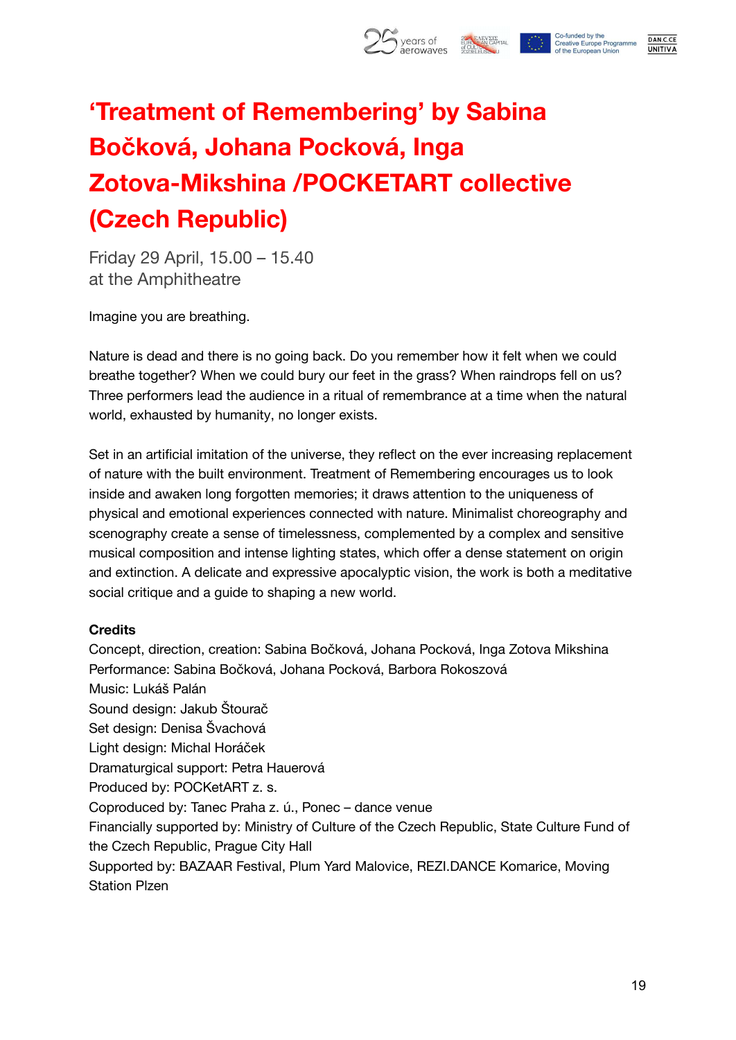# ‘Treatment of Remembering’ by Sabina Bočková, Johana Pocková, Inga Zotova-Mikshina /POCKETART collective (Czech Republic)

Friday 29 April, 15.00 – 15.40
at the Amphitheatre

Imagine you are breathing.

Nature is dead and there is no going back. Do you remember how it felt when we could breathe together? When we could bury our feet in the grass? When raindrops fell on us? Three performers lead the audience in a ritual of remembrance at a time when the natural world, exhausted by humanity, no longer exists.

Set in an artificial imitation of the universe, they reflect on the ever increasing replacement of nature with the built environment. Treatment of Remembering encourages us to look inside and awaken long forgotten memories; it draws attention to the uniqueness of physical and emotional experiences connected with nature. Minimalist choreography and scenography create a sense of timelessness, complemented by a complex and sensitive musical composition and intense lighting states, which offer a dense statement on origin and extinction. A delicate and expressive apocalyptic vision, the work is both a meditative social critique and a guide to shaping a new world.

**Credits**
Concept, direction, creation: Sabina Bočková, Johana Pocková, Inga Zotova Mikshina
Performance: Sabina Bočková, Johana Pocková, Barbora Rokoszová
Music: Lukáš Palán
Sound design: Jakub Štourač
Set design: Denisa Švachová
Light design: Michal Horáček
Dramaturgical support: Petra Hauerová
Produced by: POCKetART z. s.
Coproduced by: Tanec Praha z. ú., Ponec – dance venue
Financially supported by: Ministry of Culture of the Czech Republic, State Culture Fund of the Czech Republic, Prague City Hall
Supported by: BAZAAR Festival, Plum Yard Malovice, REZI.DANCE Komarice, Moving Station Plzen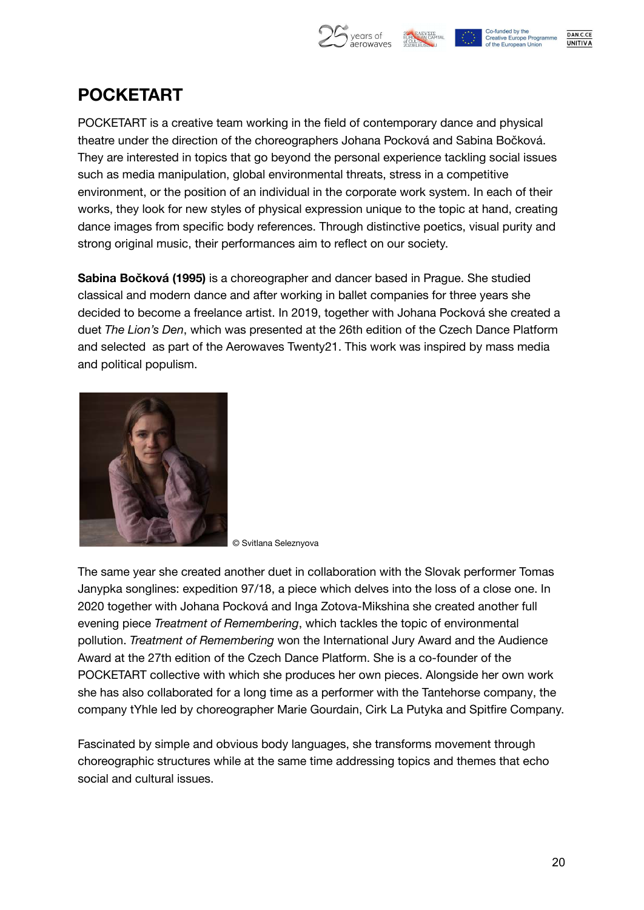# POCKETART

POCKETART is a creative team working in the field of contemporary dance and physical theatre under the direction of the choreographers Johana Pocková and Sabina Bočková. They are interested in topics that go beyond the personal experience tackling social issues such as media manipulation, global environmental threats, stress in a competitive environment, or the position of an individual in the corporate work system. In each of their works, they look for new styles of physical expression unique to the topic at hand, creating dance images from specific body references. Through distinctive poetics, visual purity and strong original music, their performances aim to reflect on our society.

**Sabina Bočková (1995)** is a choreographer and dancer based in Prague. She studied classical and modern dance and after working in ballet companies for three years she decided to become a freelance artist. In 2019, together with Johana Pocková she created a duet *The Lion's Den*, which was presented at the 26th edition of the Czech Dance Platform and selected as part of the Aerowaves Twenty21. This work was inspired by mass media and political populism.

© Svitlana Seleznyova

The same year she created another duet in collaboration with the Slovak performer Tomas Janypka songlines: expedition 97/18, a piece which delves into the loss of a close one. In 2020 together with Johana Pocková and Inga Zotova-Mikshina she created another full evening piece *Treatment of Remembering*, which tackles the topic of environmental pollution. *Treatment of Remembering* won the International Jury Award and the Audience Award at the 27th edition of the Czech Dance Platform. She is a co-founder of the POCKETART collective with which she produces her own pieces. Alongside her own work she has also collaborated for a long time as a performer with the Tantehorse company, the company tYhle led by choreographer Marie Gourdain, Cirk La Putyka and Spitfire Company.

Fascinated by simple and obvious body languages, she transforms movement through choreographic structures while at the same time addressing topics and themes that echo social and cultural issues.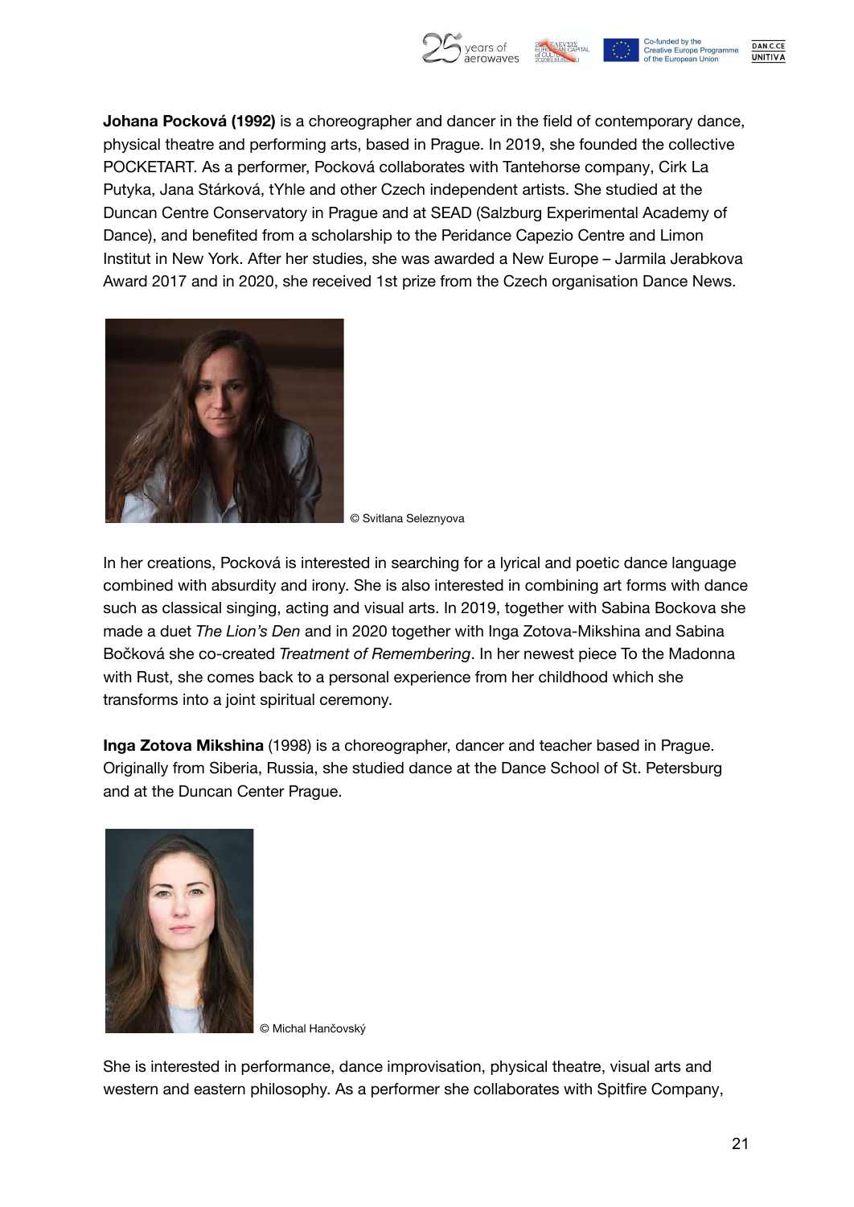**Johana Pocková (1992)** is a choreographer and dancer in the field of contemporary dance, physical theatre and performing arts, based in Prague. In 2019, she founded the collective POCKETART. As a performer, Pocková collaborates with Tantehorse company, Cirk La Putyka, Jana Stárková, tYhle and other Czech independent artists. She studied at the Duncan Centre Conservatory in Prague and at SEAD (Salzburg Experimental Academy of Dance), and benefited from a scholarship to the Peridance Capezio Centre and Limon Institut in New York. After her studies, she was awarded a New Europe – Jarmila Jerabkova Award 2017 and in 2020, she received 1st prize from the Czech organisation Dance News.

© Svitlana Seleznyova

In her creations, Pocková is interested in searching for a lyrical and poetic dance language combined with absurdity and irony. She is also interested in combining art forms with dance such as classical singing, acting and visual arts. In 2019, together with Sabina Bockova she made a duet *The Lion's Den* and in 2020 together with Inga Zotova-Mikshina and Sabina Bočková she co-created *Treatment of Remembering*. In her newest piece To the Madonna with Rust, she comes back to a personal experience from her childhood which she transforms into a joint spiritual ceremony.

**Inga Zotova Mikshina** (1998) is a choreographer, dancer and teacher based in Prague. Originally from Siberia, Russia, she studied dance at the Dance School of St. Petersburg and at the Duncan Center Prague.

© Michal Hančovský

She is interested in performance, dance improvisation, physical theatre, visual arts and western and eastern philosophy. As a performer she collaborates with Spitfire Company,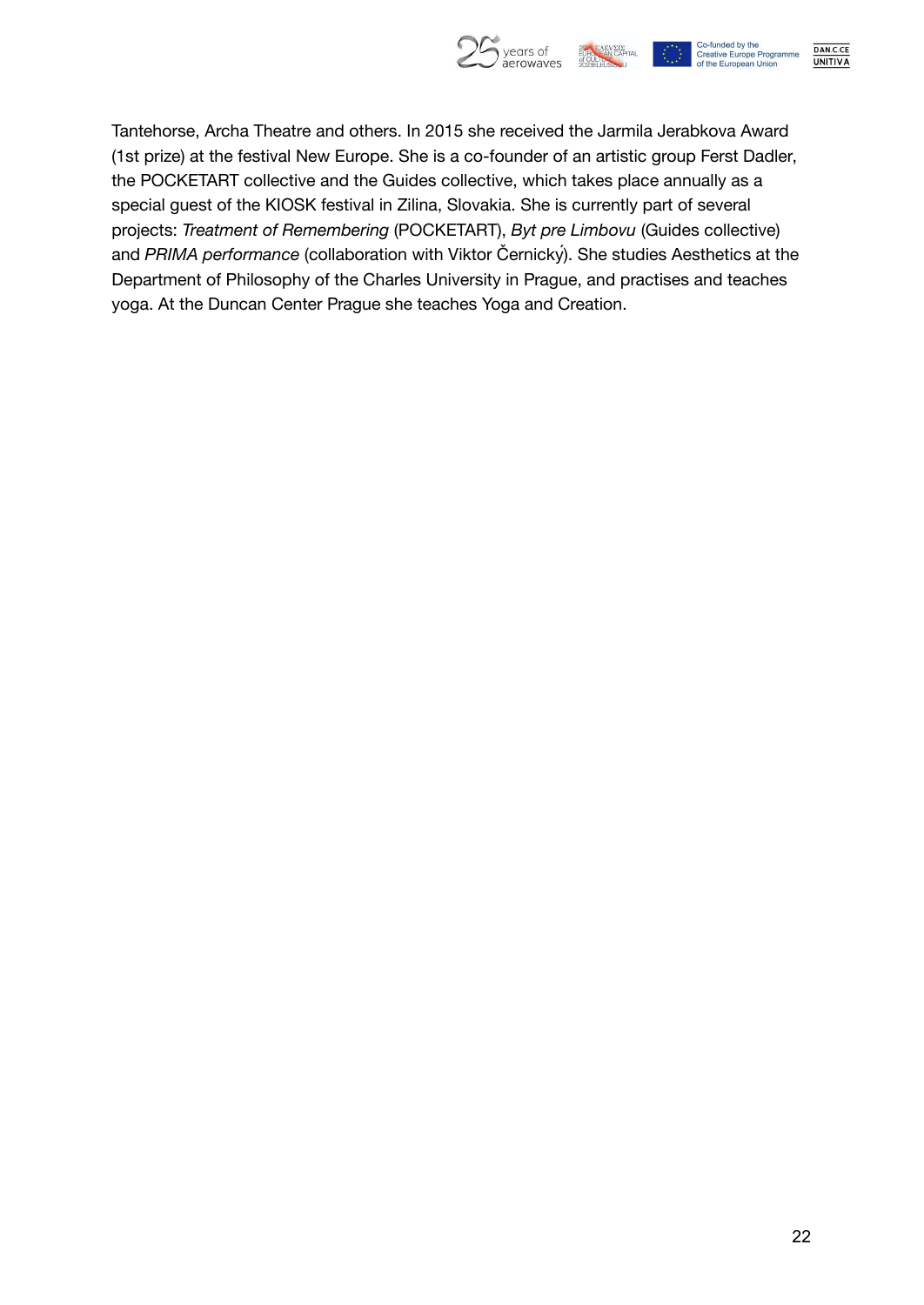Tantehorse, Archa Theatre and others. In 2015 she received the Jarmila Jerabkova Award (1st prize) at the festival New Europe. She is a co-founder of an artistic group Ferst Dadler, the POCKETART collective and the Guides collective, which takes place annually as a special guest of the KIOSK festival in Zilina, Slovakia. She is currently part of several projects: *Treatment of Remembering* (POCKETART), *Byt pre Limbovu* (Guides collective) and *PRIMA performance* (collaboration with Viktor Černický). She studies Aesthetics at the Department of Philosophy of the Charles University in Prague, and practises and teaches yoga. At the Duncan Center Prague she teaches Yoga and Creation.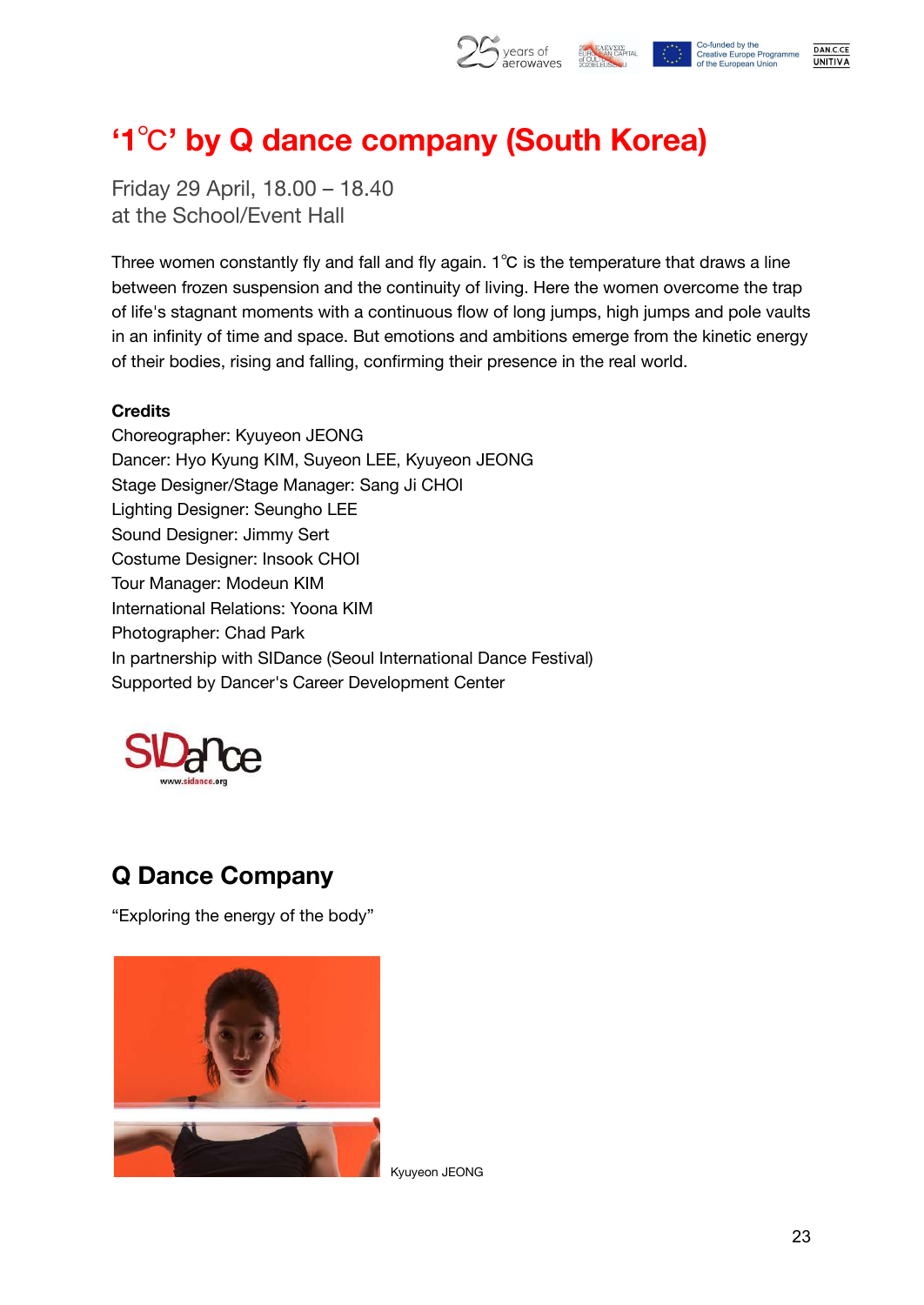# '1℃' by Q dance company (South Korea)

Friday 29 April, 18.00 – 18.40
at the School/Event Hall

Three women constantly fly and fall and fly again. 1℃ is the temperature that draws a line between frozen suspension and the continuity of living. Here the women overcome the trap of life's stagnant moments with a continuous flow of long jumps, high jumps and pole vaults in an infinity of time and space. But emotions and ambitions emerge from the kinetic energy of their bodies, rising and falling, confirming their presence in the real world.

**Credits**
Choreographer: Kyuyeon JEONG
Dancer: Hyo Kyung KIM, Suyeon LEE, Kyuyeon JEONG
Stage Designer/Stage Manager: Sang Ji CHOI
Lighting Designer: Seungho LEE
Sound Designer: Jimmy Sert
Costume Designer: Insook CHOI
Tour Manager: Modeun KIM
International Relations: Yoona KIM
Photographer: Chad Park
In partnership with SIDance (Seoul International Dance Festival)
Supported by Dancer's Career Development Center

## Q Dance Company

"Exploring the energy of the body"

Kyuyeon JEONG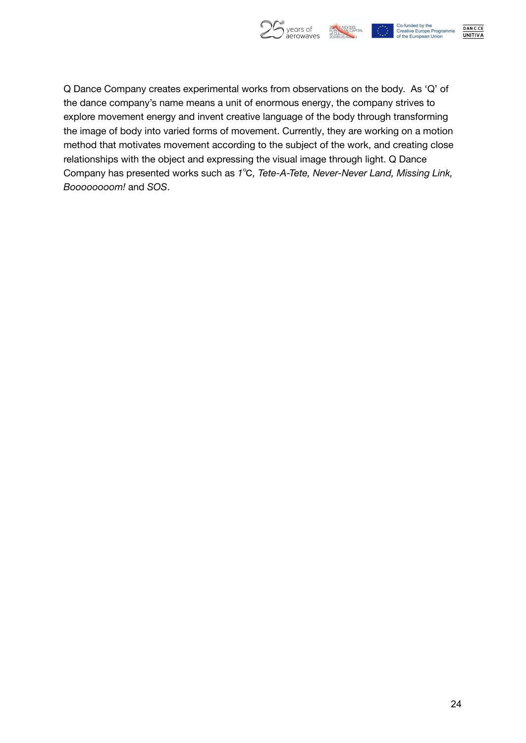Q Dance Company creates experimental works from observations on the body.  As 'Q' of the dance company's name means a unit of enormous energy, the company strives to explore movement energy and invent creative language of the body through transforming the image of body into varied forms of movement. Currently, they are working on a motion method that motivates movement according to the subject of the work, and creating close relationships with the object and expressing the visual image through light. Q Dance Company has presented works such as *1℃, Tete-A-Tete, Never-Never Land, Missing Link, Boooooooom!* and *SOS*.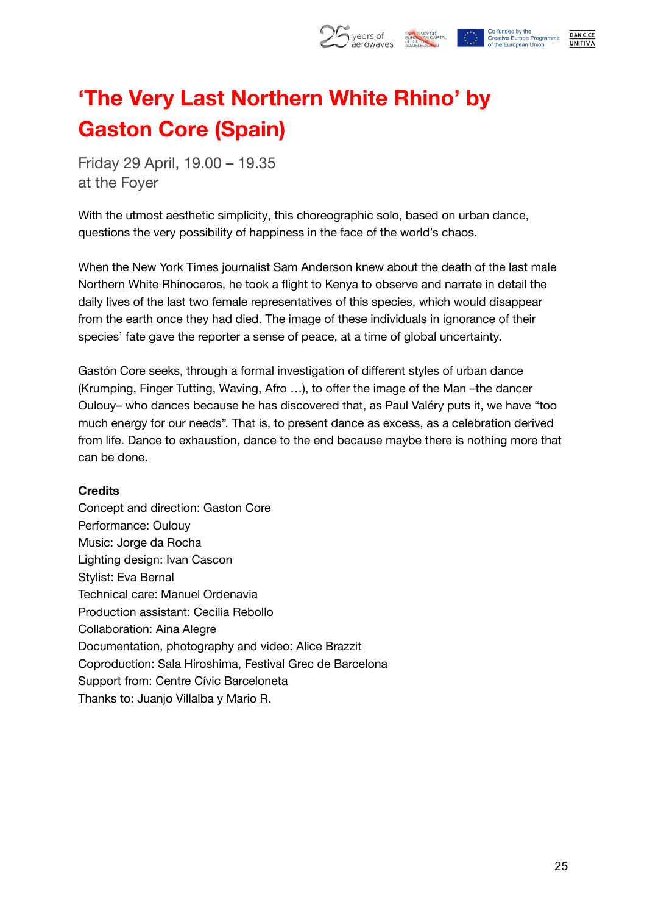# 'The Very Last Northern White Rhino' by Gaston Core (Spain)

Friday 29 April, 19.00 – 19.35
at the Foyer

With the utmost aesthetic simplicity, this choreographic solo, based on urban dance, questions the very possibility of happiness in the face of the world's chaos.

When the New York Times journalist Sam Anderson knew about the death of the last male Northern White Rhinoceros, he took a flight to Kenya to observe and narrate in detail the daily lives of the last two female representatives of this species, which would disappear from the earth once they had died. The image of these individuals in ignorance of their species' fate gave the reporter a sense of peace, at a time of global uncertainty.

Gastón Core seeks, through a formal investigation of different styles of urban dance (Krumping, Finger Tutting, Waving, Afro …), to offer the image of the Man –the dancer Oulouy– who dances because he has discovered that, as Paul Valéry puts it, we have "too much energy for our needs". That is, to present dance as excess, as a celebration derived from life. Dance to exhaustion, dance to the end because maybe there is nothing more that can be done.

**Credits**

Concept and direction: Gaston Core
Performance: Oulouy
Music: Jorge da Rocha
Lighting design: Ivan Cascon
Stylist: Eva Bernal
Technical care: Manuel Ordenavia
Production assistant: Cecilia Rebollo
Collaboration: Aina Alegre
Documentation, photography and video: Alice Brazzit
Coproduction: Sala Hiroshima, Festival Grec de Barcelona
Support from: Centre Cívic Barceloneta
Thanks to: Juanjo Villalba y Mario R.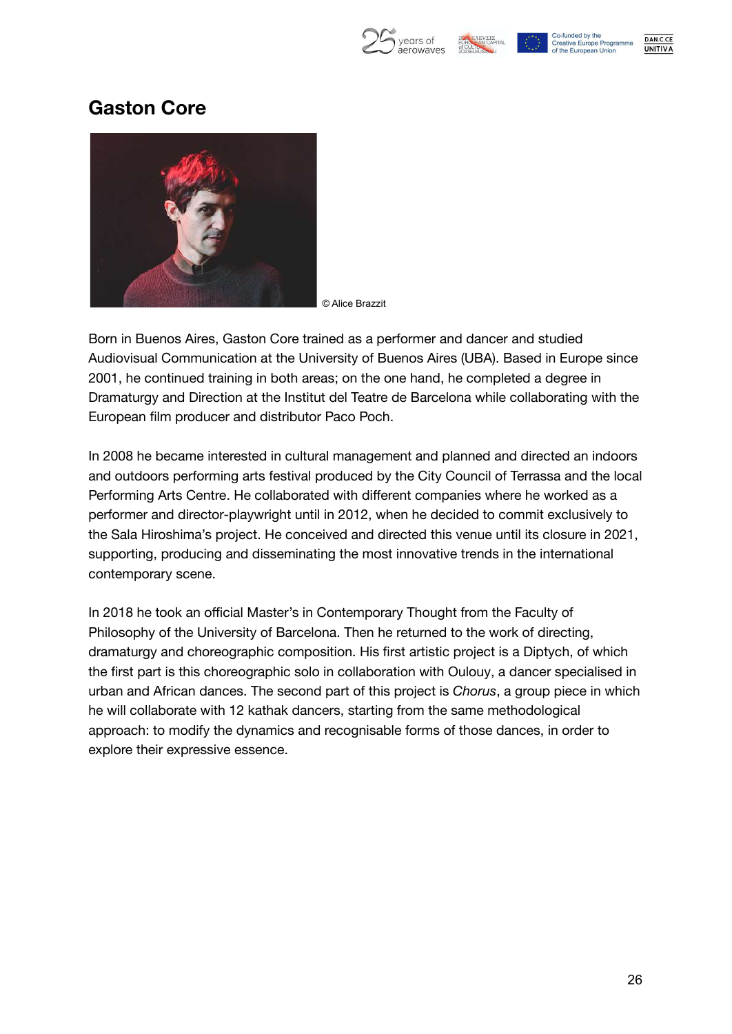# Gaston Core

© Alice Brazzit

Born in Buenos Aires, Gaston Core trained as a performer and dancer and studied Audiovisual Communication at the University of Buenos Aires (UBA). Based in Europe since 2001, he continued training in both areas; on the one hand, he completed a degree in Dramaturgy and Direction at the Institut del Teatre de Barcelona while collaborating with the European film producer and distributor Paco Poch.

In 2008 he became interested in cultural management and planned and directed an indoors and outdoors performing arts festival produced by the City Council of Terrassa and the local Performing Arts Centre. He collaborated with different companies where he worked as a performer and director-playwright until in 2012, when he decided to commit exclusively to the Sala Hiroshima's project. He conceived and directed this venue until its closure in 2021, supporting, producing and disseminating the most innovative trends in the international contemporary scene.

In 2018 he took an official Master's in Contemporary Thought from the Faculty of Philosophy of the University of Barcelona. Then he returned to the work of directing, dramaturgy and choreographic composition. His first artistic project is a Diptych, of which the first part is this choreographic solo in collaboration with Oulouy, a dancer specialised in urban and African dances. The second part of this project is *Chorus*, a group piece in which he will collaborate with 12 kathak dancers, starting from the same methodological approach: to modify the dynamics and recognisable forms of those dances, in order to explore their expressive essence.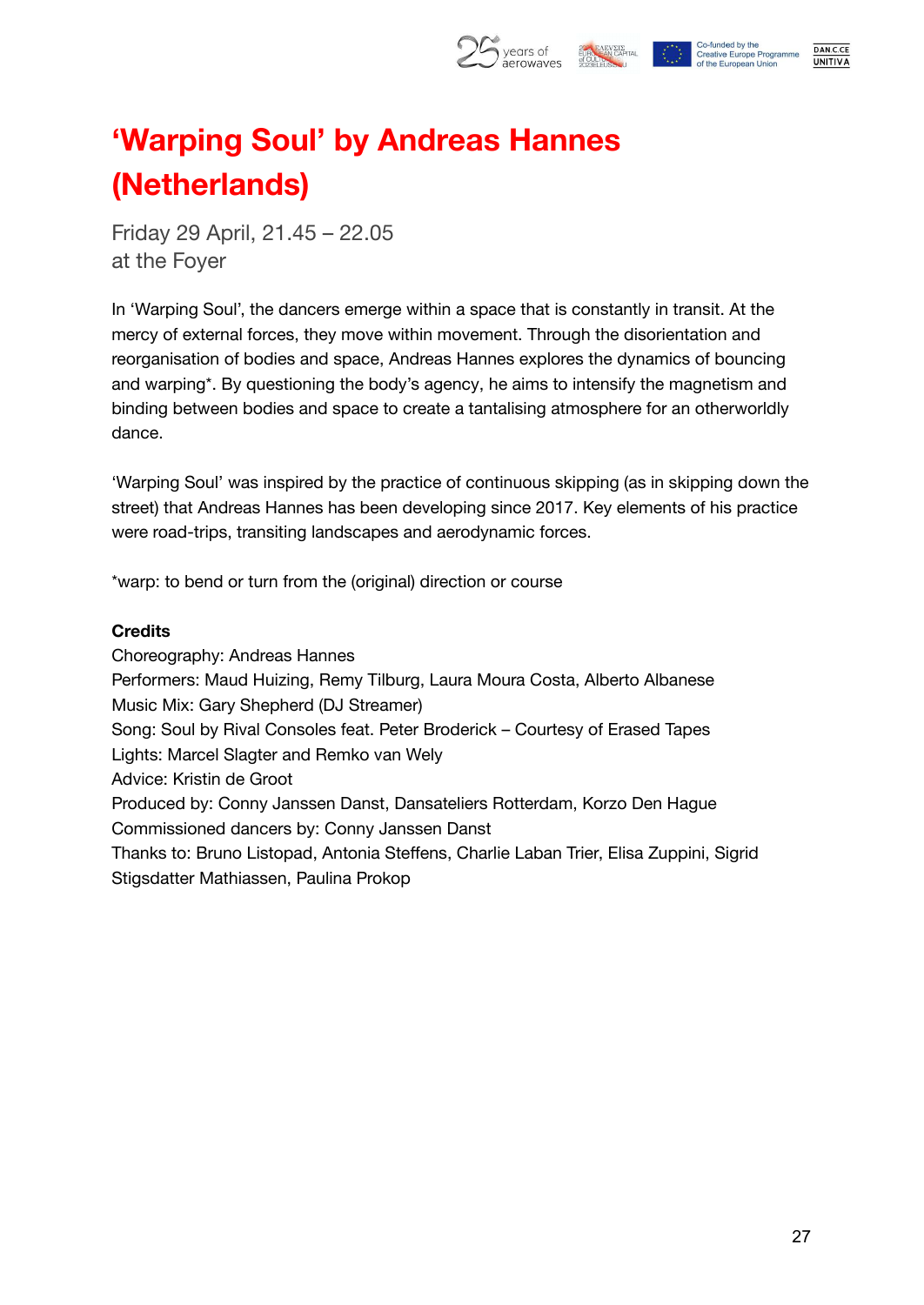# ‘Warping Soul’ by Andreas Hannes (Netherlands)

Friday 29 April, 21.45 – 22.05
at the Foyer

In ‘Warping Soul’, the dancers emerge within a space that is constantly in transit. At the mercy of external forces, they move within movement. Through the disorientation and reorganisation of bodies and space, Andreas Hannes explores the dynamics of bouncing and warping*. By questioning the body’s agency, he aims to intensify the magnetism and binding between bodies and space to create a tantalising atmosphere for an otherworldly dance.

‘Warping Soul’ was inspired by the practice of continuous skipping (as in skipping down the street) that Andreas Hannes has been developing since 2017. Key elements of his practice were road-trips, transiting landscapes and aerodynamic forces.

*warp: to bend or turn from the (original) direction or course

**Credits**
Choreography: Andreas Hannes
Performers: Maud Huizing, Remy Tilburg, Laura Moura Costa, Alberto Albanese
Music Mix: Gary Shepherd (DJ Streamer)
Song: Soul by Rival Consoles feat. Peter Broderick – Courtesy of Erased Tapes
Lights: Marcel Slagter and Remko van Wely
Advice: Kristin de Groot
Produced by: Conny Janssen Danst, Dansateliers Rotterdam, Korzo Den Hague
Commissioned dancers by: Conny Janssen Danst
Thanks to: Bruno Listopad, Antonia Steffens, Charlie Laban Trier, Elisa Zuppini, Sigrid Stigsdatter Mathiassen, Paulina Prokop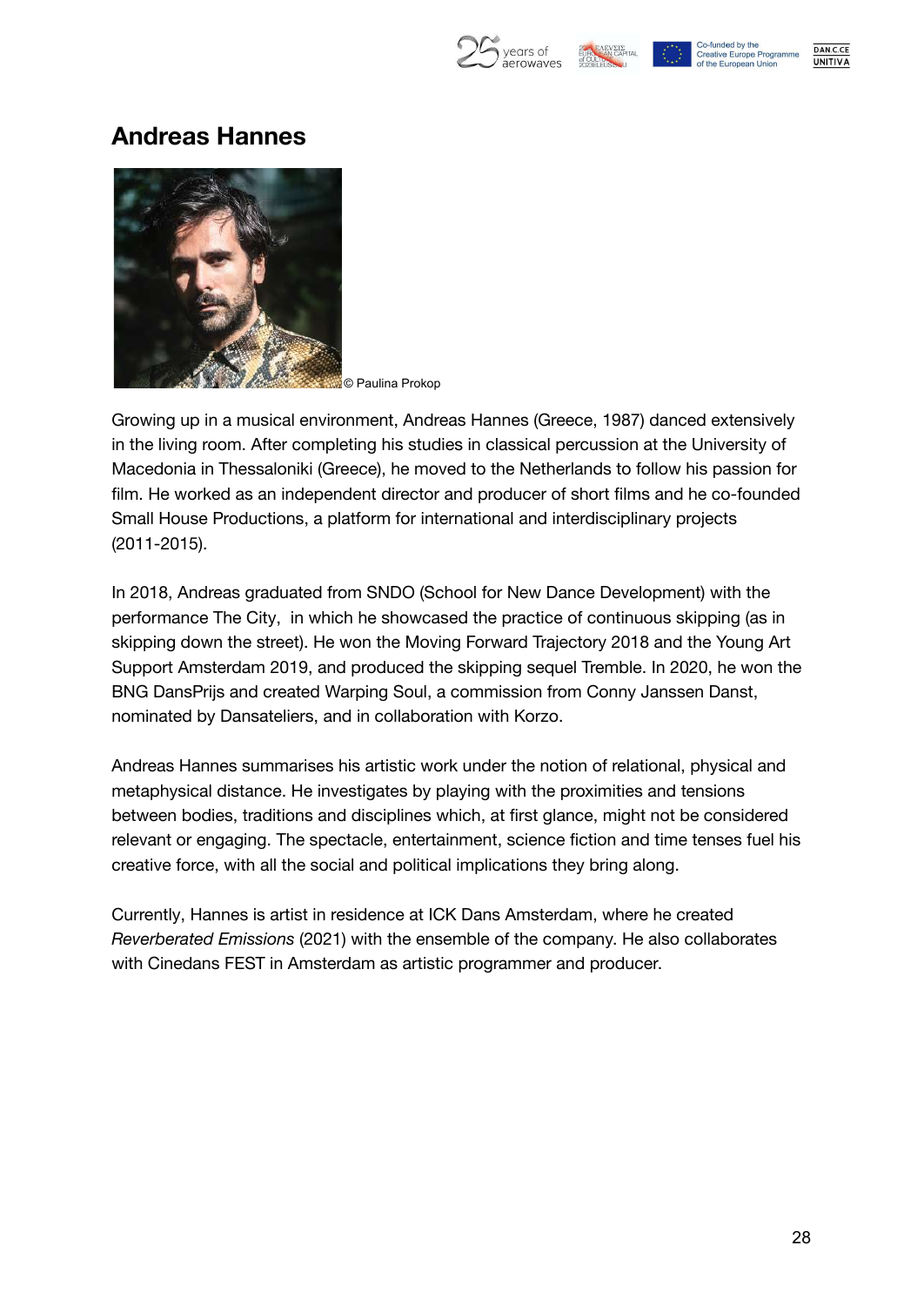# Andreas Hannes

© Paulina Prokop

Growing up in a musical environment, Andreas Hannes (Greece, 1987) danced extensively in the living room. After completing his studies in classical percussion at the University of Macedonia in Thessaloniki (Greece), he moved to the Netherlands to follow his passion for film. He worked as an independent director and producer of short films and he co-founded Small House Productions, a platform for international and interdisciplinary projects (2011-2015).

In 2018, Andreas graduated from SNDO (School for New Dance Development) with the performance The City, in which he showcased the practice of continuous skipping (as in skipping down the street). He won the Moving Forward Trajectory 2018 and the Young Art Support Amsterdam 2019, and produced the skipping sequel Tremble. In 2020, he won the BNG DansPrijs and created Warping Soul, a commission from Conny Janssen Danst, nominated by Dansateliers, and in collaboration with Korzo.

Andreas Hannes summarises his artistic work under the notion of relational, physical and metaphysical distance. He investigates by playing with the proximities and tensions between bodies, traditions and disciplines which, at first glance, might not be considered relevant or engaging. The spectacle, entertainment, science fiction and time tenses fuel his creative force, with all the social and political implications they bring along.

Currently, Hannes is artist in residence at ICK Dans Amsterdam, where he created *Reverberated Emissions* (2021) with the ensemble of the company. He also collaborates with Cinedans FEST in Amsterdam as artistic programmer and producer.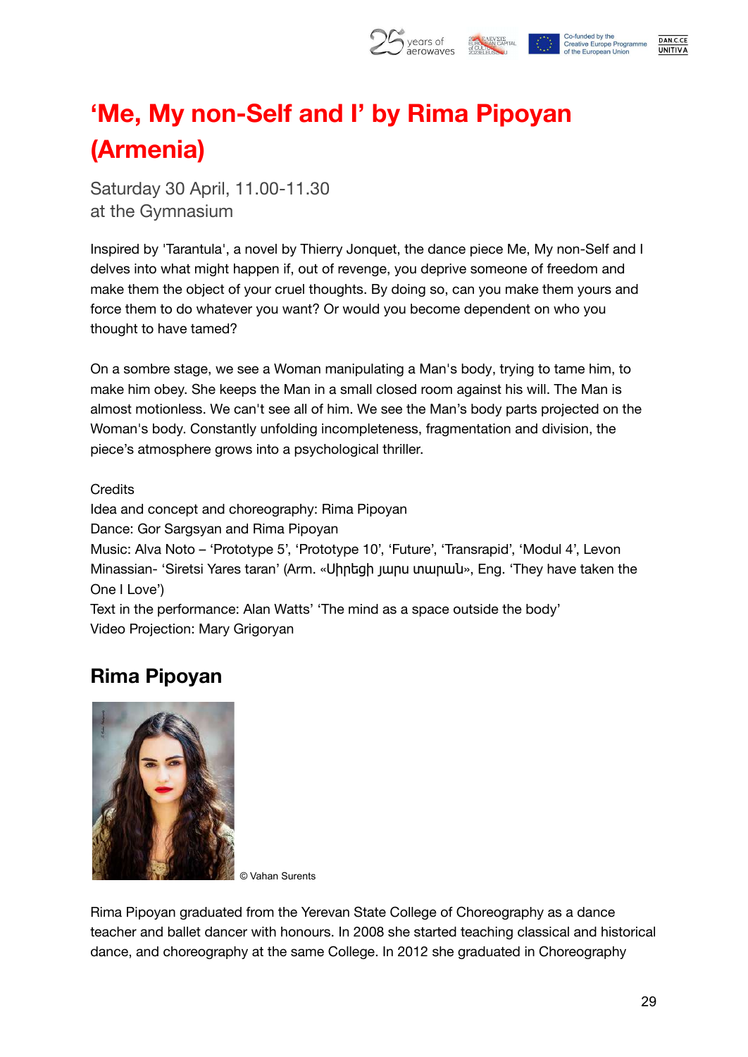# ‘Me, My non-Self and I’ by Rima Pipoyan (Armenia)

Saturday 30 April, 11.00-11.30
at the Gymnasium

Inspired by 'Tarantula', a novel by Thierry Jonquet, the dance piece Me, My non-Self and I delves into what might happen if, out of revenge, you deprive someone of freedom and make them the object of your cruel thoughts. By doing so, can you make them yours and force them to do whatever you want? Or would you become dependent on who you thought to have tamed?

On a sombre stage, we see a Woman manipulating a Man's body, trying to tame him, to make him obey. She keeps the Man in a small closed room against his will. The Man is almost motionless. We can't see all of him. We see the Man’s body parts projected on the Woman's body. Constantly unfolding incompleteness, fragmentation and division, the piece’s atmosphere grows into a psychological thriller.

Credits
Idea and concept and choreography: Rima Pipoyan
Dance: Gor Sargsyan and Rima Pipoyan
Music: Alva Noto – ‘Prototype 5’, ‘Prototype 10’, ‘Future’, ‘Transrapid’, ‘Modul 4’, Levon Minassian- ‘Siretsi Yares taran’ (Arm. «Սիրեցի յարս տարան», Eng. ‘They have taken the One I Love’)
Text in the performance: Alan Watts’ ‘The mind as a space outside the body’
Video Projection: Mary Grigoryan

## Rima Pipoyan

© Vahan Surents

Rima Pipoyan graduated from the Yerevan State College of Choreography as a dance teacher and ballet dancer with honours. In 2008 she started teaching classical and historical dance, and choreography at the same College. In 2012 she graduated in Choreography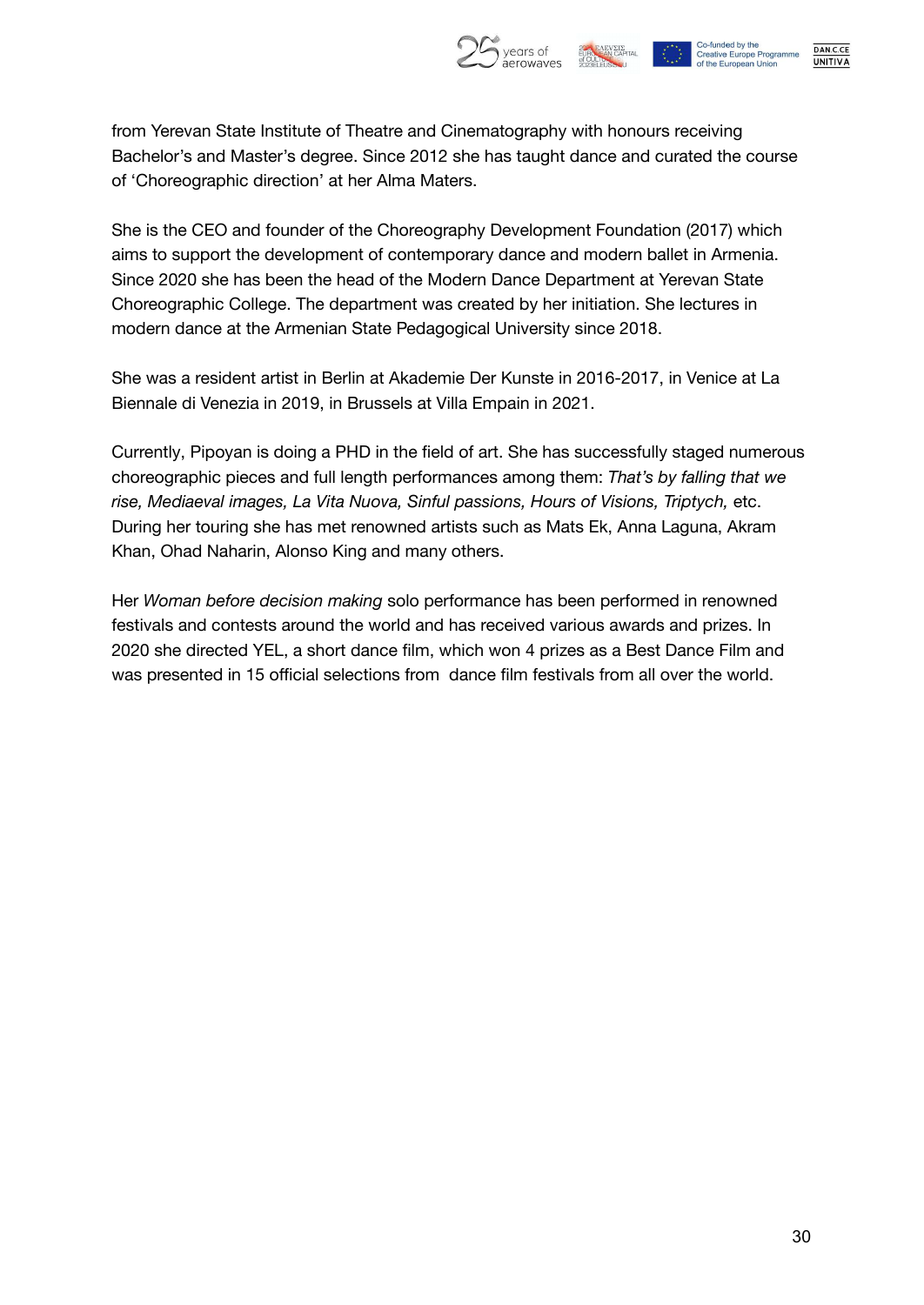from Yerevan State Institute of Theatre and Cinematography with honours receiving Bachelor's and Master's degree. Since 2012 she has taught dance and curated the course of 'Choreographic direction' at her Alma Maters.

She is the CEO and founder of the Choreography Development Foundation (2017) which aims to support the development of contemporary dance and modern ballet in Armenia. Since 2020 she has been the head of the Modern Dance Department at Yerevan State Choreographic College. The department was created by her initiation. She lectures in modern dance at the Armenian State Pedagogical University since 2018.

She was a resident artist in Berlin at Akademie Der Kunste in 2016-2017, in Venice at La Biennale di Venezia in 2019, in Brussels at Villa Empain in 2021.

Currently, Pipoyan is doing a PHD in the field of art. She has successfully staged numerous choreographic pieces and full length performances among them: *That's by falling that we rise, Mediaeval images, La Vita Nuova, Sinful passions, Hours of Visions, Triptych,* etc. During her touring she has met renowned artists such as Mats Ek, Anna Laguna, Akram Khan, Ohad Naharin, Alonso King and many others.

Her *Woman before decision making* solo performance has been performed in renowned festivals and contests around the world and has received various awards and prizes. In 2020 she directed YEL, a short dance film, which won 4 prizes as a Best Dance Film and was presented in 15 official selections from dance film festivals from all over the world.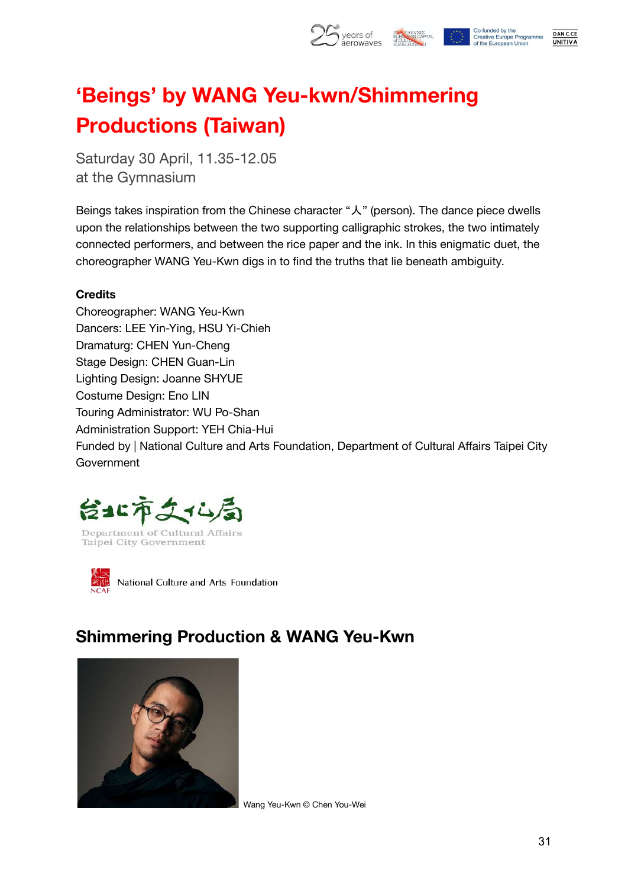# ‘Beings’ by WANG Yeu-kwn/Shimmering Productions (Taiwan)

Saturday 30 April, 11.35-12.05
at the Gymnasium

Beings takes inspiration from the Chinese character “人” (person). The dance piece dwells upon the relationships between the two supporting calligraphic strokes, the two intimately connected performers, and between the rice paper and the ink. In this enigmatic duet, the choreographer WANG Yeu-Kwn digs in to find the truths that lie beneath ambiguity.

**Credits**

Choreographer: WANG Yeu-Kwn
Dancers: LEE Yin-Ying, HSU Yi-Chieh
Dramaturg: CHEN Yun-Cheng
Stage Design: CHEN Guan-Lin
Lighting Design: Joanne SHYUE
Costume Design: Eno LIN
Touring Administrator: WU Po-Shan
Administration Support: YEH Chia-Hui
Funded by | National Culture and Arts Foundation, Department of Cultural Affairs Taipei City Government

台北市文化局
Department of Cultural Affairs
Taipei City Government

NCAF National Culture and Arts Foundation

## Shimmering Production & WANG Yeu-Kwn

Wang Yeu-Kwn © Chen You-Wei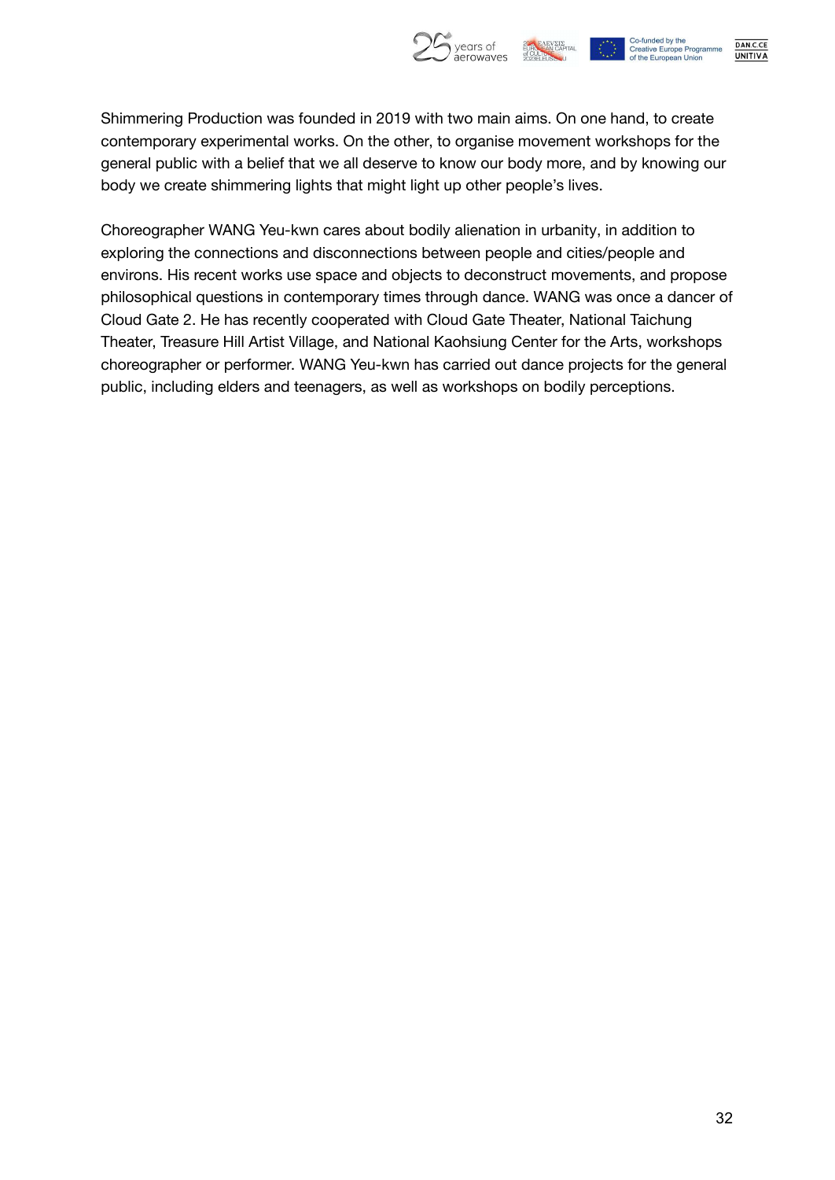Shimmering Production was founded in 2019 with two main aims. On one hand, to create contemporary experimental works. On the other, to organise movement workshops for the general public with a belief that we all deserve to know our body more, and by knowing our body we create shimmering lights that might light up other people's lives.

Choreographer WANG Yeu-kwn cares about bodily alienation in urbanity, in addition to exploring the connections and disconnections between people and cities/people and environs. His recent works use space and objects to deconstruct movements, and propose philosophical questions in contemporary times through dance. WANG was once a dancer of Cloud Gate 2. He has recently cooperated with Cloud Gate Theater, National Taichung Theater, Treasure Hill Artist Village, and National Kaohsiung Center for the Arts, workshops choreographer or performer. WANG Yeu-kwn has carried out dance projects for the general public, including elders and teenagers, as well as workshops on bodily perceptions.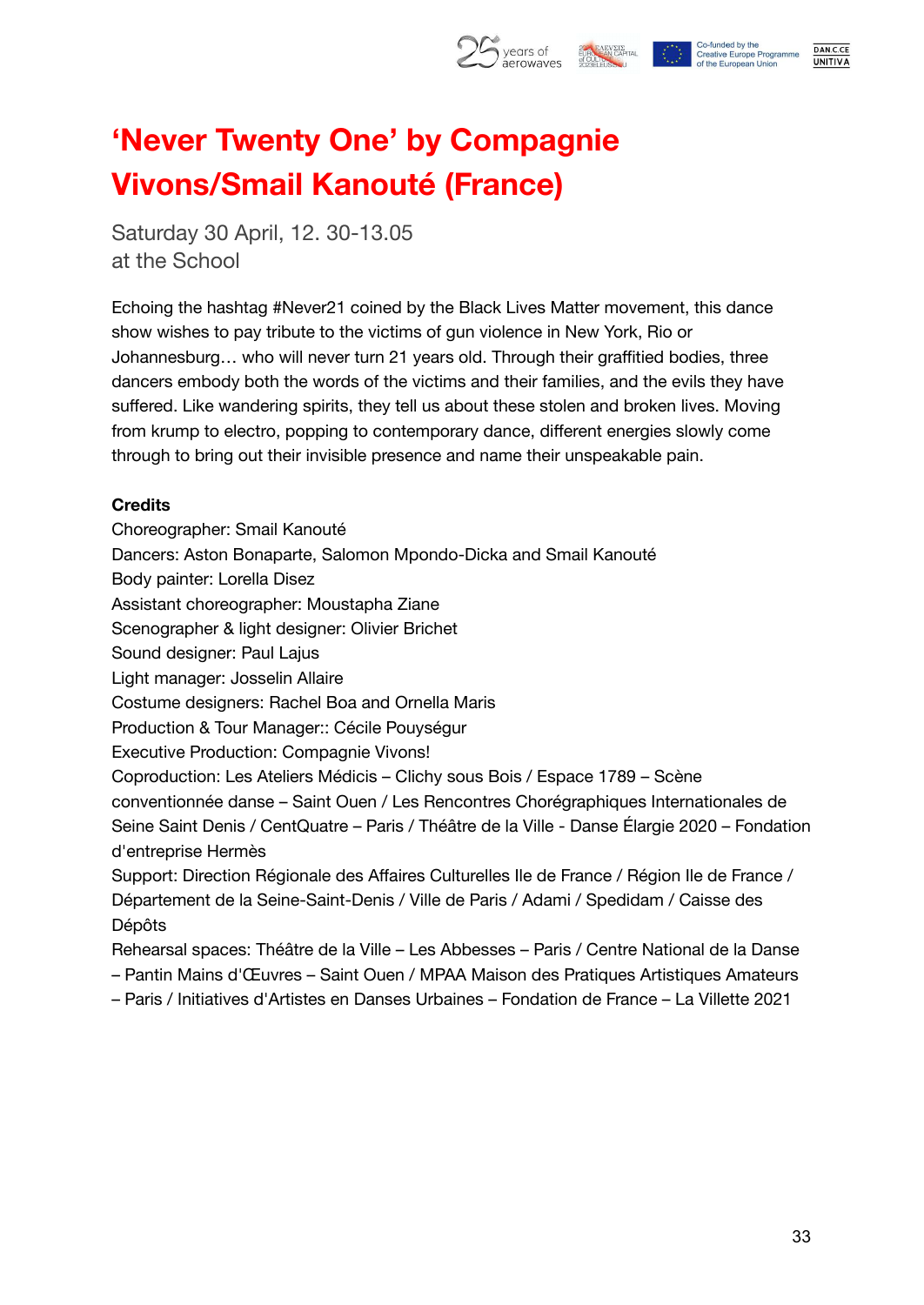# ‘Never Twenty One’ by Compagnie Vivons/Smail Kanouté (France)

Saturday 30 April, 12. 30-13.05
at the School

Echoing the hashtag #Never21 coined by the Black Lives Matter movement, this dance show wishes to pay tribute to the victims of gun violence in New York, Rio or Johannesburg… who will never turn 21 years old. Through their graffitied bodies, three dancers embody both the words of the victims and their families, and the evils they have suffered. Like wandering spirits, they tell us about these stolen and broken lives. Moving from krump to electro, popping to contemporary dance, different energies slowly come through to bring out their invisible presence and name their unspeakable pain.

**Credits**

Choreographer: Smail Kanouté
Dancers: Aston Bonaparte, Salomon Mpondo-Dicka and Smail Kanouté
Body painter: Lorella Disez
Assistant choreographer: Moustapha Ziane
Scenographer & light designer: Olivier Brichet
Sound designer: Paul Lajus
Light manager: Josselin Allaire
Costume designers: Rachel Boa and Ornella Maris
Production & Tour Manager:: Cécile Pouységur
Executive Production: Compagnie Vivons!
Coproduction: Les Ateliers Médicis – Clichy sous Bois / Espace 1789 – Scène conventionnée danse – Saint Ouen / Les Rencontres Chorégraphiques Internationales de Seine Saint Denis / CentQuatre – Paris / Théâtre de la Ville - Danse Élargie 2020 – Fondation d'entreprise Hermès
Support: Direction Régionale des Affaires Culturelles Ile de France / Région Ile de France / Département de la Seine-Saint-Denis / Ville de Paris / Adami / Spedidam / Caisse des Dépôts
Rehearsal spaces: Théâtre de la Ville – Les Abbesses – Paris / Centre National de la Danse – Pantin Mains d'Œuvres – Saint Ouen / MPAA Maison des Pratiques Artistiques Amateurs – Paris / Initiatives d'Artistes en Danses Urbaines – Fondation de France – La Villette 2021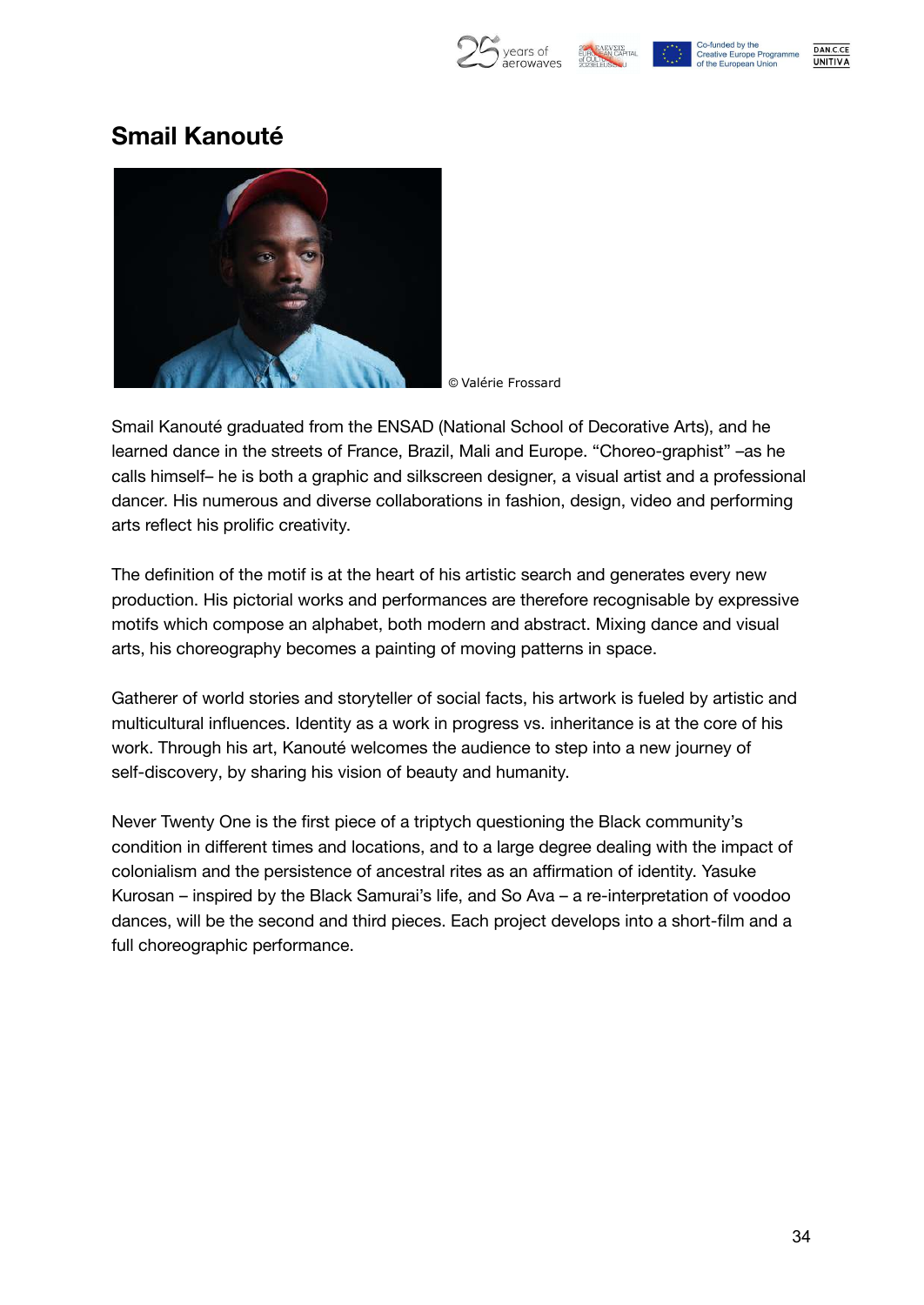# Smail Kanouté

© Valérie Frossard

Smail Kanouté graduated from the ENSAD (National School of Decorative Arts), and he learned dance in the streets of France, Brazil, Mali and Europe. "Choreo-graphist" –as he calls himself– he is both a graphic and silkscreen designer, a visual artist and a professional dancer. His numerous and diverse collaborations in fashion, design, video and performing arts reflect his prolific creativity.

The definition of the motif is at the heart of his artistic search and generates every new production. His pictorial works and performances are therefore recognisable by expressive motifs which compose an alphabet, both modern and abstract. Mixing dance and visual arts, his choreography becomes a painting of moving patterns in space.

Gatherer of world stories and storyteller of social facts, his artwork is fueled by artistic and multicultural influences. Identity as a work in progress vs. inheritance is at the core of his work. Through his art, Kanouté welcomes the audience to step into a new journey of self-discovery, by sharing his vision of beauty and humanity.

Never Twenty One is the first piece of a triptych questioning the Black community's condition in different times and locations, and to a large degree dealing with the impact of colonialism and the persistence of ancestral rites as an affirmation of identity. Yasuke Kurosan – inspired by the Black Samurai's life, and So Ava – a re-interpretation of voodoo dances, will be the second and third pieces. Each project develops into a short-film and a full choreographic performance.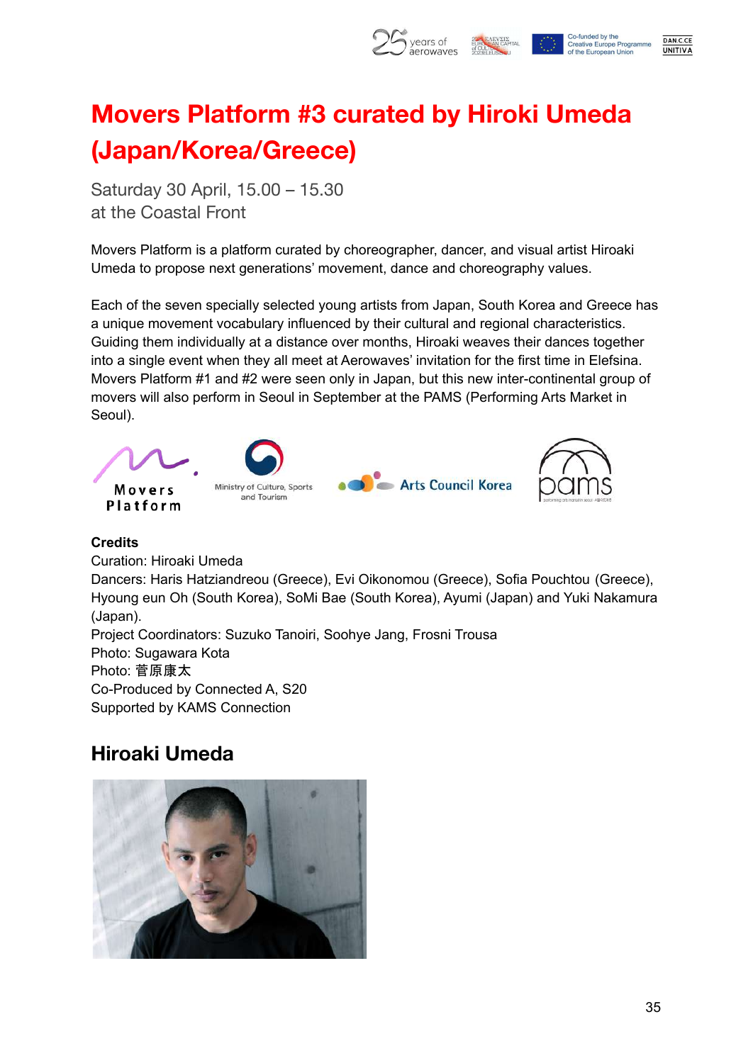# Movers Platform #3 curated by Hiroki Umeda (Japan/Korea/Greece)

Saturday 30 April, 15.00 – 15.30
at the Coastal Front

Movers Platform is a platform curated by choreographer, dancer, and visual artist Hiroaki Umeda to propose next generations' movement, dance and choreography values.

Each of the seven specially selected young artists from Japan, South Korea and Greece has a unique movement vocabulary influenced by their cultural and regional characteristics. Guiding them individually at a distance over months, Hiroaki weaves their dances together into a single event when they all meet at Aerowaves' invitation for the first time in Elefsina. Movers Platform #1 and #2 were seen only in Japan, but this new inter-continental group of movers will also perform in Seoul in September at the PAMS (Performing Arts Market in Seoul).

**Credits**
Curation: Hiroaki Umeda
Dancers: Haris Hatziandreou (Greece), Evi Oikonomou (Greece), Sofia Pouchtou (Greece), Hyoung eun Oh (South Korea), SoMi Bae (South Korea), Ayumi (Japan) and Yuki Nakamura (Japan).
Project Coordinators: Suzuko Tanoiri, Soohye Jang, Frosni Trousa
Photo: Sugawara Kota
Photo: 菅原康太
Co-Produced by Connected A, S20
Supported by KAMS Connection

## Hiroaki Umeda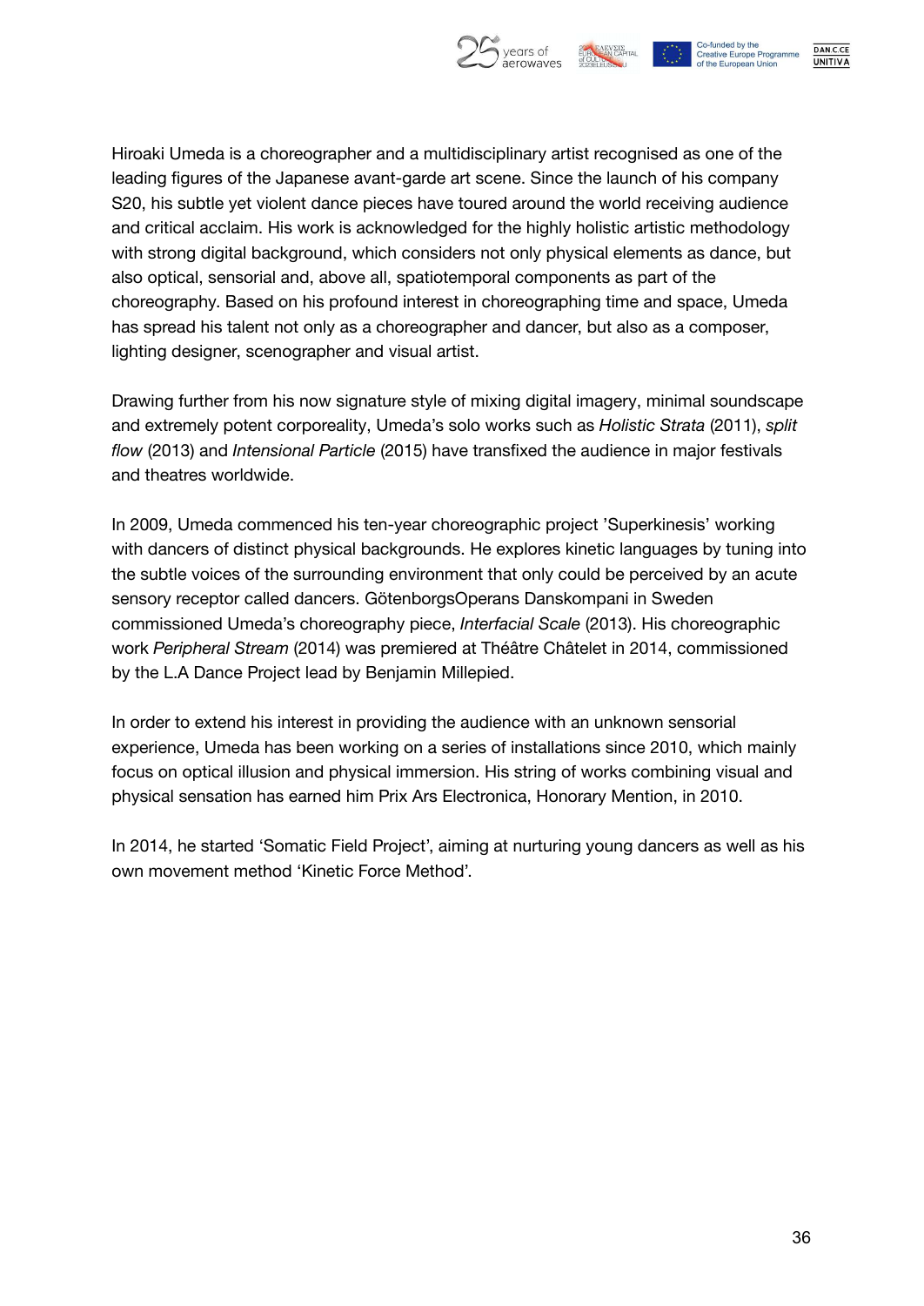Hiroaki Umeda is a choreographer and a multidisciplinary artist recognised as one of the leading figures of the Japanese avant-garde art scene. Since the launch of his company S20, his subtle yet violent dance pieces have toured around the world receiving audience and critical acclaim. His work is acknowledged for the highly holistic artistic methodology with strong digital background, which considers not only physical elements as dance, but also optical, sensorial and, above all, spatiotemporal components as part of the choreography. Based on his profound interest in choreographing time and space, Umeda has spread his talent not only as a choreographer and dancer, but also as a composer, lighting designer, scenographer and visual artist.

Drawing further from his now signature style of mixing digital imagery, minimal soundscape and extremely potent corporeality, Umeda's solo works such as *Holistic Strata* (2011), *split flow* (2013) and *Intensional Particle* (2015) have transfixed the audience in major festivals and theatres worldwide.

In 2009, Umeda commenced his ten-year choreographic project 'Superkinesis' working with dancers of distinct physical backgrounds. He explores kinetic languages by tuning into the subtle voices of the surrounding environment that only could be perceived by an acute sensory receptor called dancers. GötenborgsOperans Danskompani in Sweden commissioned Umeda's choreography piece, *Interfacial Scale* (2013). His choreographic work *Peripheral Stream* (2014) was premiered at Théâtre Châtelet in 2014, commissioned by the L.A Dance Project lead by Benjamin Millepied.

In order to extend his interest in providing the audience with an unknown sensorial experience, Umeda has been working on a series of installations since 2010, which mainly focus on optical illusion and physical immersion. His string of works combining visual and physical sensation has earned him Prix Ars Electronica, Honorary Mention, in 2010.

In 2014, he started 'Somatic Field Project', aiming at nurturing young dancers as well as his own movement method 'Kinetic Force Method'.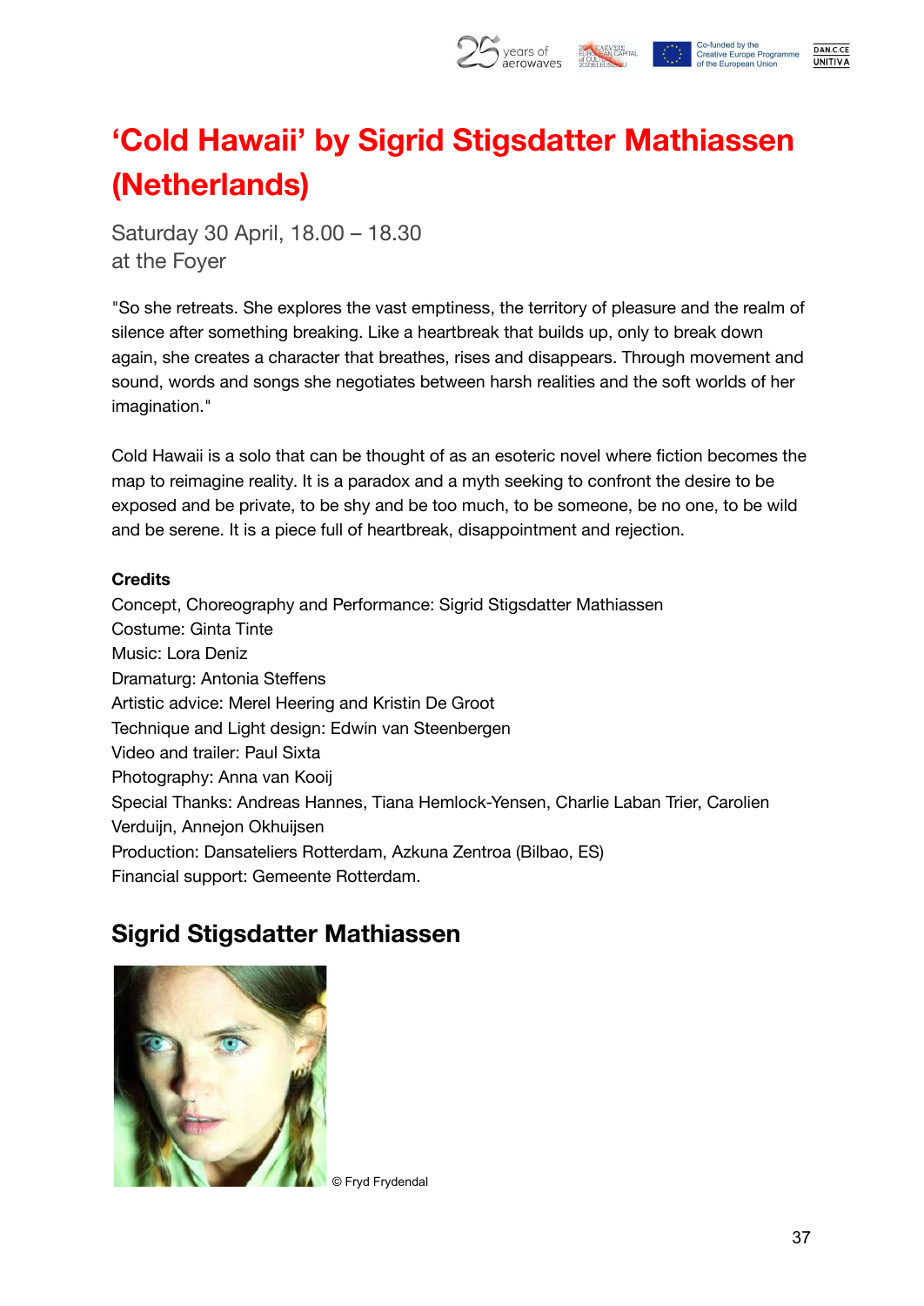# ‘Cold Hawaii’ by Sigrid Stigsdatter Mathiassen (Netherlands)

Saturday 30 April, 18.00 – 18.30
at the Foyer

"So she retreats. She explores the vast emptiness, the territory of pleasure and the realm of silence after something breaking. Like a heartbreak that builds up, only to break down again, she creates a character that breathes, rises and disappears. Through movement and sound, words and songs she negotiates between harsh realities and the soft worlds of her imagination."

Cold Hawaii is a solo that can be thought of as an esoteric novel where fiction becomes the map to reimagine reality. It is a paradox and a myth seeking to confront the desire to be exposed and be private, to be shy and be too much, to be someone, be no one, to be wild and be serene. It is a piece full of heartbreak, disappointment and rejection.

**Credits**
Concept, Choreography and Performance: Sigrid Stigsdatter Mathiassen
Costume: Ginta Tinte
Music: Lora Deniz
Dramaturg: Antonia Steffens
Artistic advice: Merel Heering and Kristin De Groot
Technique and Light design: Edwin van Steenbergen
Video and trailer: Paul Sixta
Photography: Anna van Kooij
Special Thanks: Andreas Hannes, Tiana Hemlock-Yensen, Charlie Laban Trier, Carolien Verduijn, Annejon Okhuijsen
Production: Dansateliers Rotterdam, Azkuna Zentroa (Bilbao, ES)
Financial support: Gemeente Rotterdam.

## Sigrid Stigsdatter Mathiassen

© Fryd Frydendal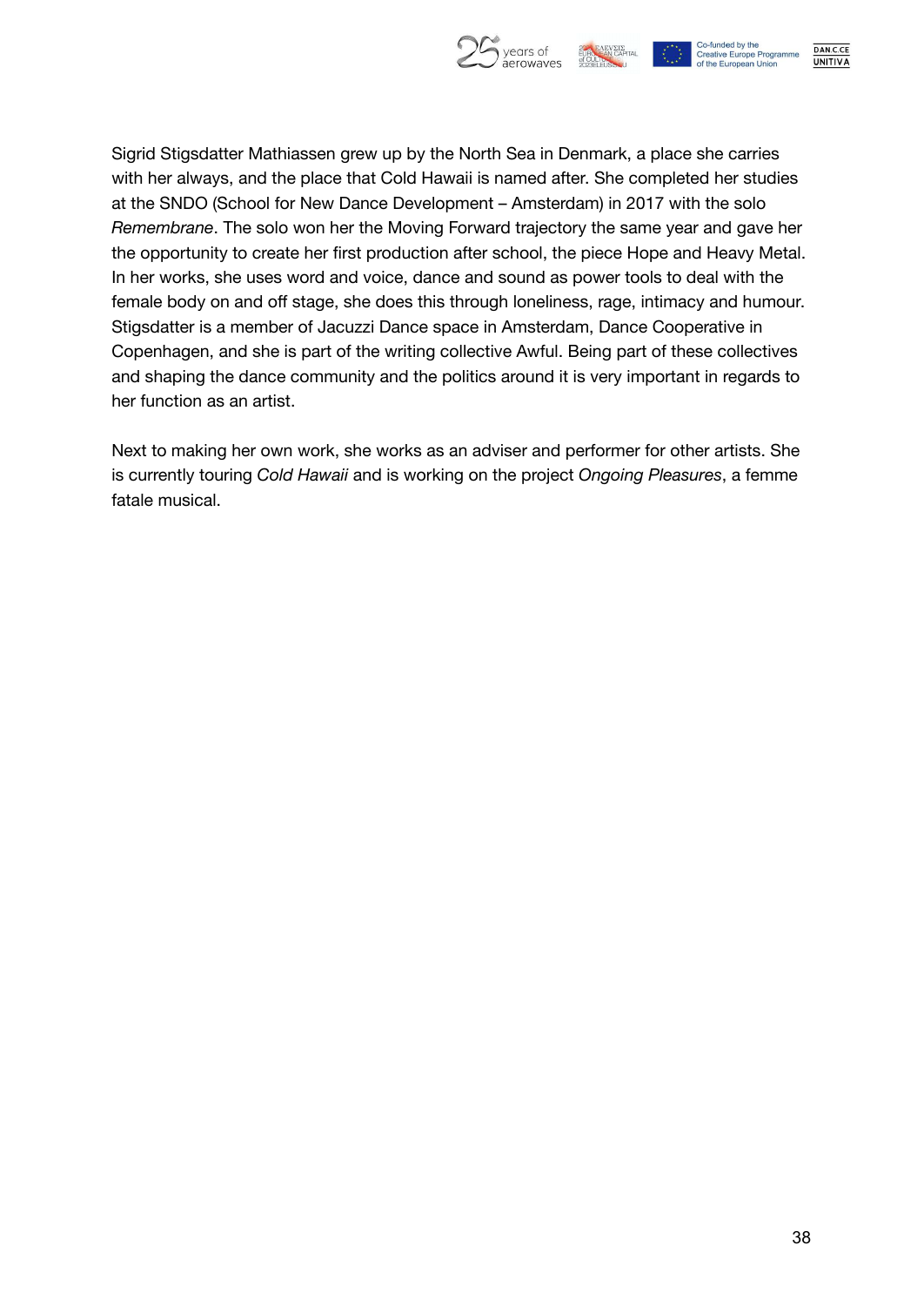Sigrid Stigsdatter Mathiassen grew up by the North Sea in Denmark, a place she carries with her always, and the place that Cold Hawaii is named after. She completed her studies at the SNDO (School for New Dance Development – Amsterdam) in 2017 with the solo *Remembrane*. The solo won her the Moving Forward trajectory the same year and gave her the opportunity to create her first production after school, the piece Hope and Heavy Metal. In her works, she uses word and voice, dance and sound as power tools to deal with the female body on and off stage, she does this through loneliness, rage, intimacy and humour. Stigsdatter is a member of Jacuzzi Dance space in Amsterdam, Dance Cooperative in Copenhagen, and she is part of the writing collective Awful. Being part of these collectives and shaping the dance community and the politics around it is very important in regards to her function as an artist.

Next to making her own work, she works as an adviser and performer for other artists. She is currently touring *Cold Hawaii* and is working on the project *Ongoing Pleasures*, a femme fatale musical.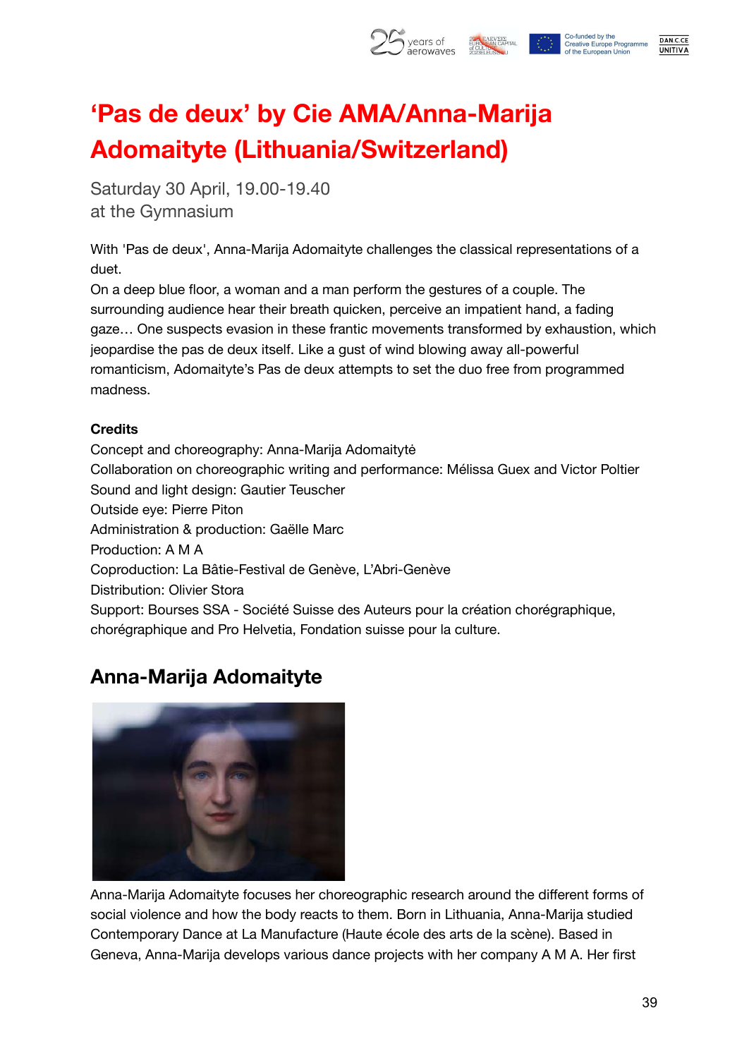# 'Pas de deux' by Cie AMA/Anna-Marija Adomaityte (Lithuania/Switzerland)

Saturday 30 April, 19.00-19.40
at the Gymnasium

With 'Pas de deux', Anna-Marija Adomaityte challenges the classical representations of a duet.
On a deep blue floor, a woman and a man perform the gestures of a couple. The surrounding audience hear their breath quicken, perceive an impatient hand, a fading gaze… One suspects evasion in these frantic movements transformed by exhaustion, which jeopardise the pas de deux itself. Like a gust of wind blowing away all-powerful romanticism, Adomaityte's Pas de deux attempts to set the duo free from programmed madness.

**Credits**
Concept and choreography: Anna-Marija Adomaitytė
Collaboration on choreographic writing and performance: Mélissa Guex and Victor Poltier
Sound and light design: Gautier Teuscher
Outside eye: Pierre Piton
Administration & production: Gaëlle Marc
Production: A M A
Coproduction: La Bâtie-Festival de Genève, L'Abri-Genève
Distribution: Olivier Stora
Support: Bourses SSA - Société Suisse des Auteurs pour la création chorégraphique, chorégraphique and Pro Helvetia, Fondation suisse pour la culture.

## Anna-Marija Adomaityte

Anna-Marija Adomaityte focuses her choreographic research around the different forms of social violence and how the body reacts to them. Born in Lithuania, Anna-Marija studied Contemporary Dance at La Manufacture (Haute école des arts de la scène). Based in Geneva, Anna-Marija develops various dance projects with her company A M A. Her first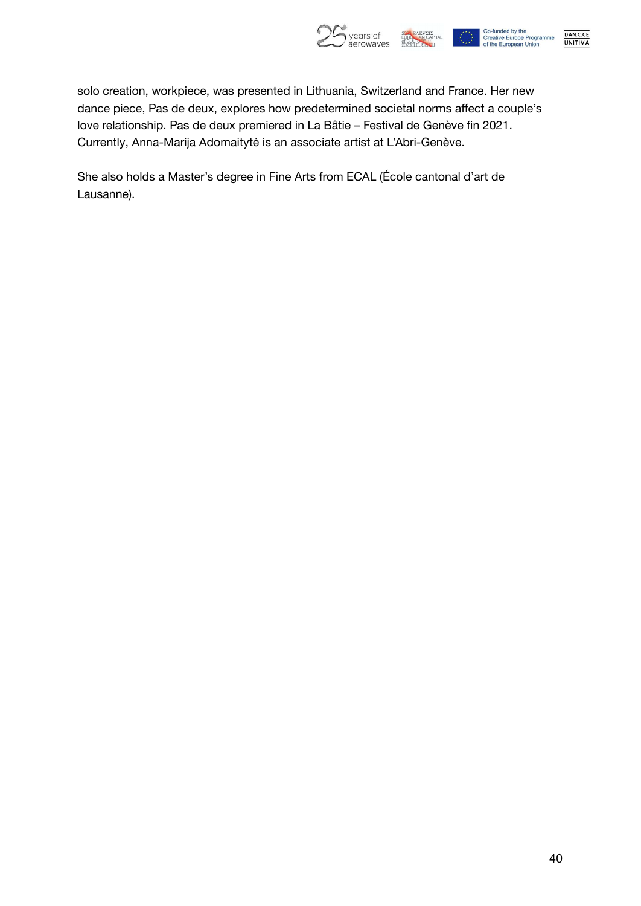solo creation, workpiece, was presented in Lithuania, Switzerland and France. Her new dance piece, Pas de deux, explores how predetermined societal norms affect a couple's love relationship. Pas de deux premiered in La Bâtie – Festival de Genève fin 2021. Currently, Anna-Marija Adomaitytė is an associate artist at L'Abri-Genève.

She also holds a Master's degree in Fine Arts from ECAL (École cantonal d'art de Lausanne).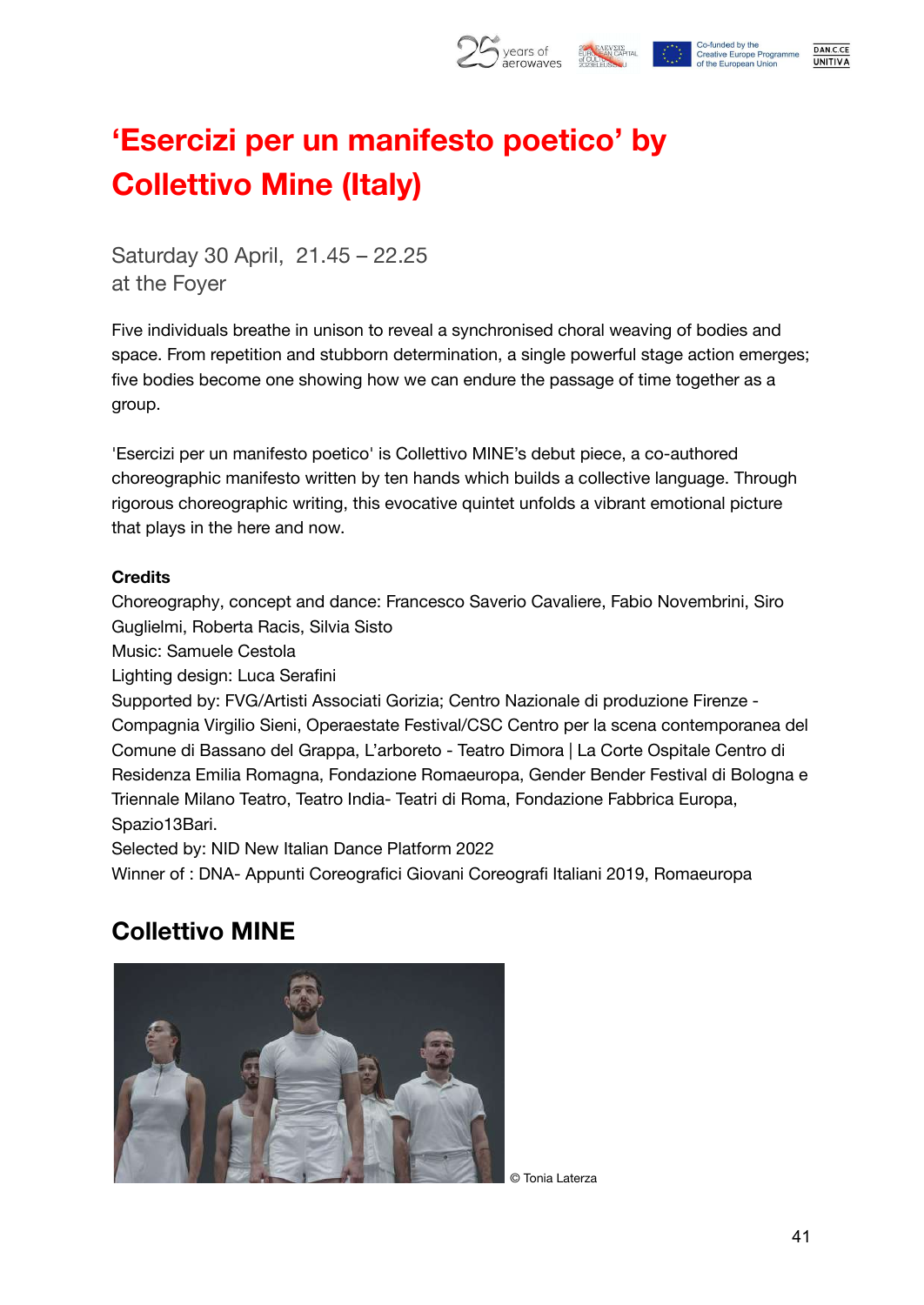# 'Esercizi per un manifesto poetico' by Collettivo Mine (Italy)

Saturday 30 April, 21.45 – 22.25
at the Foyer

Five individuals breathe in unison to reveal a synchronised choral weaving of bodies and space. From repetition and stubborn determination, a single powerful stage action emerges; five bodies become one showing how we can endure the passage of time together as a group.

'Esercizi per un manifesto poetico' is Collettivo MINE's debut piece, a co-authored choreographic manifesto written by ten hands which builds a collective language. Through rigorous choreographic writing, this evocative quintet unfolds a vibrant emotional picture that plays in the here and now.

**Credits**
Choreography, concept and dance: Francesco Saverio Cavaliere, Fabio Novembrini, Siro Guglielmi, Roberta Racis, Silvia Sisto
Music: Samuele Cestola
Lighting design: Luca Serafini
Supported by: FVG/Artisti Associati Gorizia; Centro Nazionale di produzione Firenze - Compagnia Virgilio Sieni, Operaestate Festival/CSC Centro per la scena contemporanea del Comune di Bassano del Grappa, L'arboreto - Teatro Dimora | La Corte Ospitale Centro di Residenza Emilia Romagna, Fondazione Romaeuropa, Gender Bender Festival di Bologna e Triennale Milano Teatro, Teatro India- Teatri di Roma, Fondazione Fabbrica Europa, Spazio13Bari.
Selected by: NID New Italian Dance Platform 2022
Winner of : DNA- Appunti Coreografici Giovani Coreografi Italiani 2019, Romaeuropa

## Collettivo MINE

© Tonia Laterza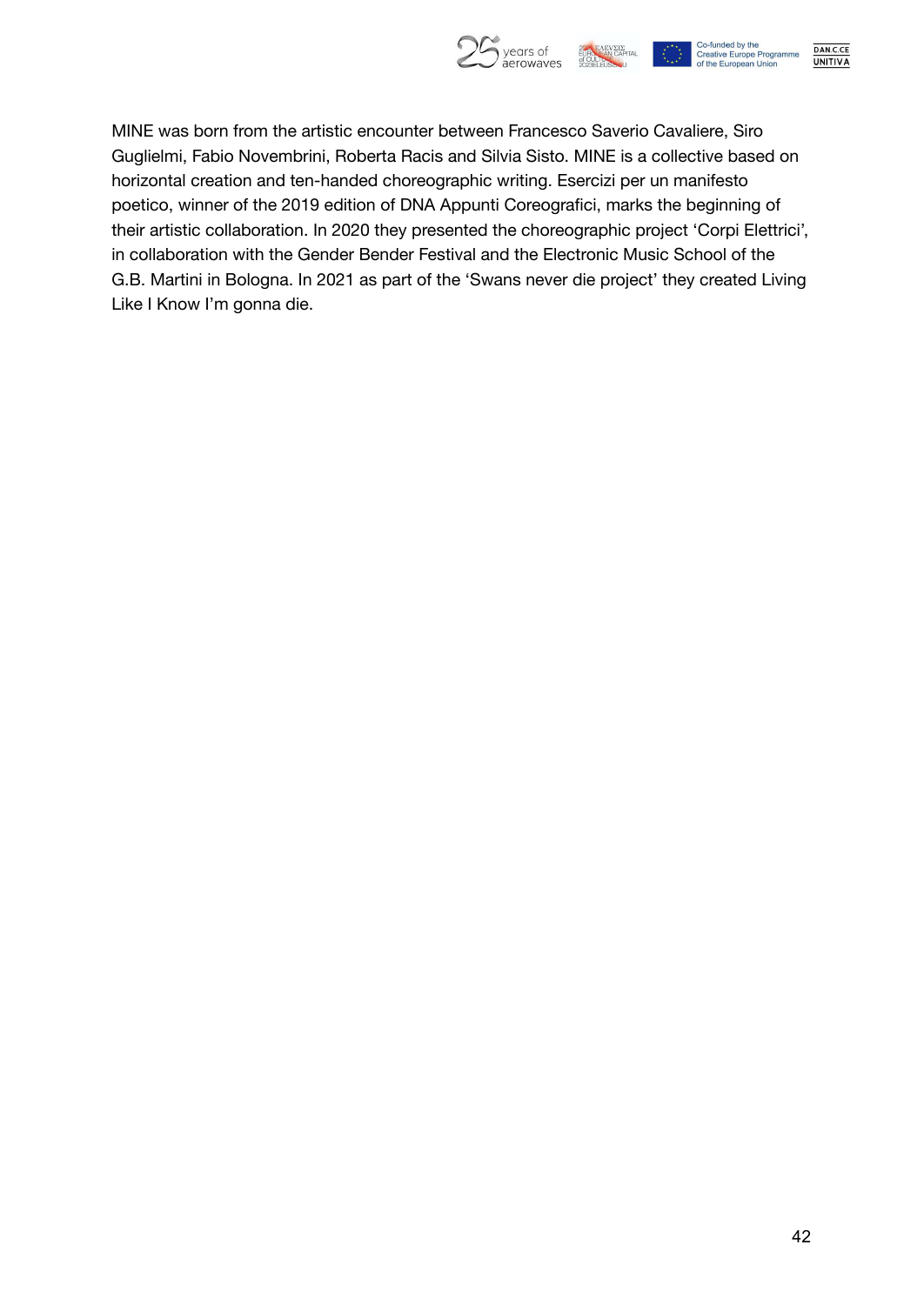MINE was born from the artistic encounter between Francesco Saverio Cavaliere, Siro Guglielmi, Fabio Novembrini, Roberta Racis and Silvia Sisto. MINE is a collective based on horizontal creation and ten-handed choreographic writing. Esercizi per un manifesto poetico, winner of the 2019 edition of DNA Appunti Coreografici, marks the beginning of their artistic collaboration. In 2020 they presented the choreographic project 'Corpi Elettrici', in collaboration with the Gender Bender Festival and the Electronic Music School of the G.B. Martini in Bologna. In 2021 as part of the 'Swans never die project' they created Living Like I Know I'm gonna die.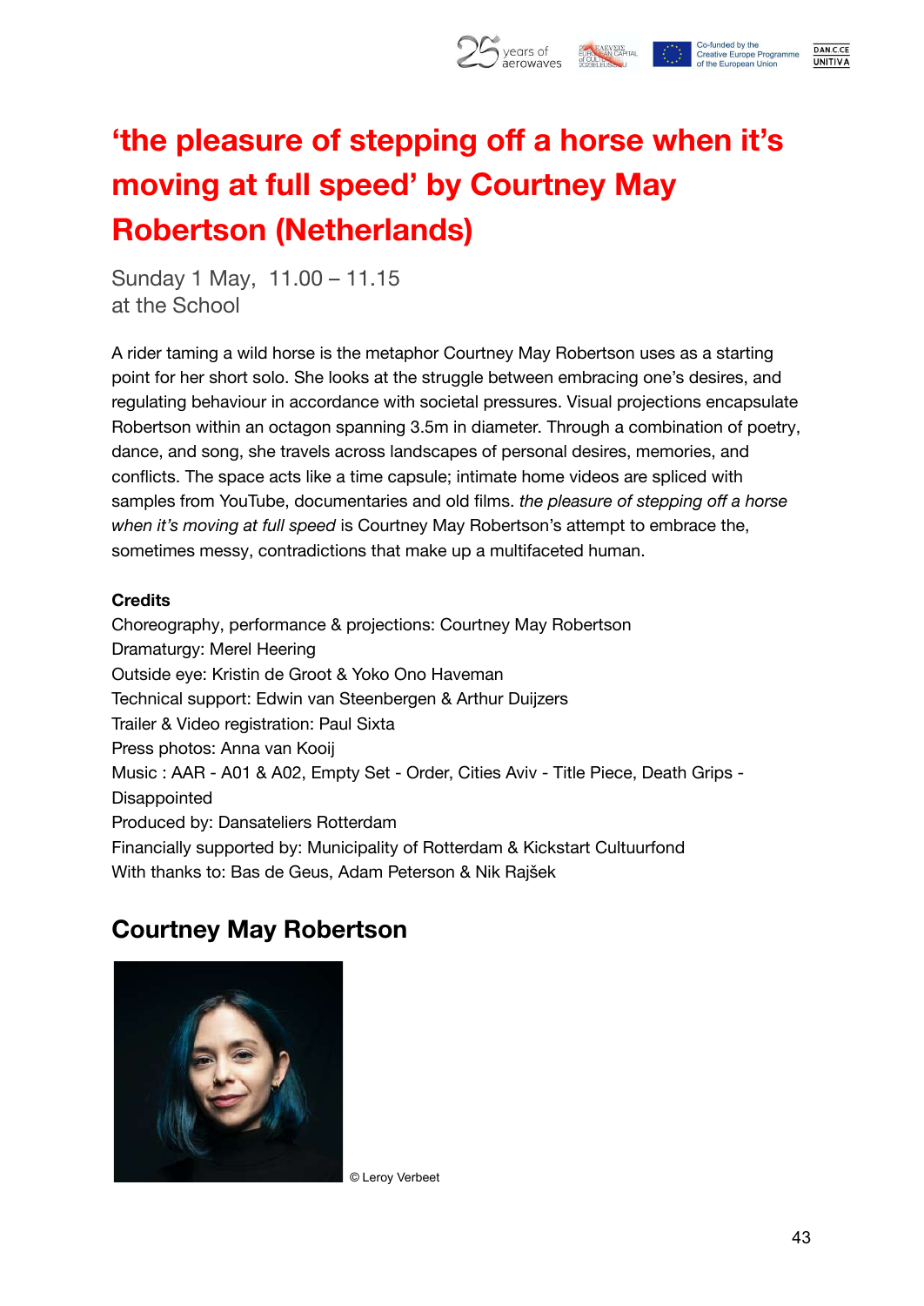# 'the pleasure of stepping off a horse when it's moving at full speed' by Courtney May Robertson (Netherlands)

Sunday 1 May, 11.00 – 11.15
at the School

A rider taming a wild horse is the metaphor Courtney May Robertson uses as a starting point for her short solo. She looks at the struggle between embracing one's desires, and regulating behaviour in accordance with societal pressures. Visual projections encapsulate Robertson within an octagon spanning 3.5m in diameter. Through a combination of poetry, dance, and song, she travels across landscapes of personal desires, memories, and conflicts. The space acts like a time capsule; intimate home videos are spliced with samples from YouTube, documentaries and old films. *the pleasure of stepping off a horse when it's moving at full speed* is Courtney May Robertson's attempt to embrace the, sometimes messy, contradictions that make up a multifaceted human.

**Credits**

Choreography, performance & projections: Courtney May Robertson
Dramaturgy: Merel Heering
Outside eye: Kristin de Groot & Yoko Ono Haveman
Technical support: Edwin van Steenbergen & Arthur Duijzers
Trailer & Video registration: Paul Sixta
Press photos: Anna van Kooij
Music : AAR - A01 & A02, Empty Set - Order, Cities Aviv - Title Piece, Death Grips - Disappointed
Produced by: Dansateliers Rotterdam
Financially supported by: Municipality of Rotterdam & Kickstart Cultuurfond
With thanks to: Bas de Geus, Adam Peterson & Nik Rajšek

## Courtney May Robertson

© Leroy Verbeet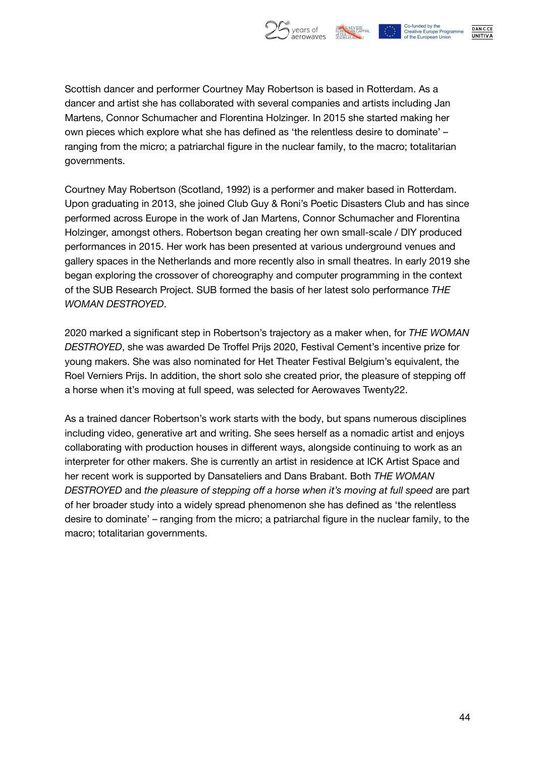Scottish dancer and performer Courtney May Robertson is based in Rotterdam. As a dancer and artist she has collaborated with several companies and artists including Jan Martens, Connor Schumacher and Florentina Holzinger. In 2015 she started making her own pieces which explore what she has defined as ‘the relentless desire to dominate’ – ranging from the micro; a patriarchal figure in the nuclear family, to the macro; totalitarian governments.

Courtney May Robertson (Scotland, 1992) is a performer and maker based in Rotterdam. Upon graduating in 2013, she joined Club Guy & Roni’s Poetic Disasters Club and has since performed across Europe in the work of Jan Martens, Connor Schumacher and Florentina Holzinger, amongst others. Robertson began creating her own small-scale / DIY produced performances in 2015. Her work has been presented at various underground venues and gallery spaces in the Netherlands and more recently also in small theatres. In early 2019 she began exploring the crossover of choreography and computer programming in the context of the SUB Research Project. SUB formed the basis of her latest solo performance *THE WOMAN DESTROYED*.

2020 marked a significant step in Robertson’s trajectory as a maker when, for *THE WOMAN DESTROYED*, she was awarded De Troffel Prijs 2020, Festival Cement’s incentive prize for young makers. She was also nominated for Het Theater Festival Belgium’s equivalent, the Roel Verniers Prijs. In addition, the short solo she created prior, the pleasure of stepping off a horse when it’s moving at full speed, was selected for Aerowaves Twenty22.

As a trained dancer Robertson’s work starts with the body, but spans numerous disciplines including video, generative art and writing. She sees herself as a nomadic artist and enjoys collaborating with production houses in different ways, alongside continuing to work as an interpreter for other makers. She is currently an artist in residence at ICK Artist Space and her recent work is supported by Dansateliers and Dans Brabant. Both *THE WOMAN DESTROYED* and *the pleasure of stepping off a horse when it’s moving at full speed* are part of her broader study into a widely spread phenomenon she has defined as ‘the relentless desire to dominate’ – ranging from the micro; a patriarchal figure in the nuclear family, to the macro; totalitarian governments.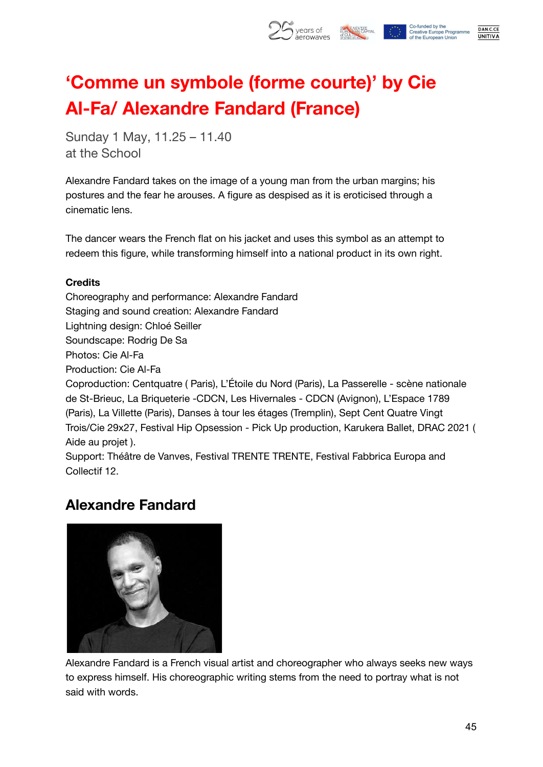# 'Comme un symbole (forme courte)' by Cie Al-Fa/ Alexandre Fandard (France)

Sunday 1 May, 11.25 – 11.40
at the School

Alexandre Fandard takes on the image of a young man from the urban margins; his postures and the fear he arouses. A figure as despised as it is eroticised through a cinematic lens.

The dancer wears the French flat on his jacket and uses this symbol as an attempt to redeem this figure, while transforming himself into a national product in its own right.

**Credits**
Choreography and performance: Alexandre Fandard
Staging and sound creation: Alexandre Fandard
Lightning design: Chloé Seiller
Soundscape: Rodrig De Sa
Photos: Cie Al-Fa
Production: Cie Al-Fa
Coproduction: Centquatre ( Paris), L'Étoile du Nord (Paris), La Passerelle - scène nationale de St-Brieuc, La Briqueterie -CDCN, Les Hivernales - CDCN (Avignon), L'Espace 1789 (Paris), La Villette (Paris), Danses à tour les étages (Tremplin), Sept Cent Quatre Vingt Trois/Cie 29x27, Festival Hip Opsession - Pick Up production, Karukera Ballet, DRAC 2021 ( Aide au projet ).
Support: Théâtre de Vanves, Festival TRENTE TRENTE, Festival Fabbrica Europa and Collectif 12.

## Alexandre Fandard

Alexandre Fandard is a French visual artist and choreographer who always seeks new ways to express himself. His choreographic writing stems from the need to portray what is not said with words.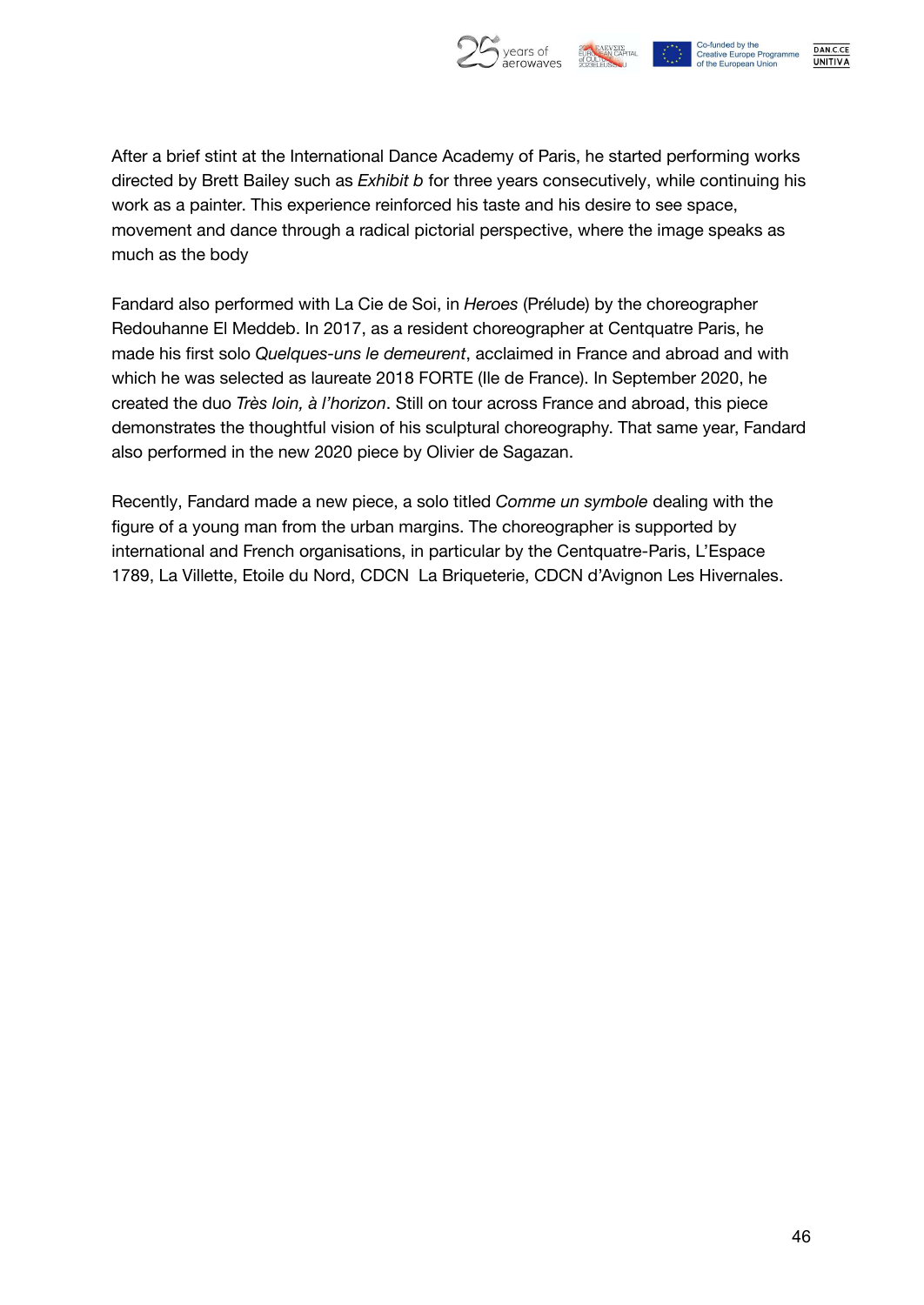After a brief stint at the International Dance Academy of Paris, he started performing works directed by Brett Bailey such as *Exhibit b* for three years consecutively, while continuing his work as a painter. This experience reinforced his taste and his desire to see space, movement and dance through a radical pictorial perspective, where the image speaks as much as the body

Fandard also performed with La Cie de Soi, in *Heroes* (Prélude) by the choreographer Redouhanne El Meddeb. In 2017, as a resident choreographer at Centquatre Paris, he made his first solo *Quelques-uns le demeurent*, acclaimed in France and abroad and with which he was selected as laureate 2018 FORTE (Ile de France). In September 2020, he created the duo *Très loin, à l'horizon*. Still on tour across France and abroad, this piece demonstrates the thoughtful vision of his sculptural choreography. That same year, Fandard also performed in the new 2020 piece by Olivier de Sagazan.

Recently, Fandard made a new piece, a solo titled *Comme un symbole* dealing with the figure of a young man from the urban margins. The choreographer is supported by international and French organisations, in particular by the Centquatre-Paris, L'Espace 1789, La Villette, Etoile du Nord, CDCN La Briqueterie, CDCN d'Avignon Les Hivernales.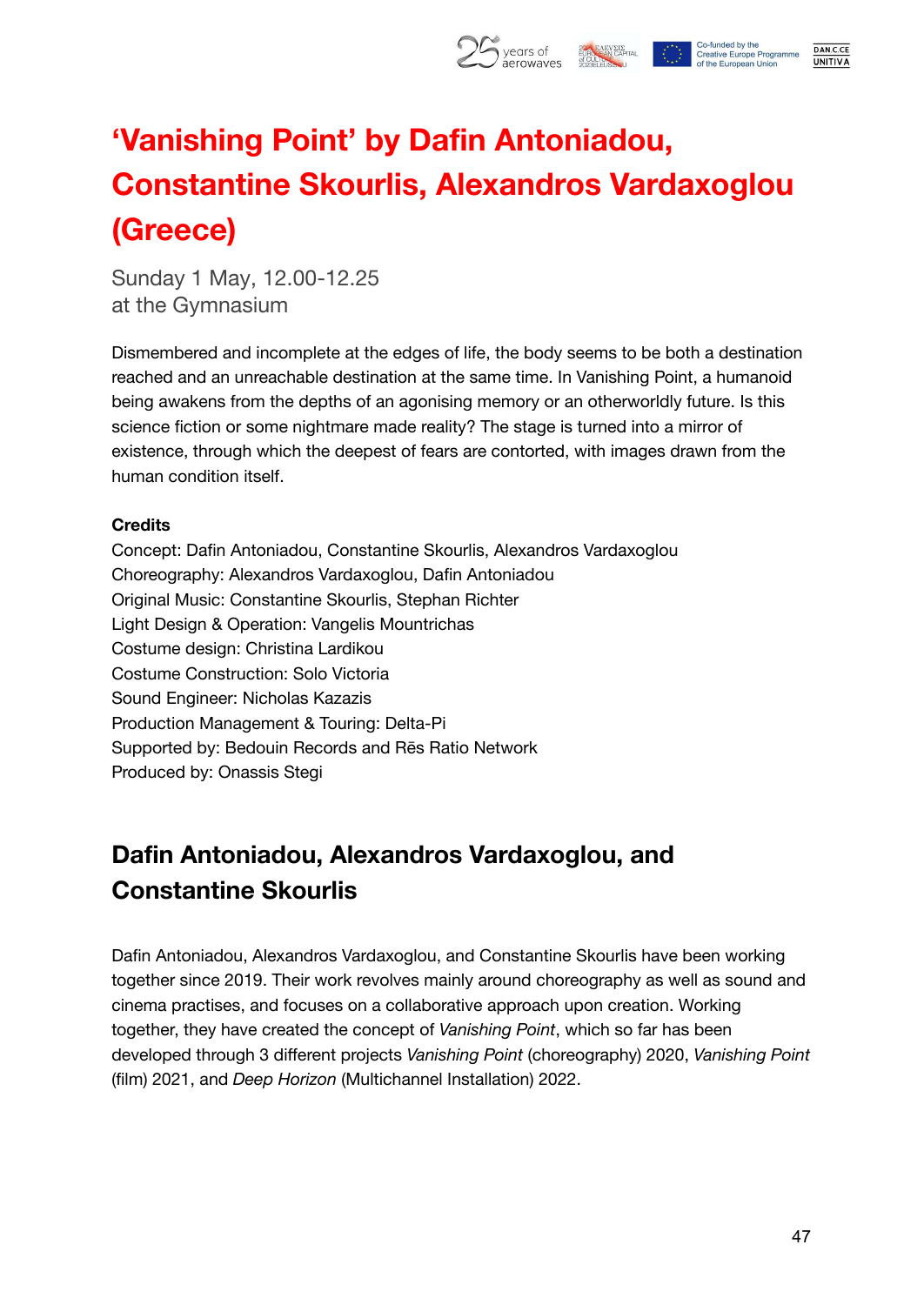# ‘Vanishing Point’ by Dafin Antoniadou, Constantine Skourlis, Alexandros Vardaxoglou (Greece)

Sunday 1 May, 12.00-12.25
at the Gymnasium

Dismembered and incomplete at the edges of life, the body seems to be both a destination reached and an unreachable destination at the same time. In Vanishing Point, a humanoid being awakens from the depths of an agonising memory or an otherworldly future. Is this science fiction or some nightmare made reality? The stage is turned into a mirror of existence, through which the deepest of fears are contorted, with images drawn from the human condition itself.

**Credits**

Concept: Dafin Antoniadou, Constantine Skourlis, Alexandros Vardaxoglou
Choreography: Alexandros Vardaxoglou, Dafin Antoniadou
Original Music: Constantine Skourlis, Stephan Richter
Light Design & Operation: Vangelis Mountrichas
Costume design: Christina Lardikou
Costume Construction: Solo Victoria
Sound Engineer: Nicholas Kazazis
Production Management & Touring: Delta-Pi
Supported by: Bedouin Records and Rēs Ratio Network
Produced by: Onassis Stegi

## Dafin Antoniadou, Alexandros Vardaxoglou, and Constantine Skourlis

Dafin Antoniadou, Alexandros Vardaxoglou, and Constantine Skourlis have been working together since 2019. Their work revolves mainly around choreography as well as sound and cinema practises, and focuses on a collaborative approach upon creation. Working together, they have created the concept of *Vanishing Point*, which so far has been developed through 3 different projects *Vanishing Point* (choreography) 2020, *Vanishing Point* (film) 2021, and *Deep Horizon* (Multichannel Installation) 2022.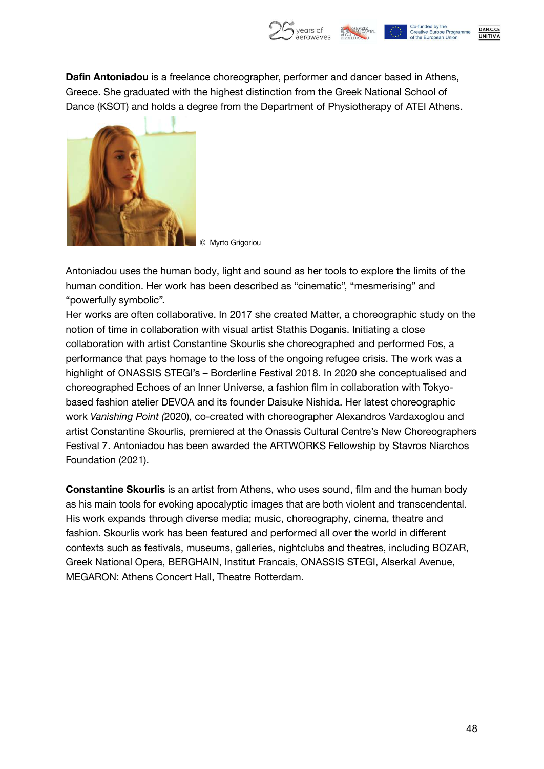**Dafin Antoniadou** is a freelance choreographer, performer and dancer based in Athens, Greece. She graduated with the highest distinction from the Greek National School of Dance (KSOT) and holds a degree from the Department of Physiotherapy of ATEI Athens.

© Myrto Grigoriou

Antoniadou uses the human body, light and sound as her tools to explore the limits of the human condition. Her work has been described as "cinematic", "mesmerising" and "powerfully symbolic".
Her works are often collaborative. In 2017 she created Matter, a choreographic study on the notion of time in collaboration with visual artist Stathis Doganis. Initiating a close collaboration with artist Constantine Skourlis she choreographed and performed Fos, a performance that pays homage to the loss of the ongoing refugee crisis. The work was a highlight of ONASSIS STEGI's – Borderline Festival 2018. In 2020 she conceptualised and choreographed Echoes of an Inner Universe, a fashion film in collaboration with Tokyo-based fashion atelier DEVOA and its founder Daisuke Nishida. Her latest choreographic work *Vanishing Point (*2020), co-created with choreographer Alexandros Vardaxoglou and artist Constantine Skourlis, premiered at the Onassis Cultural Centre's New Choreographers Festival 7. Antoniadou has been awarded the ARTWORKS Fellowship by Stavros Niarchos Foundation (2021).

**Constantine Skourlis** is an artist from Athens, who uses sound, film and the human body as his main tools for evoking apocalyptic images that are both violent and transcendental. His work expands through diverse media; music, choreography, cinema, theatre and fashion. Skourlis work has been featured and performed all over the world in different contexts such as festivals, museums, galleries, nightclubs and theatres, including BOZAR, Greek National Opera, BERGHAIN, Institut Francais, ONASSIS STEGI, Alserkal Avenue, MEGARON: Athens Concert Hall, Theatre Rotterdam.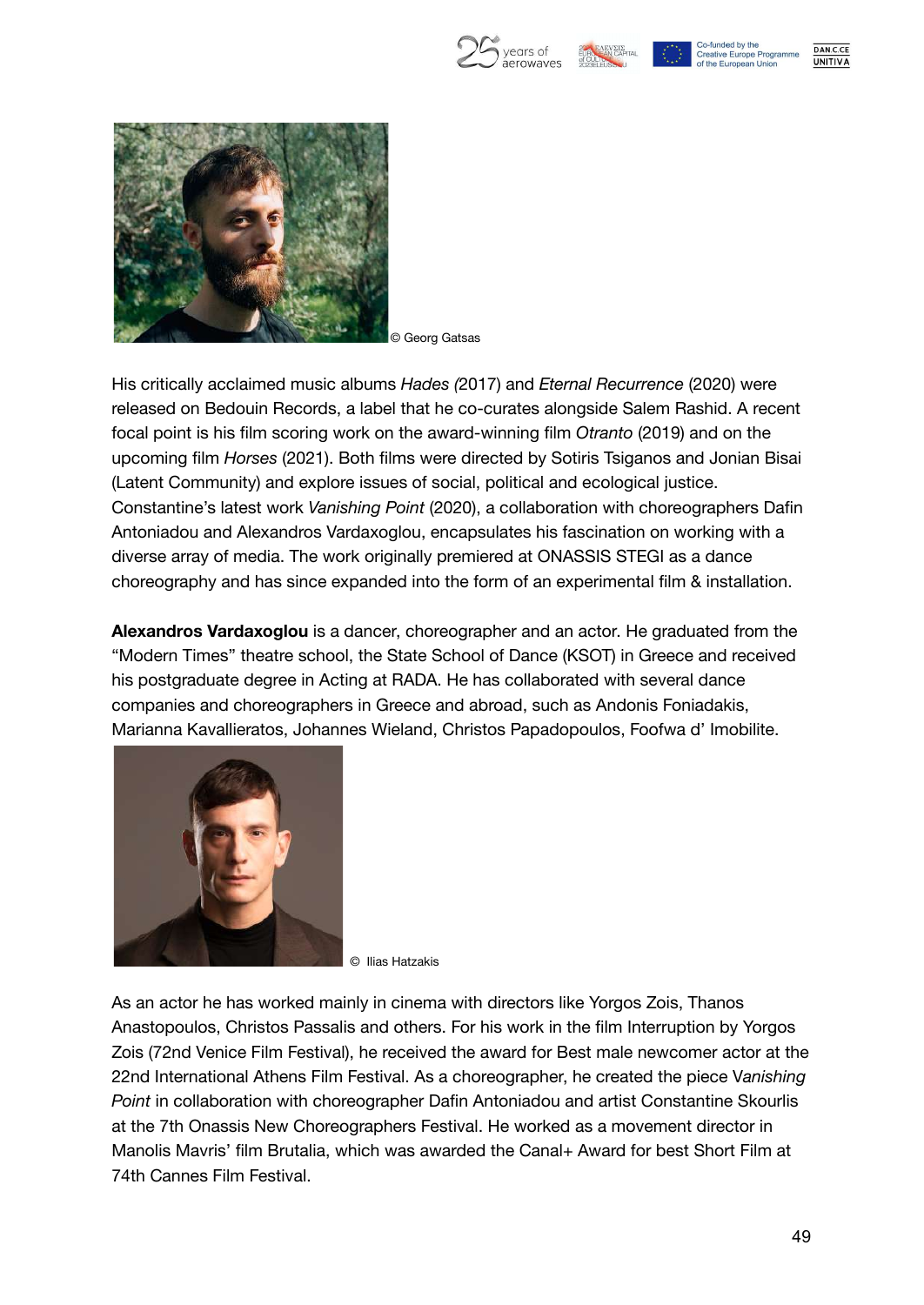© Georg Gatsas

His critically acclaimed music albums *Hades (*2017) and *Eternal Recurrence* (2020) were released on Bedouin Records, a label that he co-curates alongside Salem Rashid. A recent focal point is his film scoring work on the award-winning film *Otranto* (2019) and on the upcoming film *Horses* (2021). Both films were directed by Sotiris Tsiganos and Jonian Bisai (Latent Community) and explore issues of social, political and ecological justice. Constantine's latest work *Vanishing Point* (2020), a collaboration with choreographers Dafin Antoniadou and Alexandros Vardaxoglou, encapsulates his fascination on working with a diverse array of media. The work originally premiered at ONASSIS STEGI as a dance choreography and has since expanded into the form of an experimental film & installation.

**Alexandros Vardaxoglou** is a dancer, choreographer and an actor. He graduated from the "Modern Times" theatre school, the State School of Dance (KSOT) in Greece and received his postgraduate degree in Acting at RADA. He has collaborated with several dance companies and choreographers in Greece and abroad, such as Andonis Foniadakis, Marianna Kavallieratos, Johannes Wieland, Christos Papadopoulos, Foofwa d' Imobilite.

© Ilias Hatzakis

As an actor he has worked mainly in cinema with directors like Yorgos Zois, Thanos Anastopoulos, Christos Passalis and others. For his work in the film Interruption by Yorgos Zois (72nd Venice Film Festival), he received the award for Best male newcomer actor at the 22nd International Athens Film Festival. As a choreographer, he created the piece V*anishing Point* in collaboration with choreographer Dafin Antoniadou and artist Constantine Skourlis at the 7th Onassis New Choreographers Festival. He worked as a movement director in Manolis Mavris' film Brutalia, which was awarded the Canal+ Award for best Short Film at 74th Cannes Film Festival.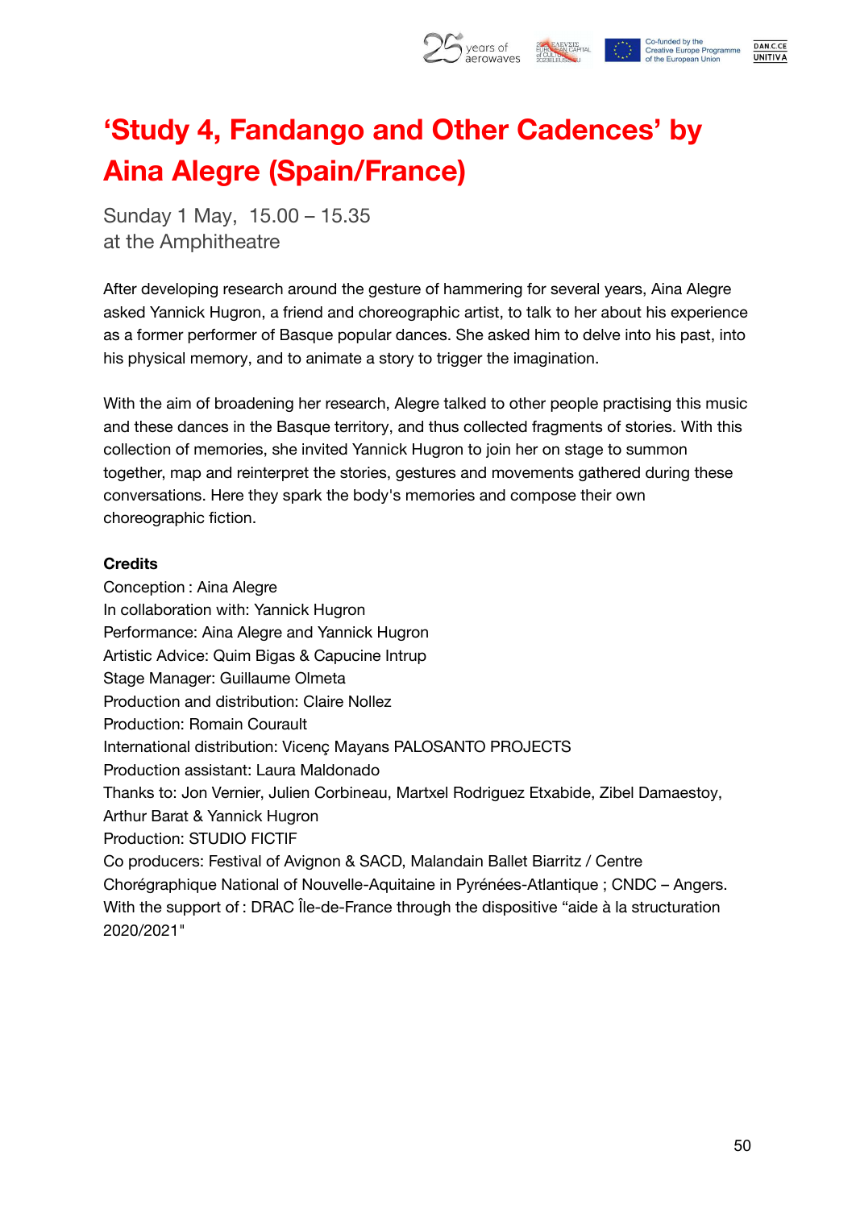# 'Study 4, Fandango and Other Cadences' by Aina Alegre (Spain/France)

Sunday 1 May, 15.00 – 15.35
at the Amphitheatre

After developing research around the gesture of hammering for several years, Aina Alegre asked Yannick Hugron, a friend and choreographic artist, to talk to her about his experience as a former performer of Basque popular dances. She asked him to delve into his past, into his physical memory, and to animate a story to trigger the imagination.

With the aim of broadening her research, Alegre talked to other people practising this music and these dances in the Basque territory, and thus collected fragments of stories. With this collection of memories, she invited Yannick Hugron to join her on stage to summon together, map and reinterpret the stories, gestures and movements gathered during these conversations. Here they spark the body's memories and compose their own choreographic fiction.

**Credits**

Conception : Aina Alegre
In collaboration with: Yannick Hugron
Performance: Aina Alegre and Yannick Hugron
Artistic Advice: Quim Bigas & Capucine Intrup
Stage Manager: Guillaume Olmeta
Production and distribution: Claire Nollez
Production: Romain Courault
International distribution: Vicenç Mayans PALOSANTO PROJECTS
Production assistant: Laura Maldonado
Thanks to: Jon Vernier, Julien Corbineau, Martxel Rodriguez Etxabide, Zibel Damaestoy, Arthur Barat & Yannick Hugron
Production: STUDIO FICTIF
Co producers: Festival of Avignon & SACD, Malandain Ballet Biarritz / Centre Chorégraphique National of Nouvelle-Aquitaine in Pyrénées-Atlantique ; CNDC – Angers.
With the support of : DRAC Île-de-France through the dispositive "aide à la structuration 2020/2021"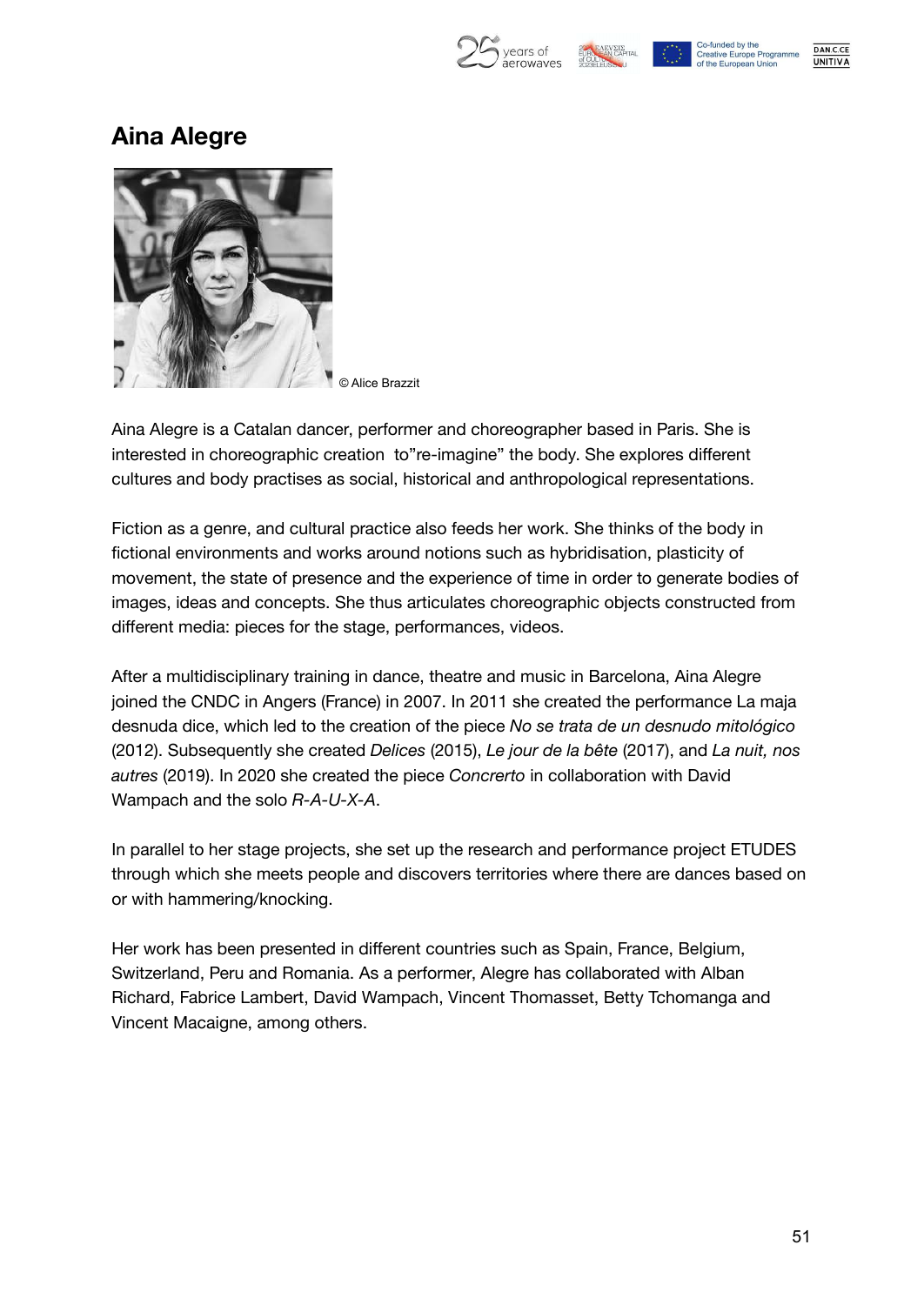# Aina Alegre

© Alice Brazzit

Aina Alegre is a Catalan dancer, performer and choreographer based in Paris. She is interested in choreographic creation to"re-imagine" the body. She explores different cultures and body practises as social, historical and anthropological representations.

Fiction as a genre, and cultural practice also feeds her work. She thinks of the body in fictional environments and works around notions such as hybridisation, plasticity of movement, the state of presence and the experience of time in order to generate bodies of images, ideas and concepts. She thus articulates choreographic objects constructed from different media: pieces for the stage, performances, videos.

After a multidisciplinary training in dance, theatre and music in Barcelona, Aina Alegre joined the CNDC in Angers (France) in 2007. In 2011 she created the performance La maja desnuda dice, which led to the creation of the piece *No se trata de un desnudo mitológico* (2012). Subsequently she created *Delices* (2015), *Le jour de la bête* (2017), and *La nuit, nos autres* (2019). In 2020 she created the piece *Concrerto* in collaboration with David Wampach and the solo *R-A-U-X-A*.

In parallel to her stage projects, she set up the research and performance project ETUDES through which she meets people and discovers territories where there are dances based on or with hammering/knocking.

Her work has been presented in different countries such as Spain, France, Belgium, Switzerland, Peru and Romania. As a performer, Alegre has collaborated with Alban Richard, Fabrice Lambert, David Wampach, Vincent Thomasset, Betty Tchomanga and Vincent Macaigne, among others.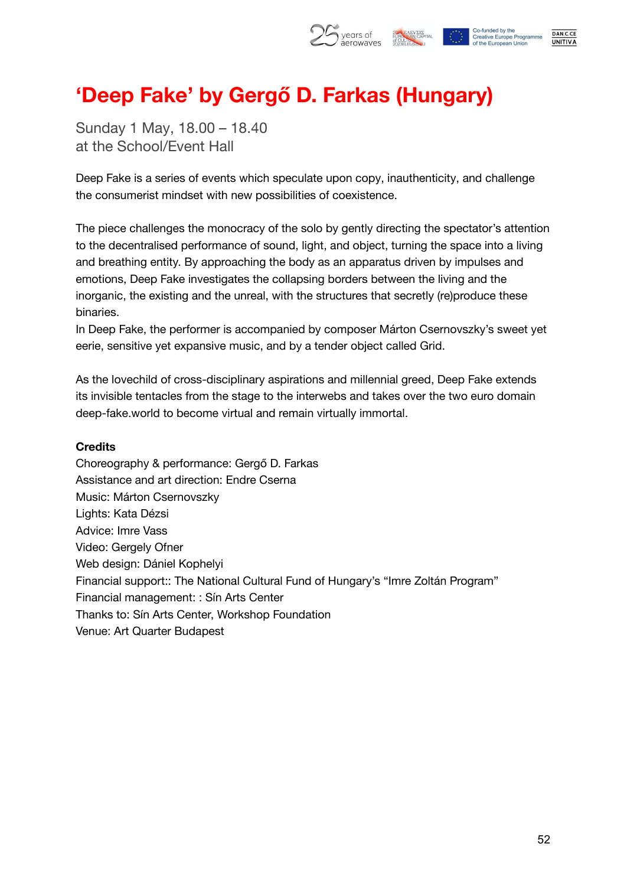# 'Deep Fake' by Gergő D. Farkas (Hungary)

Sunday 1 May, 18.00 – 18.40
at the School/Event Hall

Deep Fake is a series of events which speculate upon copy, inauthenticity, and challenge the consumerist mindset with new possibilities of coexistence.

The piece challenges the monocracy of the solo by gently directing the spectator's attention to the decentralised performance of sound, light, and object, turning the space into a living and breathing entity. By approaching the body as an apparatus driven by impulses and emotions, Deep Fake investigates the collapsing borders between the living and the inorganic, the existing and the unreal, with the structures that secretly (re)produce these binaries.
In Deep Fake, the performer is accompanied by composer Márton Csernovszky's sweet yet eerie, sensitive yet expansive music, and by a tender object called Grid.

As the lovechild of cross-disciplinary aspirations and millennial greed, Deep Fake extends its invisible tentacles from the stage to the interwebs and takes over the two euro domain deep-fake.world to become virtual and remain virtually immortal.

**Credits**
Choreography & performance: Gergő D. Farkas
Assistance and art direction: Endre Cserna
Music: Márton Csernovszky
Lights: Kata Dézsi
Advice: Imre Vass
Video: Gergely Ofner
Web design: Dániel Kophelyi
Financial support:: The National Cultural Fund of Hungary's "Imre Zoltán Program"
Financial management: : Sín Arts Center
Thanks to: Sín Arts Center, Workshop Foundation
Venue: Art Quarter Budapest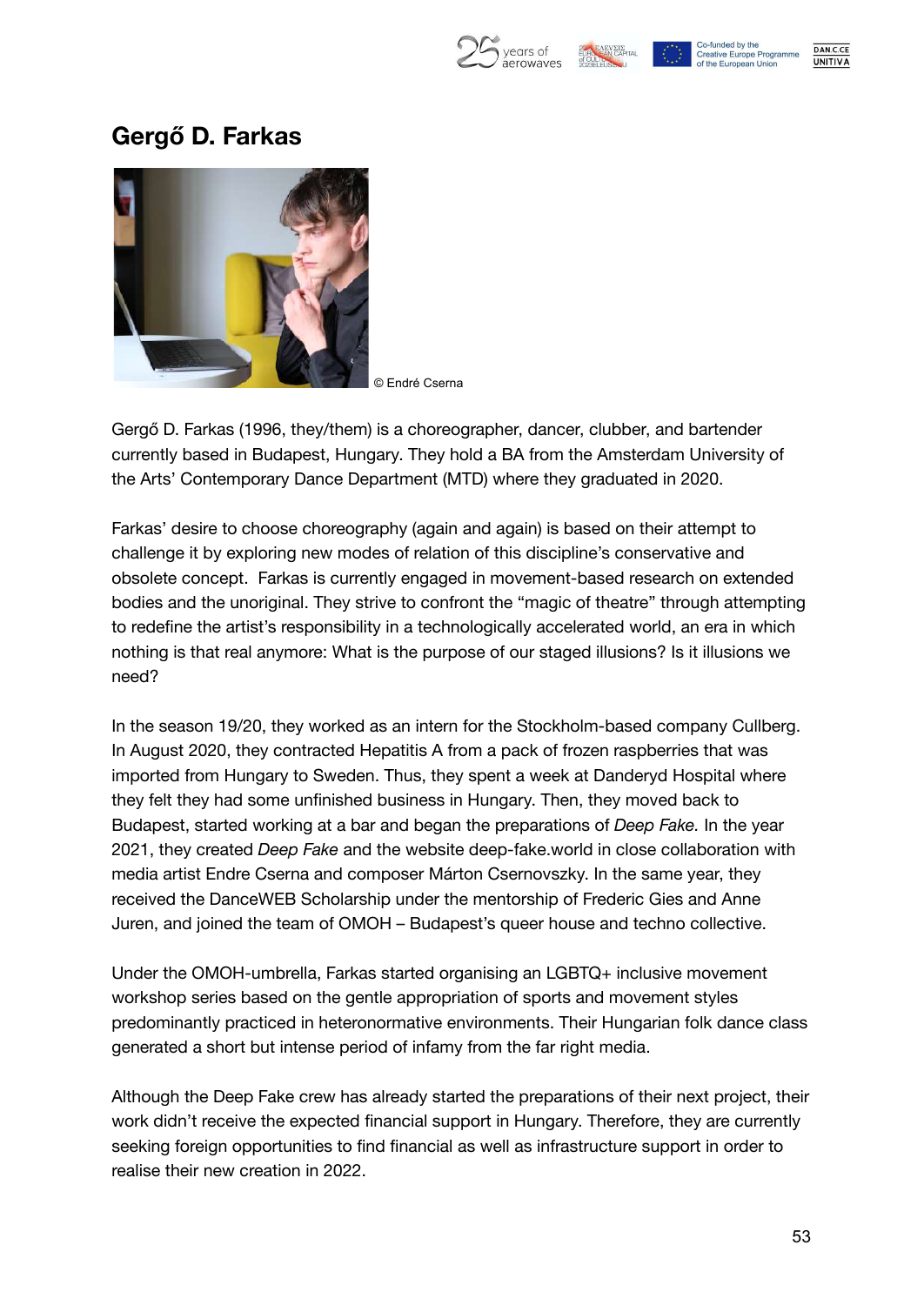## Gergő D. Farkas

© Endré Cserna

Gergő D. Farkas (1996, they/them) is a choreographer, dancer, clubber, and bartender currently based in Budapest, Hungary. They hold a BA from the Amsterdam University of the Arts' Contemporary Dance Department (MTD) where they graduated in 2020.

Farkas' desire to choose choreography (again and again) is based on their attempt to challenge it by exploring new modes of relation of this discipline's conservative and obsolete concept. Farkas is currently engaged in movement-based research on extended bodies and the unoriginal. They strive to confront the "magic of theatre" through attempting to redefine the artist's responsibility in a technologically accelerated world, an era in which nothing is that real anymore: What is the purpose of our staged illusions? Is it illusions we need?

In the season 19/20, they worked as an intern for the Stockholm-based company Cullberg. In August 2020, they contracted Hepatitis A from a pack of frozen raspberries that was imported from Hungary to Sweden. Thus, they spent a week at Danderyd Hospital where they felt they had some unfinished business in Hungary. Then, they moved back to Budapest, started working at a bar and began the preparations of *Deep Fake.* In the year 2021, they created *Deep Fake* and the website deep-fake.world in close collaboration with media artist Endre Cserna and composer Márton Csernovszky. In the same year, they received the DanceWEB Scholarship under the mentorship of Frederic Gies and Anne Juren, and joined the team of OMOH – Budapest's queer house and techno collective.

Under the OMOH-umbrella, Farkas started organising an LGBTQ+ inclusive movement workshop series based on the gentle appropriation of sports and movement styles predominantly practiced in heteronormative environments. Their Hungarian folk dance class generated a short but intense period of infamy from the far right media.

Although the Deep Fake crew has already started the preparations of their next project, their work didn't receive the expected financial support in Hungary. Therefore, they are currently seeking foreign opportunities to find financial as well as infrastructure support in order to realise their new creation in 2022.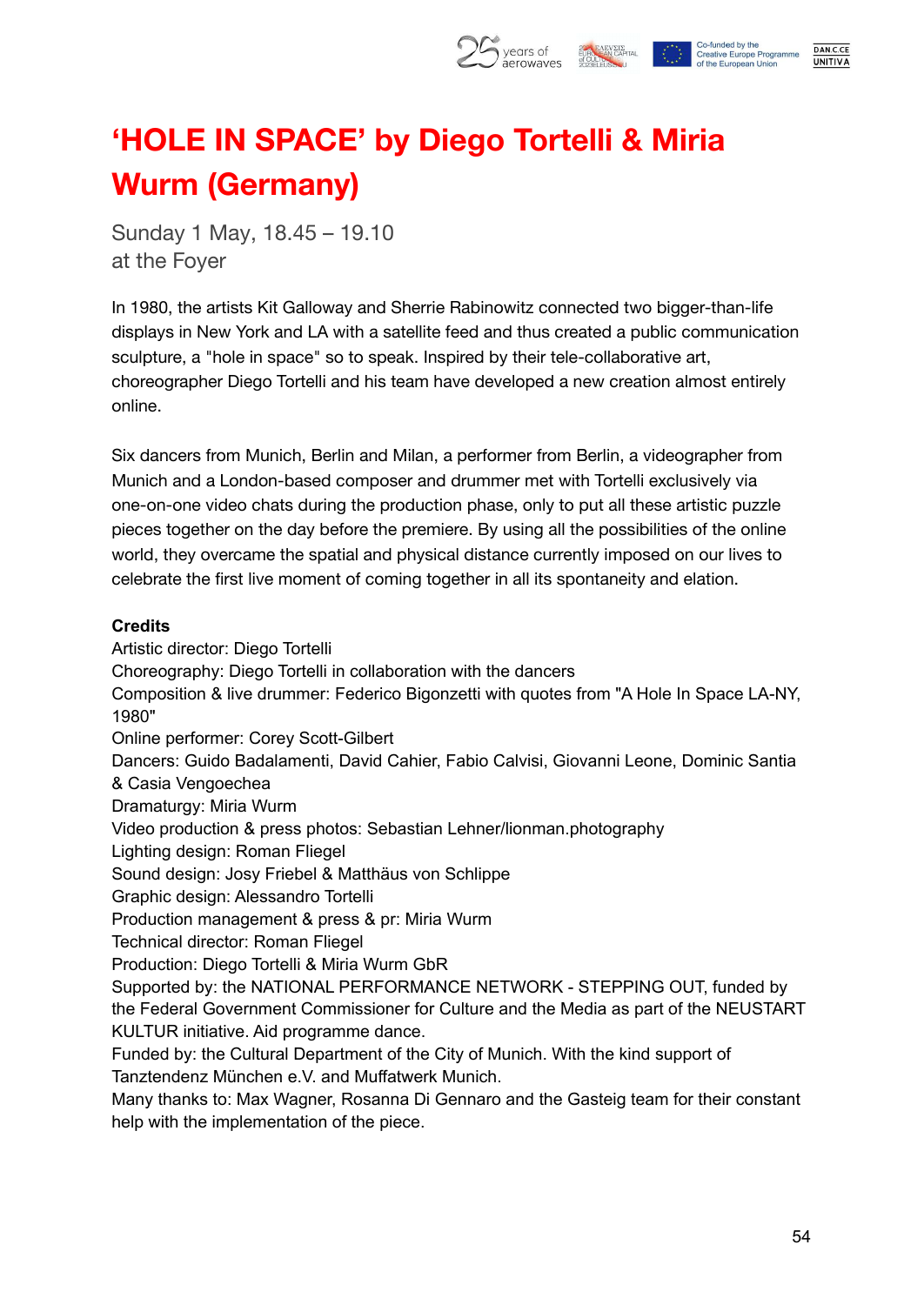# 'HOLE IN SPACE' by Diego Tortelli & Miria Wurm (Germany)

Sunday 1 May, 18.45 – 19.10
at the Foyer

In 1980, the artists Kit Galloway and Sherrie Rabinowitz connected two bigger-than-life displays in New York and LA with a satellite feed and thus created a public communication sculpture, a "hole in space" so to speak. Inspired by their tele-collaborative art, choreographer Diego Tortelli and his team have developed a new creation almost entirely online.

Six dancers from Munich, Berlin and Milan, a performer from Berlin, a videographer from Munich and a London-based composer and drummer met with Tortelli exclusively via one-on-one video chats during the production phase, only to put all these artistic puzzle pieces together on the day before the premiere. By using all the possibilities of the online world, they overcame the spatial and physical distance currently imposed on our lives to celebrate the first live moment of coming together in all its spontaneity and elation.

**Credits**
Artistic director: Diego Tortelli
Choreography: Diego Tortelli in collaboration with the dancers
Composition & live drummer: Federico Bigonzetti with quotes from "A Hole In Space LA-NY, 1980"
Online performer: Corey Scott-Gilbert
Dancers: Guido Badalamenti, David Cahier, Fabio Calvisi, Giovanni Leone, Dominic Santia & Casia Vengoechea
Dramaturgy: Miria Wurm
Video production & press photos: Sebastian Lehner/lionman.photography
Lighting design: Roman Fliegel
Sound design: Josy Friebel & Matthäus von Schlippe
Graphic design: Alessandro Tortelli
Production management & press & pr: Miria Wurm
Technical director: Roman Fliegel
Production: Diego Tortelli & Miria Wurm GbR
Supported by: the NATIONAL PERFORMANCE NETWORK - STEPPING OUT, funded by the Federal Government Commissioner for Culture and the Media as part of the NEUSTART KULTUR initiative. Aid programme dance.
Funded by: the Cultural Department of the City of Munich. With the kind support of Tanztendenz München e.V. and Muffatwerk Munich.
Many thanks to: Max Wagner, Rosanna Di Gennaro and the Gasteig team for their constant help with the implementation of the piece.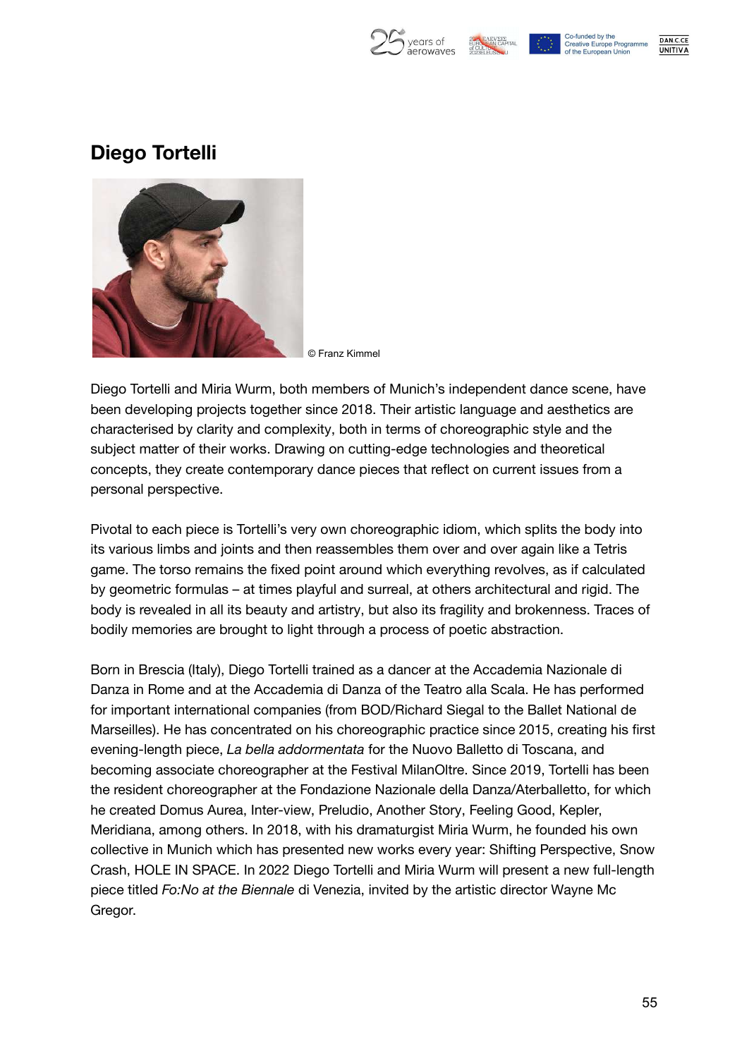# Diego Tortelli

© Franz Kimmel

Diego Tortelli and Miria Wurm, both members of Munich's independent dance scene, have been developing projects together since 2018. Their artistic language and aesthetics are characterised by clarity and complexity, both in terms of choreographic style and the subject matter of their works. Drawing on cutting-edge technologies and theoretical concepts, they create contemporary dance pieces that reflect on current issues from a personal perspective.

Pivotal to each piece is Tortelli's very own choreographic idiom, which splits the body into its various limbs and joints and then reassembles them over and over again like a Tetris game. The torso remains the fixed point around which everything revolves, as if calculated by geometric formulas – at times playful and surreal, at others architectural and rigid. The body is revealed in all its beauty and artistry, but also its fragility and brokenness. Traces of bodily memories are brought to light through a process of poetic abstraction.

Born in Brescia (Italy), Diego Tortelli trained as a dancer at the Accademia Nazionale di Danza in Rome and at the Accademia di Danza of the Teatro alla Scala. He has performed for important international companies (from BOD/Richard Siegal to the Ballet National de Marseilles). He has concentrated on his choreographic practice since 2015, creating his first evening-length piece, *La bella addormentata* for the Nuovo Balletto di Toscana, and becoming associate choreographer at the Festival MilanOltre. Since 2019, Tortelli has been the resident choreographer at the Fondazione Nazionale della Danza/Aterballetto, for which he created Domus Aurea, Inter-view, Preludio, Another Story, Feeling Good, Kepler, Meridiana, among others. In 2018, with his dramaturgist Miria Wurm, he founded his own collective in Munich which has presented new works every year: Shifting Perspective, Snow Crash, HOLE IN SPACE. In 2022 Diego Tortelli and Miria Wurm will present a new full-length piece titled *Fo:No at the Biennale* di Venezia, invited by the artistic director Wayne Mc Gregor.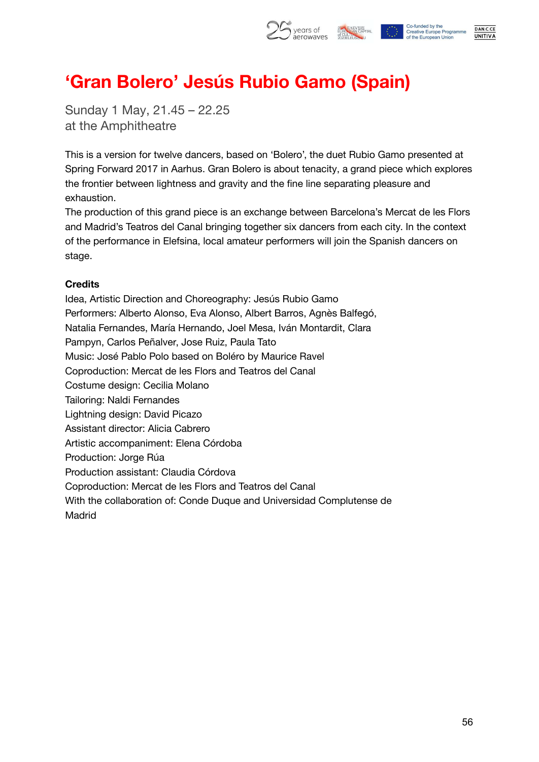# ‘Gran Bolero’ Jesús Rubio Gamo (Spain)

Sunday 1 May, 21.45 – 22.25
at the Amphitheatre

This is a version for twelve dancers, based on ‘Bolero’, the duet Rubio Gamo presented at Spring Forward 2017 in Aarhus. Gran Bolero is about tenacity, a grand piece which explores the frontier between lightness and gravity and the fine line separating pleasure and exhaustion.
The production of this grand piece is an exchange between Barcelona’s Mercat de les Flors and Madrid’s Teatros del Canal bringing together six dancers from each city. In the context of the performance in Elefsina, local amateur performers will join the Spanish dancers on stage.

**Credits**
Idea, Artistic Direction and Choreography: Jesús Rubio Gamo
Performers: Alberto Alonso, Eva Alonso, Albert Barros, Agnès Balfegó, Natalia Fernandes, María Hernando, Joel Mesa, Iván Montardit, Clara Pampyn, Carlos Peñalver, Jose Ruiz, Paula Tato
Music: José Pablo Polo based on Boléro by Maurice Ravel
Coproduction: Mercat de les Flors and Teatros del Canal
Costume design: Cecilia Molano
Tailoring: Naldi Fernandes
Lightning design: David Picazo
Assistant director: Alicia Cabrero
Artistic accompaniment: Elena Córdoba
Production: Jorge Rúa
Production assistant: Claudia Córdova
Coproduction: Mercat de les Flors and Teatros del Canal
With the collaboration of: Conde Duque and Universidad Complutense de Madrid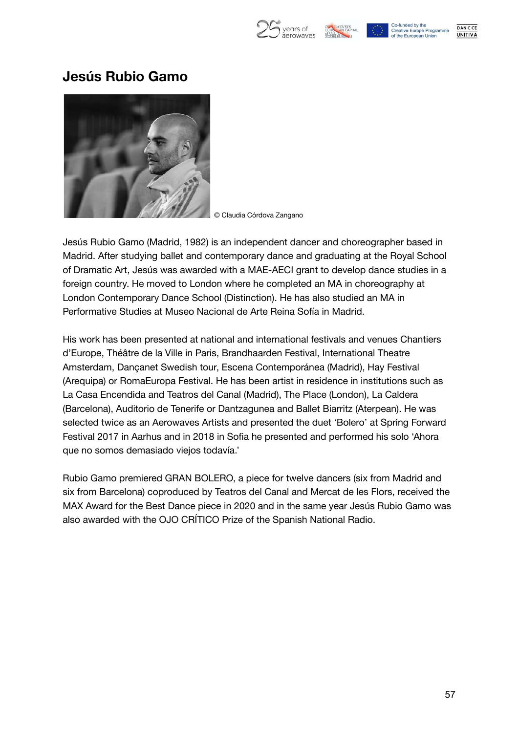# Jesús Rubio Gamo

© Claudia Córdova Zangano

Jesús Rubio Gamo (Madrid, 1982) is an independent dancer and choreographer based in Madrid. After studying ballet and contemporary dance and graduating at the Royal School of Dramatic Art, Jesús was awarded with a MAE-AECI grant to develop dance studies in a foreign country. He moved to London where he completed an MA in choreography at London Contemporary Dance School (Distinction). He has also studied an MA in Performative Studies at Museo Nacional de Arte Reina Sofía in Madrid.

His work has been presented at national and international festivals and venues Chantiers d'Europe, Théâtre de la Ville in Paris, Brandhaarden Festival, International Theatre Amsterdam, Dançanet Swedish tour, Escena Contemporánea (Madrid), Hay Festival (Arequipa) or RomaEuropa Festival. He has been artist in residence in institutions such as La Casa Encendida and Teatros del Canal (Madrid), The Place (London), La Caldera (Barcelona), Auditorio de Tenerife or Dantzagunea and Ballet Biarritz (Aterpean). He was selected twice as an Aerowaves Artists and presented the duet 'Bolero' at Spring Forward Festival 2017 in Aarhus and in 2018 in Sofia he presented and performed his solo 'Ahora que no somos demasiado viejos todavía.'

Rubio Gamo premiered GRAN BOLERO, a piece for twelve dancers (six from Madrid and six from Barcelona) coproduced by Teatros del Canal and Mercat de les Flors, received the MAX Award for the Best Dance piece in 2020 and in the same year Jesús Rubio Gamo was also awarded with the OJO CRÍTICO Prize of the Spanish National Radio.